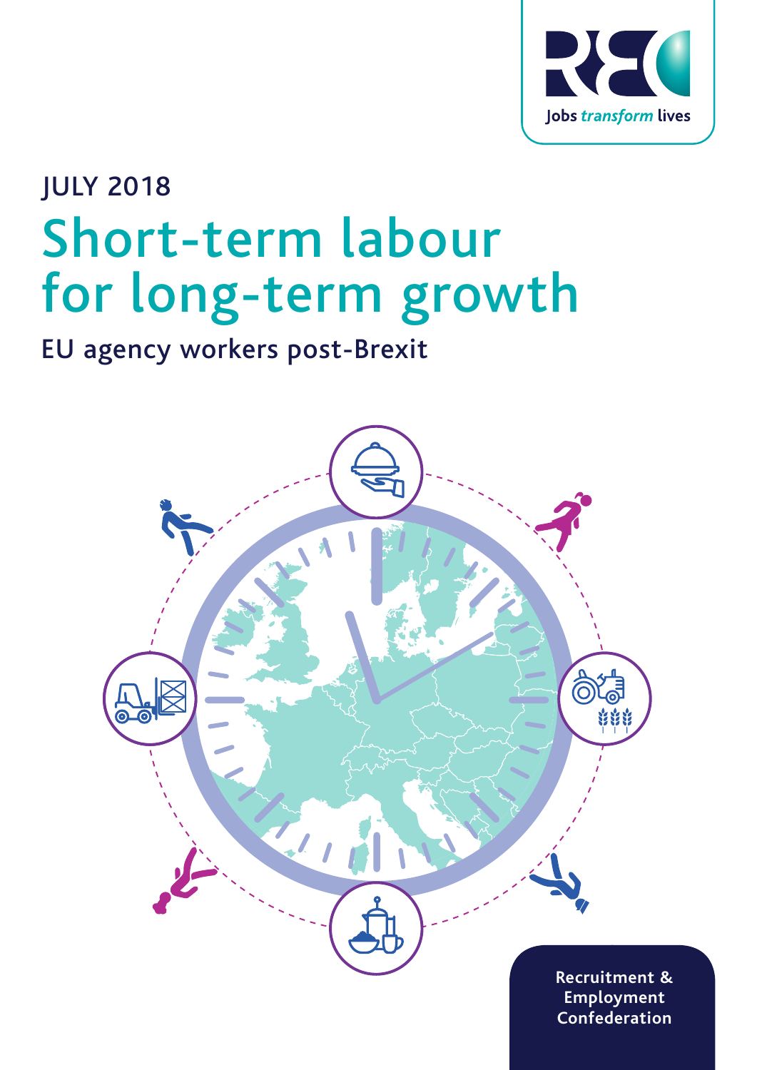Jobs *transform* lives

JULY 2018

# Short-term labour for long-term growth

## EU agency workers post-Brexit

Recruitment & Employment Confederation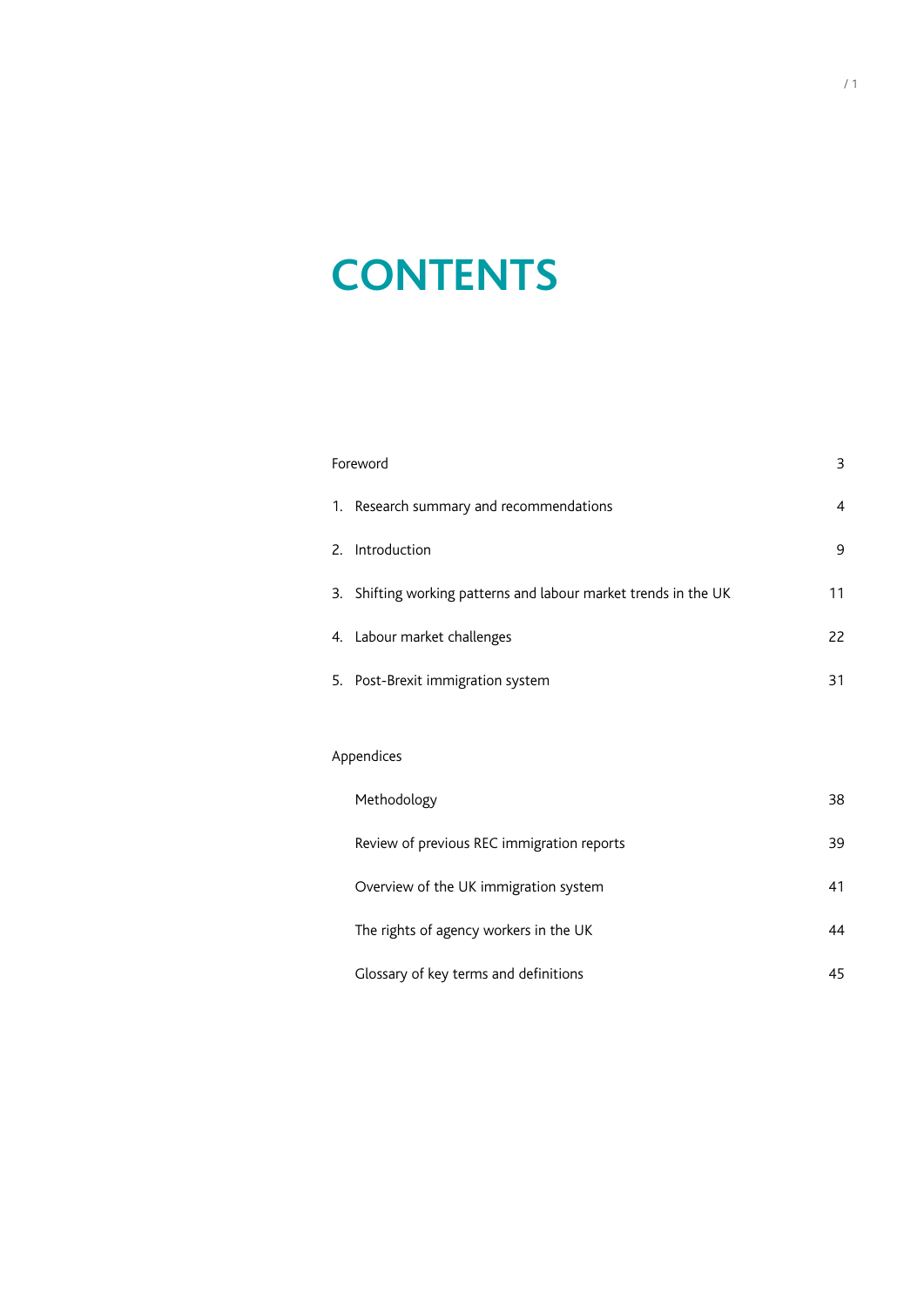# CONTENTS

| | |
|---|---|
| Foreword | 3 |
| 1. Research summary and recommendations | 4 |
| 2. Introduction | 9 |
| 3. Shifting working patterns and labour market trends in the UK | 11 |
| 4. Labour market challenges | 22 |
| 5. Post-Brexit immigration system | 31 |

Appendices

| | |
|---|---|
| Methodology | 38 |
| Review of previous REC immigration reports | 39 |
| Overview of the UK immigration system | 41 |
| The rights of agency workers in the UK | 44 |
| Glossary of key terms and definitions | 45 |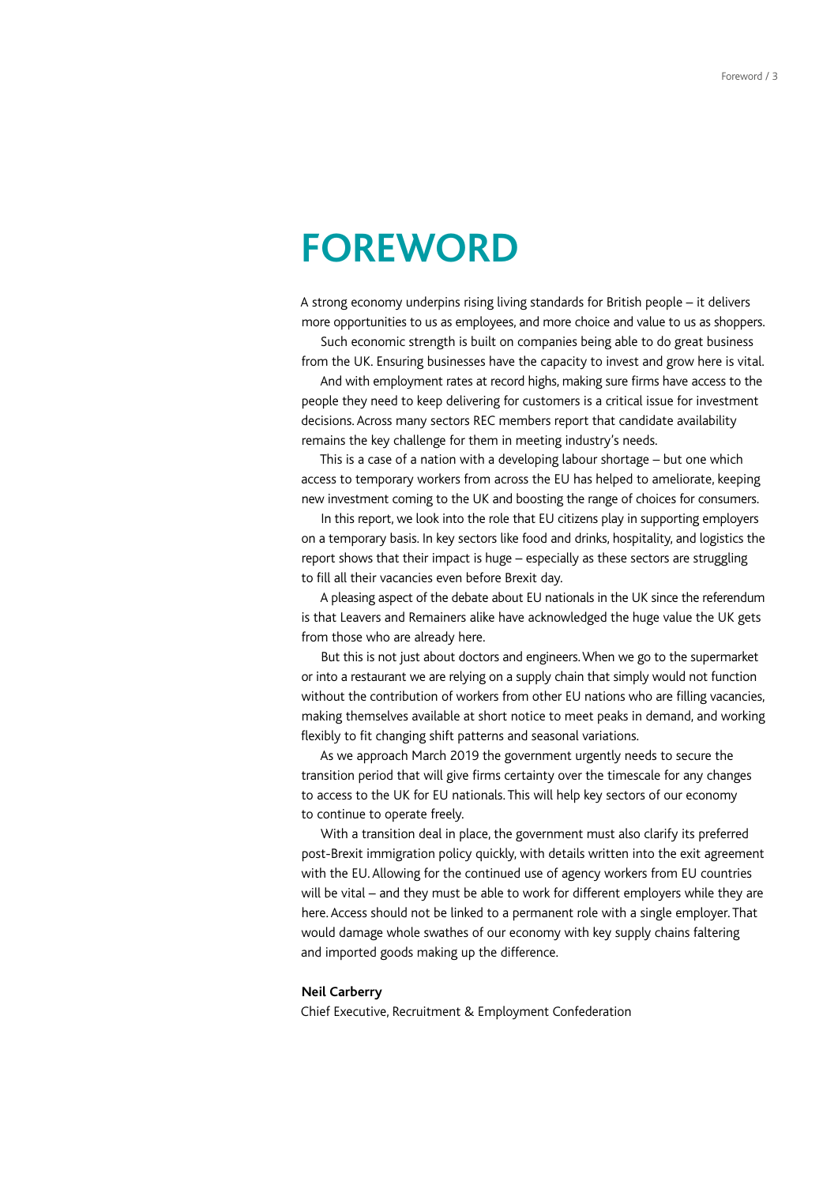# FOREWORD

A strong economy underpins rising living standards for British people – it delivers more opportunities to us as employees, and more choice and value to us as shoppers.

Such economic strength is built on companies being able to do great business from the UK. Ensuring businesses have the capacity to invest and grow here is vital.

And with employment rates at record highs, making sure firms have access to the people they need to keep delivering for customers is a critical issue for investment decisions. Across many sectors REC members report that candidate availability remains the key challenge for them in meeting industry's needs.

This is a case of a nation with a developing labour shortage – but one which access to temporary workers from across the EU has helped to ameliorate, keeping new investment coming to the UK and boosting the range of choices for consumers.

In this report, we look into the role that EU citizens play in supporting employers on a temporary basis. In key sectors like food and drinks, hospitality, and logistics the report shows that their impact is huge – especially as these sectors are struggling to fill all their vacancies even before Brexit day.

A pleasing aspect of the debate about EU nationals in the UK since the referendum is that Leavers and Remainers alike have acknowledged the huge value the UK gets from those who are already here.

But this is not just about doctors and engineers. When we go to the supermarket or into a restaurant we are relying on a supply chain that simply would not function without the contribution of workers from other EU nations who are filling vacancies, making themselves available at short notice to meet peaks in demand, and working flexibly to fit changing shift patterns and seasonal variations.

As we approach March 2019 the government urgently needs to secure the transition period that will give firms certainty over the timescale for any changes to access to the UK for EU nationals. This will help key sectors of our economy to continue to operate freely.

With a transition deal in place, the government must also clarify its preferred post-Brexit immigration policy quickly, with details written into the exit agreement with the EU. Allowing for the continued use of agency workers from EU countries will be vital – and they must be able to work for different employers while they are here. Access should not be linked to a permanent role with a single employer. That would damage whole swathes of our economy with key supply chains faltering and imported goods making up the difference.

**Neil Carberry**
Chief Executive, Recruitment & Employment Confederation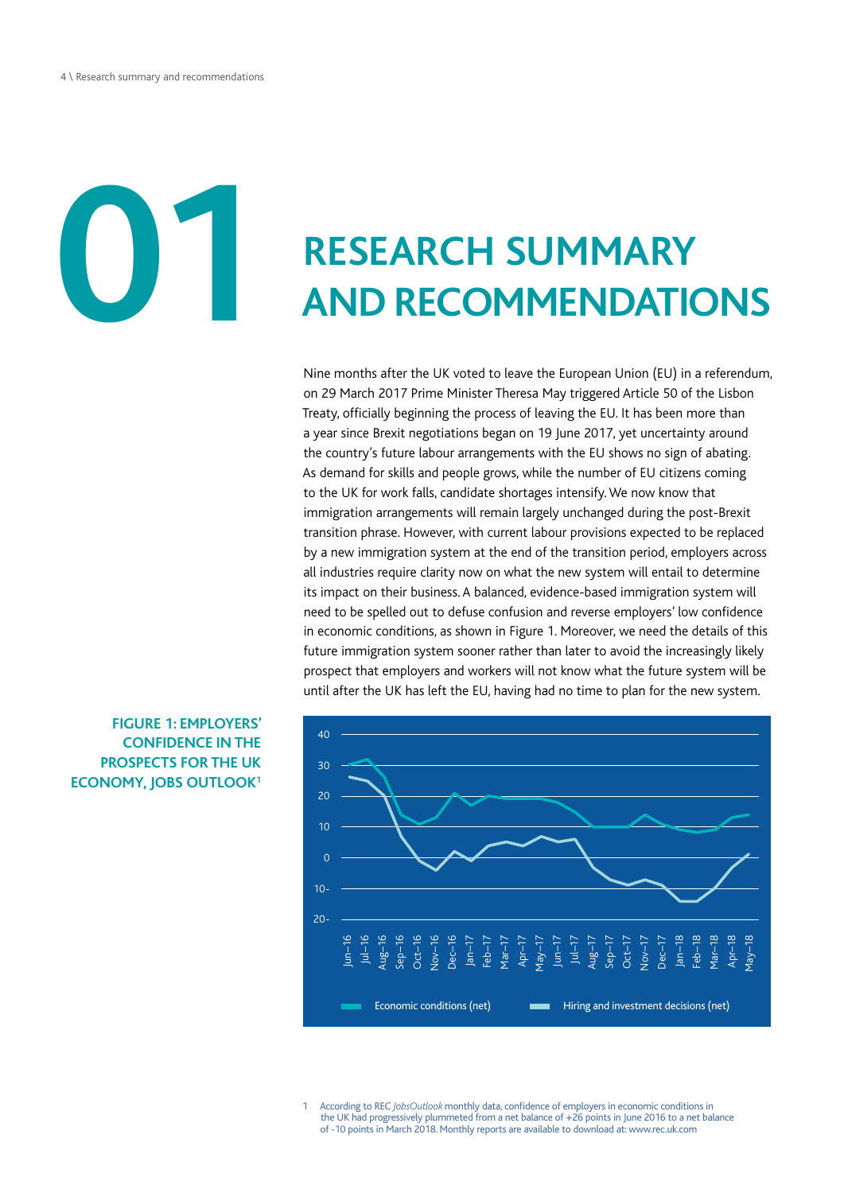# 01 RESEARCH SUMMARY AND RECOMMENDATIONS

Nine months after the UK voted to leave the European Union (EU) in a referendum, on 29 March 2017 Prime Minister Theresa May triggered Article 50 of the Lisbon Treaty, officially beginning the process of leaving the EU. It has been more than a year since Brexit negotiations began on 19 June 2017, yet uncertainty around the country's future labour arrangements with the EU shows no sign of abating. As demand for skills and people grows, while the number of EU citizens coming to the UK for work falls, candidate shortages intensify. We now know that immigration arrangements will remain largely unchanged during the post-Brexit transition phrase. However, with current labour provisions expected to be replaced by a new immigration system at the end of the transition period, employers across all industries require clarity now on what the new system will entail to determine its impact on their business. A balanced, evidence-based immigration system will need to be spelled out to defuse confusion and reverse employers' low confidence in economic conditions, as shown in Figure 1. Moreover, we need the details of this future immigration system sooner rather than later to avoid the increasingly likely prospect that employers and workers will not know what the future system will be until after the UK has left the EU, having had no time to plan for the new system.

**FIGURE 1: EMPLOYERS' CONFIDENCE IN THE PROSPECTS FOR THE UK ECONOMY, JOBS OUTLOOK[1]**

1 According to REC *JobsOutlook* monthly data, confidence of employers in economic conditions in the UK had progressively plummeted from a net balance of +26 points in June 2016 to a net balance of -10 points in March 2018. Monthly reports are available to download at: www.rec.uk.com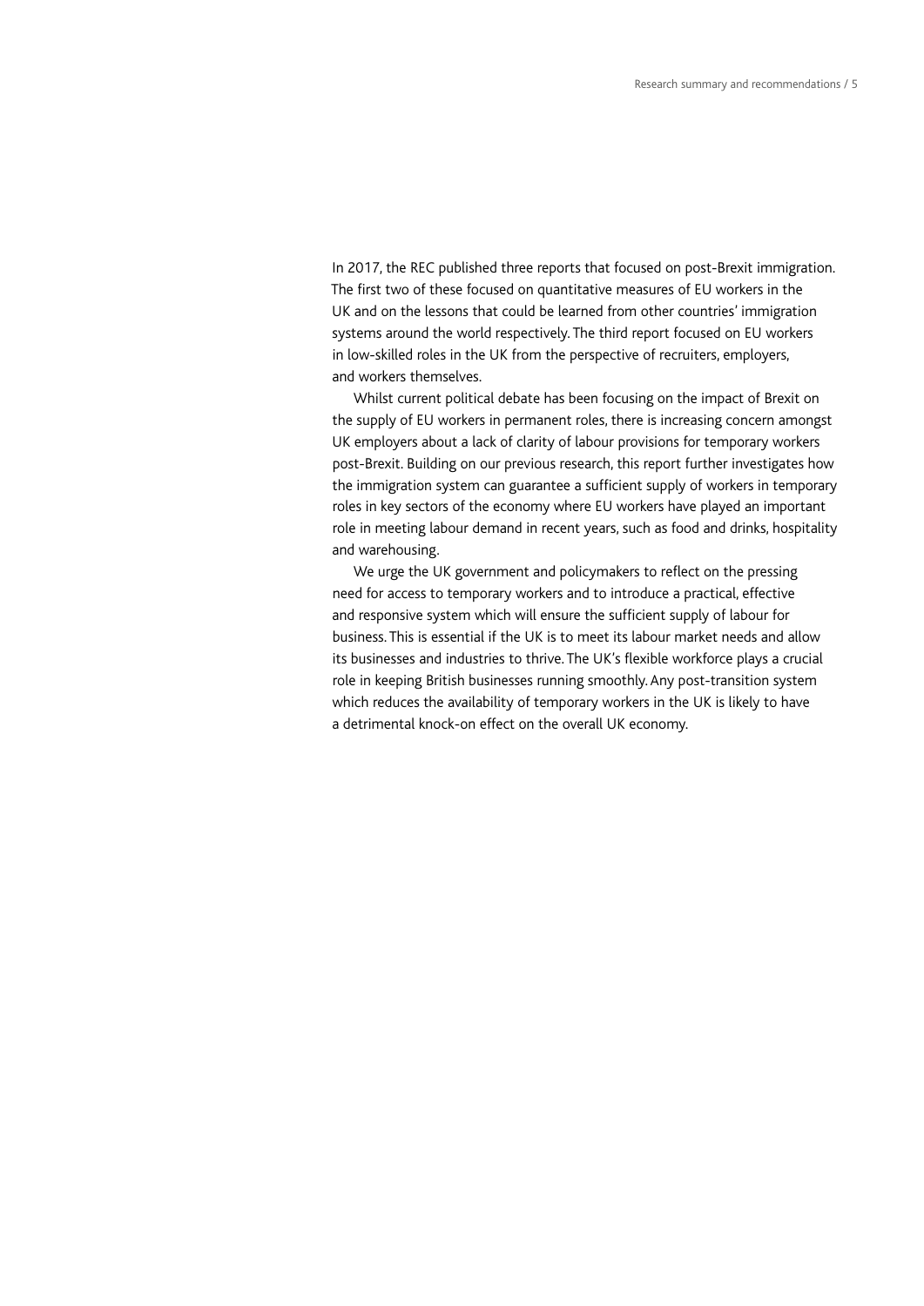In 2017, the REC published three reports that focused on post-Brexit immigration. The first two of these focused on quantitative measures of EU workers in the UK and on the lessons that could be learned from other countries' immigration systems around the world respectively. The third report focused on EU workers in low-skilled roles in the UK from the perspective of recruiters, employers, and workers themselves.

Whilst current political debate has been focusing on the impact of Brexit on the supply of EU workers in permanent roles, there is increasing concern amongst UK employers about a lack of clarity of labour provisions for temporary workers post-Brexit. Building on our previous research, this report further investigates how the immigration system can guarantee a sufficient supply of workers in temporary roles in key sectors of the economy where EU workers have played an important role in meeting labour demand in recent years, such as food and drinks, hospitality and warehousing.

We urge the UK government and policymakers to reflect on the pressing need for access to temporary workers and to introduce a practical, effective and responsive system which will ensure the sufficient supply of labour for business. This is essential if the UK is to meet its labour market needs and allow its businesses and industries to thrive. The UK's flexible workforce plays a crucial role in keeping British businesses running smoothly. Any post-transition system which reduces the availability of temporary workers in the UK is likely to have a detrimental knock-on effect on the overall UK economy.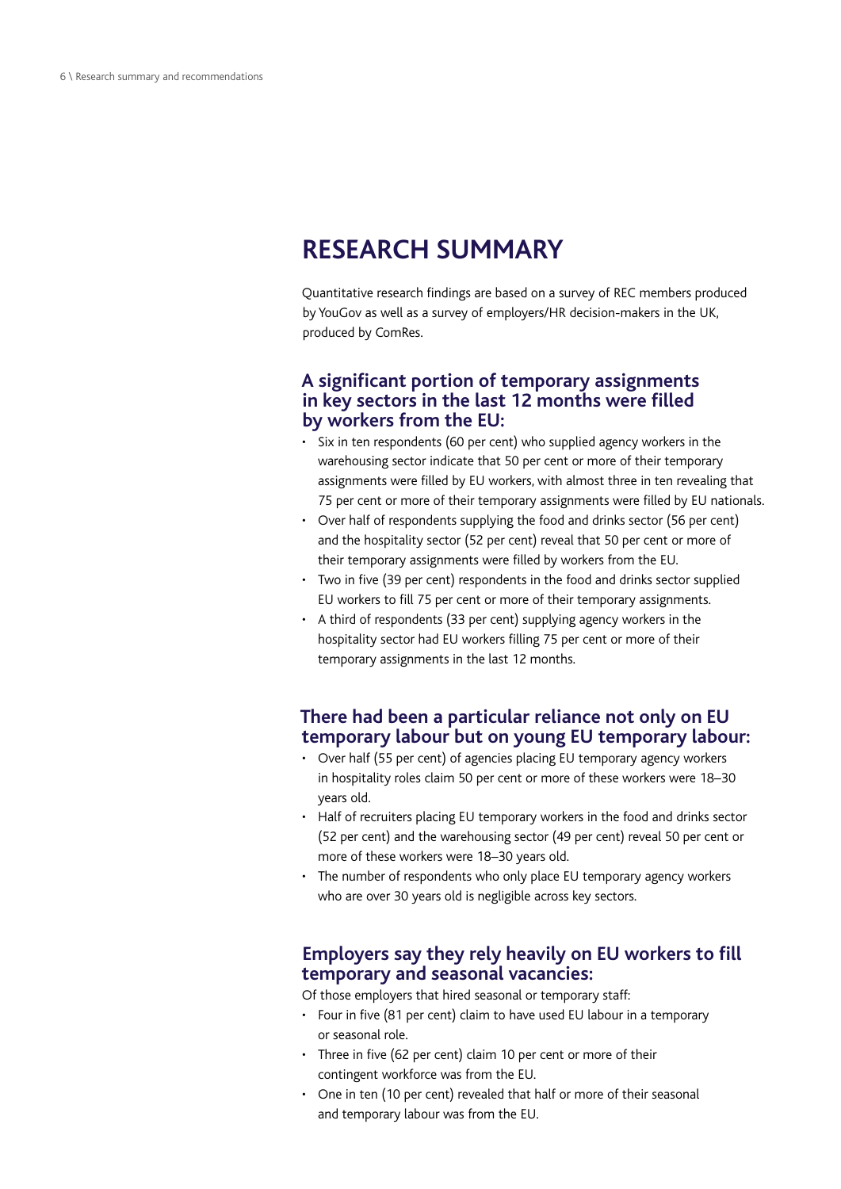# RESEARCH SUMMARY

Quantitative research findings are based on a survey of REC members produced by YouGov as well as a survey of employers/HR decision-makers in the UK, produced by ComRes.

## A significant portion of temporary assignments in key sectors in the last 12 months were filled by workers from the EU:

- Six in ten respondents (60 per cent) who supplied agency workers in the warehousing sector indicate that 50 per cent or more of their temporary assignments were filled by EU workers, with almost three in ten revealing that 75 per cent or more of their temporary assignments were filled by EU nationals.
- Over half of respondents supplying the food and drinks sector (56 per cent) and the hospitality sector (52 per cent) reveal that 50 per cent or more of their temporary assignments were filled by workers from the EU.
- Two in five (39 per cent) respondents in the food and drinks sector supplied EU workers to fill 75 per cent or more of their temporary assignments.
- A third of respondents (33 per cent) supplying agency workers in the hospitality sector had EU workers filling 75 per cent or more of their temporary assignments in the last 12 months.

## There had been a particular reliance not only on EU temporary labour but on young EU temporary labour:

- Over half (55 per cent) of agencies placing EU temporary agency workers in hospitality roles claim 50 per cent or more of these workers were 18–30 years old.
- Half of recruiters placing EU temporary workers in the food and drinks sector (52 per cent) and the warehousing sector (49 per cent) reveal 50 per cent or more of these workers were 18–30 years old.
- The number of respondents who only place EU temporary agency workers who are over 30 years old is negligible across key sectors.

## Employers say they rely heavily on EU workers to fill temporary and seasonal vacancies:

Of those employers that hired seasonal or temporary staff:

- Four in five (81 per cent) claim to have used EU labour in a temporary or seasonal role.
- Three in five (62 per cent) claim 10 per cent or more of their contingent workforce was from the EU.
- One in ten (10 per cent) revealed that half or more of their seasonal and temporary labour was from the EU.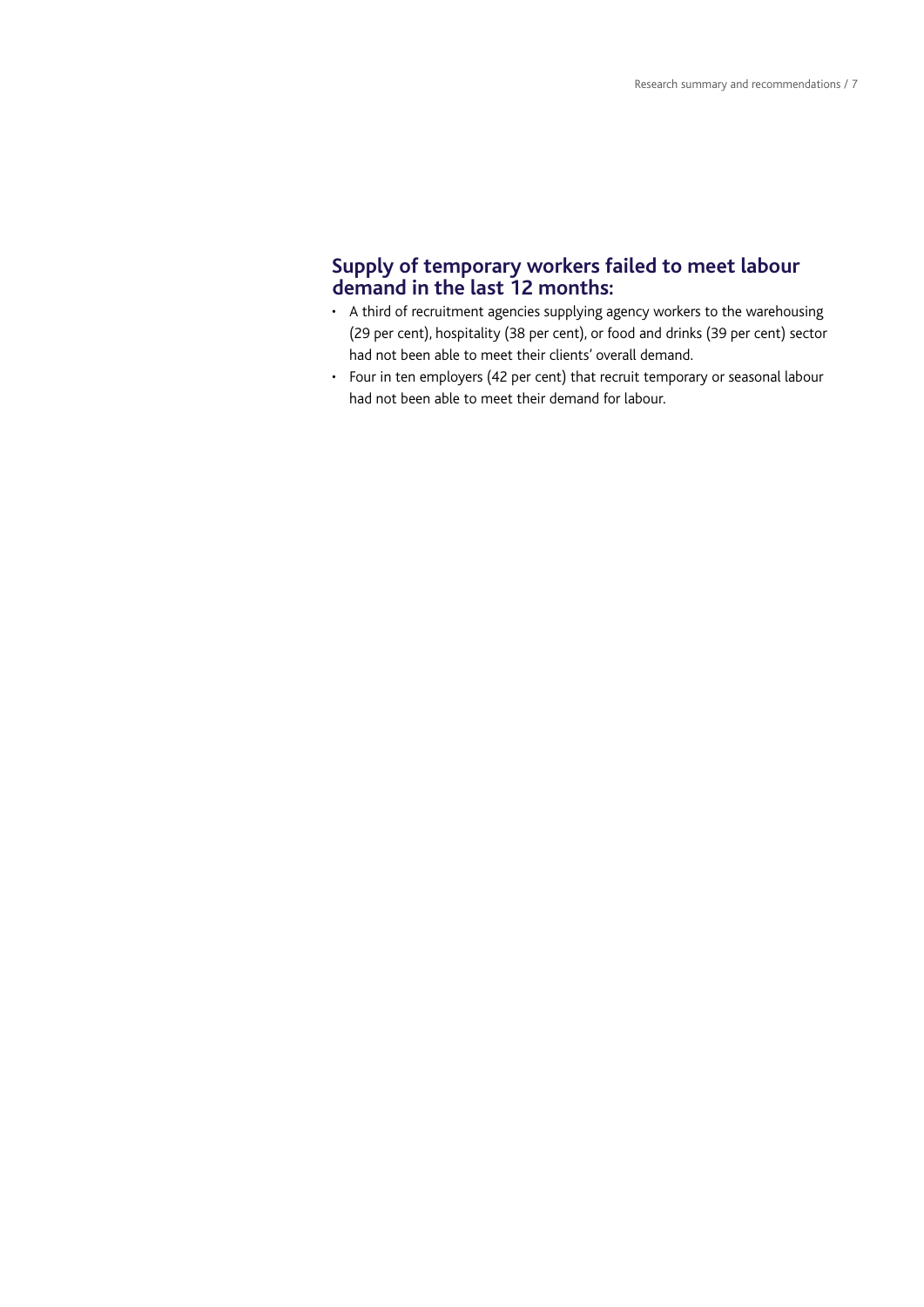## Supply of temporary workers failed to meet labour demand in the last 12 months:

- A third of recruitment agencies supplying agency workers to the warehousing (29 per cent), hospitality (38 per cent), or food and drinks (39 per cent) sector had not been able to meet their clients' overall demand.
- Four in ten employers (42 per cent) that recruit temporary or seasonal labour had not been able to meet their demand for labour.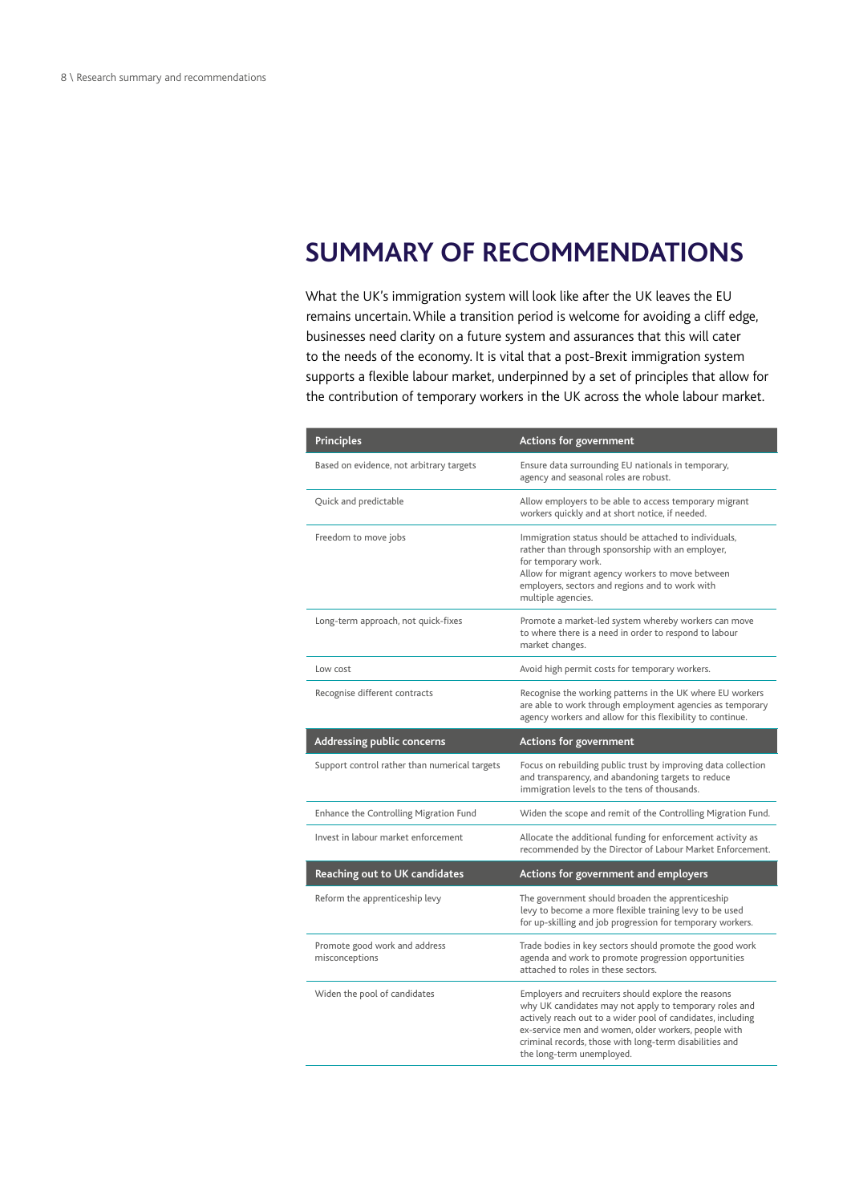# SUMMARY OF RECOMMENDATIONS

What the UK's immigration system will look like after the UK leaves the EU remains uncertain. While a transition period is welcome for avoiding a cliff edge, businesses need clarity on a future system and assurances that this will cater to the needs of the economy. It is vital that a post-Brexit immigration system supports a flexible labour market, underpinned by a set of principles that allow for the contribution of temporary workers in the UK across the whole labour market.

| Principles | Actions for government |
|---|---|
| Based on evidence, not arbitrary targets | Ensure data surrounding EU nationals in temporary, agency and seasonal roles are robust. |
| Quick and predictable | Allow employers to be able to access temporary migrant workers quickly and at short notice, if needed. |
| Freedom to move jobs | Immigration status should be attached to individuals, rather than through sponsorship with an employer, for temporary work. Allow for migrant agency workers to move between employers, sectors and regions and to work with multiple agencies. |
| Long-term approach, not quick-fixes | Promote a market-led system whereby workers can move to where there is a need in order to respond to labour market changes. |
| Low cost | Avoid high permit costs for temporary workers. |
| Recognise different contracts | Recognise the working patterns in the UK where EU workers are able to work through employment agencies as temporary agency workers and allow for this flexibility to continue. |
| **Addressing public concerns** | **Actions for government** |
| Support control rather than numerical targets | Focus on rebuilding public trust by improving data collection and transparency, and abandoning targets to reduce immigration levels to the tens of thousands. |
| Enhance the Controlling Migration Fund | Widen the scope and remit of the Controlling Migration Fund. |
| Invest in labour market enforcement | Allocate the additional funding for enforcement activity as recommended by the Director of Labour Market Enforcement. |
| **Reaching out to UK candidates** | **Actions for government and employers** |
| Reform the apprenticeship levy | The government should broaden the apprenticeship levy to become a more flexible training levy to be used for up-skilling and job progression for temporary workers. |
| Promote good work and address misconceptions | Trade bodies in key sectors should promote the good work agenda and work to promote progression opportunities attached to roles in these sectors. |
| Widen the pool of candidates | Employers and recruiters should explore the reasons why UK candidates may not apply to temporary roles and actively reach out to a wider pool of candidates, including ex-service men and women, older workers, people with criminal records, those with long-term disabilities and the long-term unemployed. |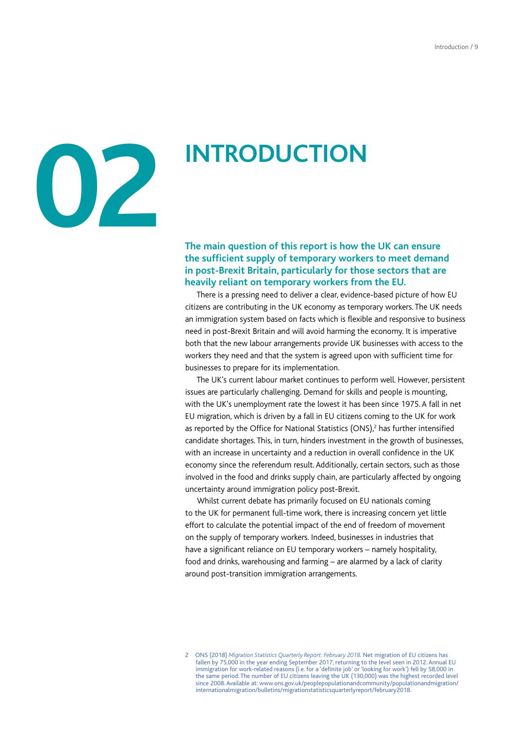# 02 INTRODUCTION

**The main question of this report is how the UK can ensure the sufficient supply of temporary workers to meet demand in post-Brexit Britain, particularly for those sectors that are heavily reliant on temporary workers from the EU.**

There is a pressing need to deliver a clear, evidence-based picture of how EU citizens are contributing in the UK economy as temporary workers. The UK needs an immigration system based on facts which is flexible and responsive to business need in post-Brexit Britain and will avoid harming the economy. It is imperative both that the new labour arrangements provide UK businesses with access to the workers they need and that the system is agreed upon with sufficient time for businesses to prepare for its implementation.

The UK's current labour market continues to perform well. However, persistent issues are particularly challenging. Demand for skills and people is mounting, with the UK's unemployment rate the lowest it has been since 1975. A fall in net EU migration, which is driven by a fall in EU citizens coming to the UK for work as reported by the Office for National Statistics (ONS),[2] has further intensified candidate shortages. This, in turn, hinders investment in the growth of businesses, with an increase in uncertainty and a reduction in overall confidence in the UK economy since the referendum result. Additionally, certain sectors, such as those involved in the food and drinks supply chain, are particularly affected by ongoing uncertainty around immigration policy post-Brexit.

Whilst current debate has primarily focused on EU nationals coming to the UK for permanent full-time work, there is increasing concern yet little effort to calculate the potential impact of the end of freedom of movement on the supply of temporary workers. Indeed, businesses in industries that have a significant reliance on EU temporary workers – namely hospitality, food and drinks, warehousing and farming – are alarmed by a lack of clarity around post-transition immigration arrangements.

2 ONS (2018) *Migration Statistics Quarterly Report: February 2018*. Net migration of EU citizens has fallen by 75,000 in the year ending September 2017, returning to the level seen in 2012. Annual EU immigration for work-related reasons (i.e. for a 'definite job' or 'looking for work') fell by 58,000 in the same period. The number of EU citizens leaving the UK (130,000) was the highest recorded level since 2008. Available at: www.ons.gov.uk/peoplepopulationandcommunity/populationandmigration/internationalmigration/bulletins/migrationstatisticsquarterlyreport/february2018.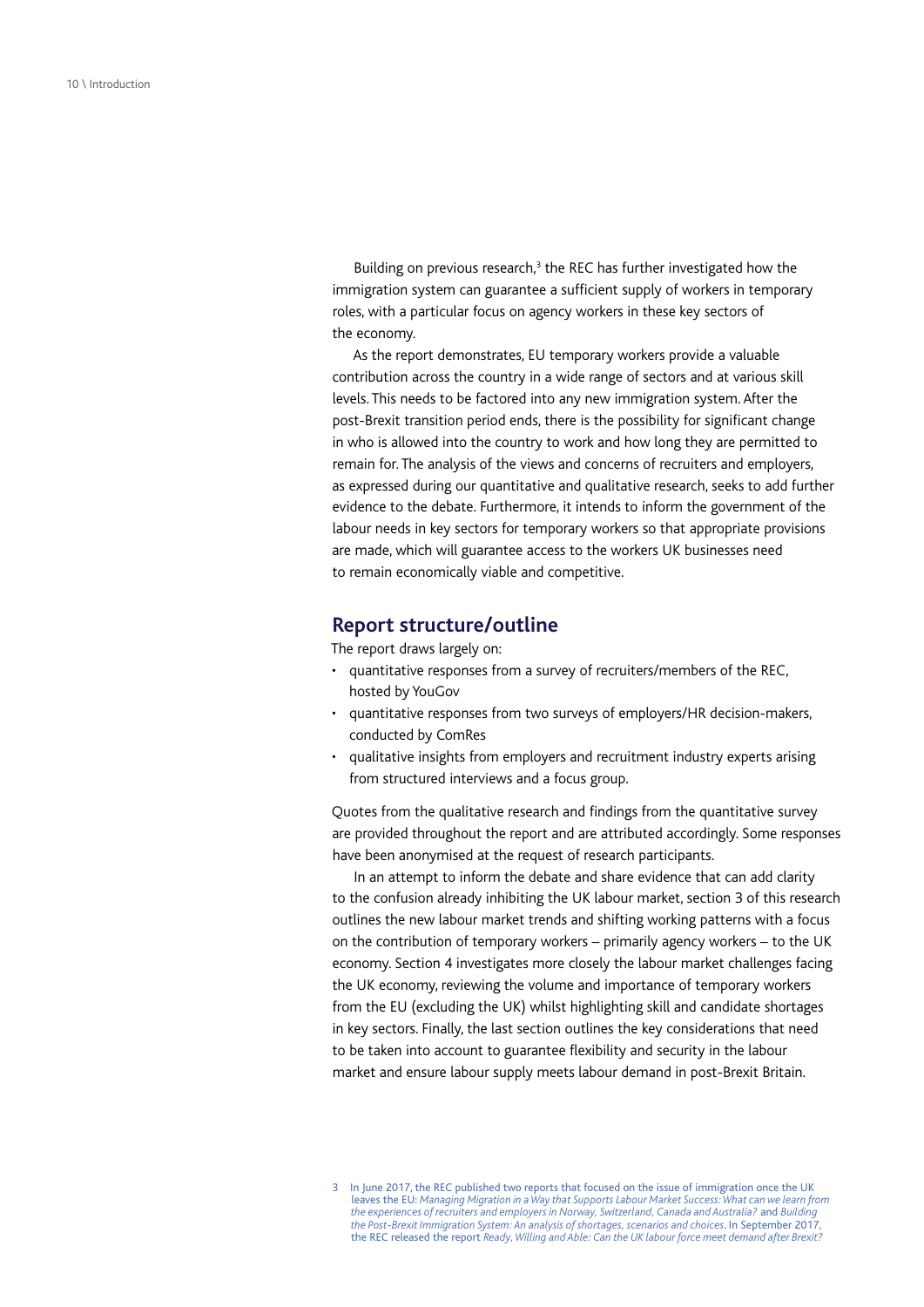Building on previous research,[3] the REC has further investigated how the immigration system can guarantee a sufficient supply of workers in temporary roles, with a particular focus on agency workers in these key sectors of the economy.

As the report demonstrates, EU temporary workers provide a valuable contribution across the country in a wide range of sectors and at various skill levels. This needs to be factored into any new immigration system. After the post-Brexit transition period ends, there is the possibility for significant change in who is allowed into the country to work and how long they are permitted to remain for. The analysis of the views and concerns of recruiters and employers, as expressed during our quantitative and qualitative research, seeks to add further evidence to the debate. Furthermore, it intends to inform the government of the labour needs in key sectors for temporary workers so that appropriate provisions are made, which will guarantee access to the workers UK businesses need to remain economically viable and competitive.

## Report structure/outline

The report draws largely on:

- quantitative responses from a survey of recruiters/members of the REC, hosted by YouGov
- quantitative responses from two surveys of employers/HR decision-makers, conducted by ComRes
- qualitative insights from employers and recruitment industry experts arising from structured interviews and a focus group.

Quotes from the qualitative research and findings from the quantitative survey are provided throughout the report and are attributed accordingly. Some responses have been anonymised at the request of research participants.

In an attempt to inform the debate and share evidence that can add clarity to the confusion already inhibiting the UK labour market, section 3 of this research outlines the new labour market trends and shifting working patterns with a focus on the contribution of temporary workers – primarily agency workers – to the UK economy. Section 4 investigates more closely the labour market challenges facing the UK economy, reviewing the volume and importance of temporary workers from the EU (excluding the UK) whilst highlighting skill and candidate shortages in key sectors. Finally, the last section outlines the key considerations that need to be taken into account to guarantee flexibility and security in the labour market and ensure labour supply meets labour demand in post-Brexit Britain.

3 In June 2017, the REC published two reports that focused on the issue of immigration once the UK leaves the EU: *Managing Migration in a Way that Supports Labour Market Success: What can we learn from the experiences of recruiters and employers in Norway, Switzerland, Canada and Australia?* and *Building the Post-Brexit Immigration System: An analysis of shortages, scenarios and choices*. In September 2017, the REC released the report *Ready, Willing and Able: Can the UK labour force meet demand after Brexit?*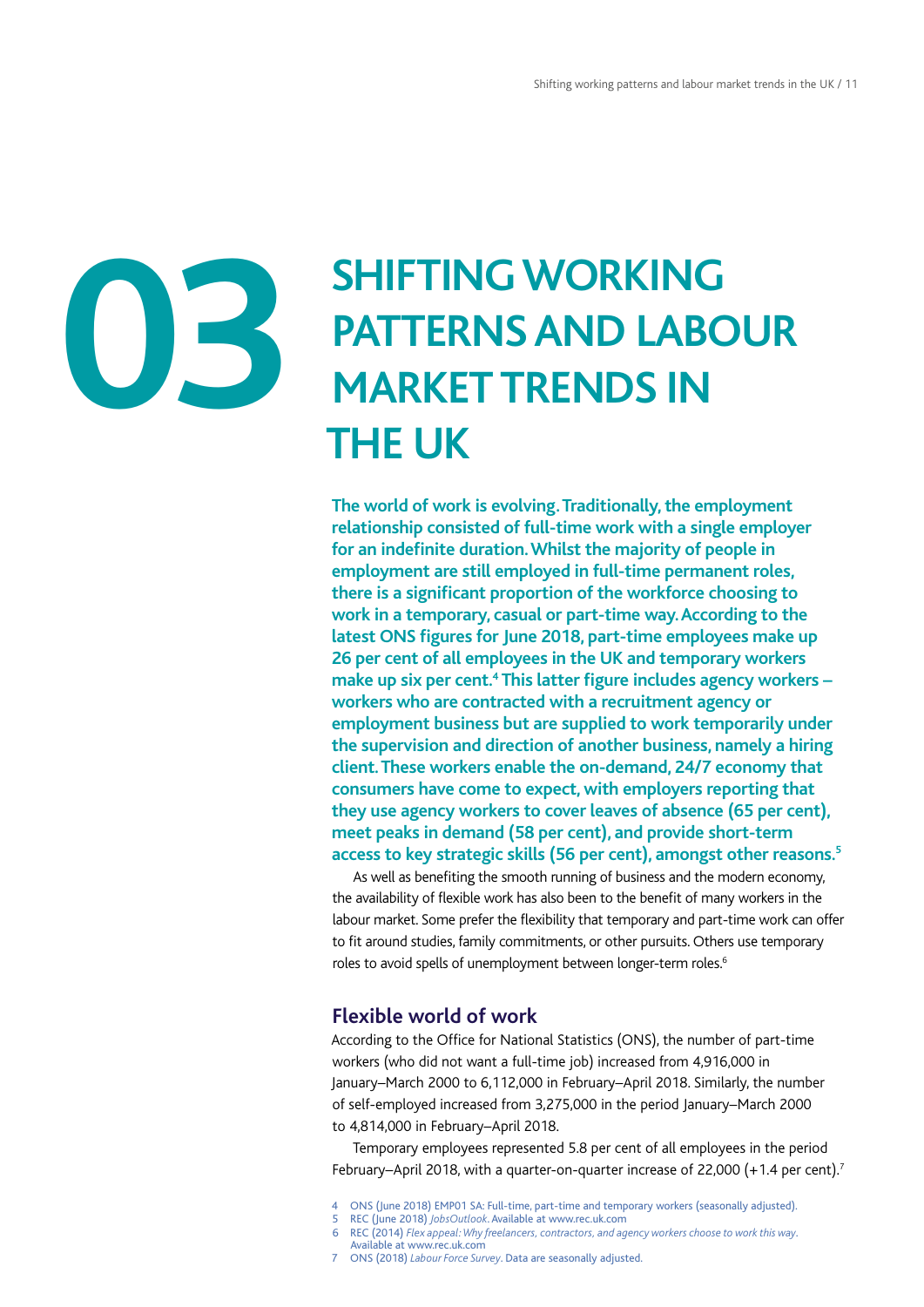# 03 SHIFTING WORKING PATTERNS AND LABOUR MARKET TRENDS IN THE UK

**The world of work is evolving. Traditionally, the employment relationship consisted of full-time work with a single employer for an indefinite duration. Whilst the majority of people in employment are still employed in full-time permanent roles, there is a significant proportion of the workforce choosing to work in a temporary, casual or part-time way. According to the latest ONS figures for June 2018, part-time employees make up 26 per cent of all employees in the UK and temporary workers make up six per cent.[4] This latter figure includes agency workers – workers who are contracted with a recruitment agency or employment business but are supplied to work temporarily under the supervision and direction of another business, namely a hiring client. These workers enable the on-demand, 24/7 economy that consumers have come to expect, with employers reporting that they use agency workers to cover leaves of absence (65 per cent), meet peaks in demand (58 per cent), and provide short-term access to key strategic skills (56 per cent), amongst other reasons.[5]**

As well as benefiting the smooth running of business and the modern economy, the availability of flexible work has also been to the benefit of many workers in the labour market. Some prefer the flexibility that temporary and part-time work can offer to fit around studies, family commitments, or other pursuits. Others use temporary roles to avoid spells of unemployment between longer-term roles.[6]

## Flexible world of work

According to the Office for National Statistics (ONS), the number of part-time workers (who did not want a full-time job) increased from 4,916,000 in January–March 2000 to 6,112,000 in February–April 2018. Similarly, the number of self-employed increased from 3,275,000 in the period January–March 2000 to 4,814,000 in February–April 2018.

Temporary employees represented 5.8 per cent of all employees in the period February–April 2018, with a quarter-on-quarter increase of 22,000 (+1.4 per cent).[7]

4 ONS (June 2018) EMP01 SA: Full-time, part-time and temporary workers (seasonally adjusted).
5 REC (June 2018) *JobsOutlook*. Available at www.rec.uk.com
6 REC (2014) *Flex appeal: Why freelancers, contractors, and agency workers choose to work this way*. Available at www.rec.uk.com
7 ONS (2018) *Labour Force Survey*. Data are seasonally adjusted.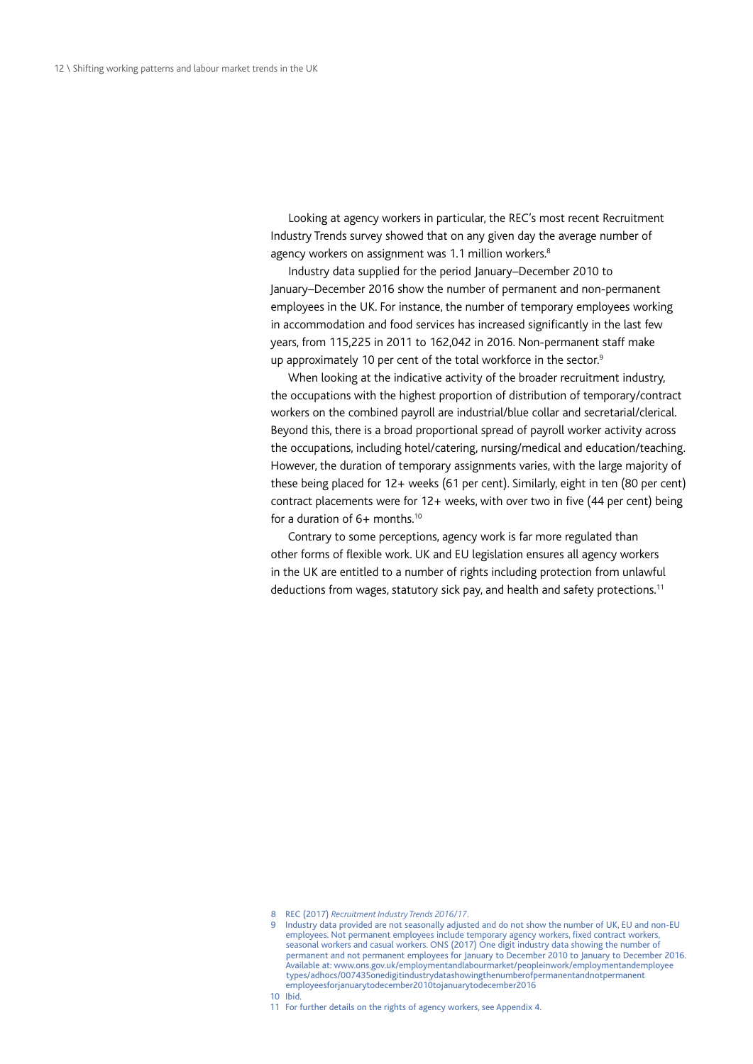Looking at agency workers in particular, the REC's most recent Recruitment Industry Trends survey showed that on any given day the average number of agency workers on assignment was 1.1 million workers.[8]

Industry data supplied for the period January–December 2010 to January–December 2016 show the number of permanent and non-permanent employees in the UK. For instance, the number of temporary employees working in accommodation and food services has increased significantly in the last few years, from 115,225 in 2011 to 162,042 in 2016. Non-permanent staff make up approximately 10 per cent of the total workforce in the sector.[9]

When looking at the indicative activity of the broader recruitment industry, the occupations with the highest proportion of distribution of temporary/contract workers on the combined payroll are industrial/blue collar and secretarial/clerical. Beyond this, there is a broad proportional spread of payroll worker activity across the occupations, including hotel/catering, nursing/medical and education/teaching. However, the duration of temporary assignments varies, with the large majority of these being placed for 12+ weeks (61 per cent). Similarly, eight in ten (80 per cent) contract placements were for 12+ weeks, with over two in five (44 per cent) being for a duration of 6+ months.[10]

Contrary to some perceptions, agency work is far more regulated than other forms of flexible work. UK and EU legislation ensures all agency workers in the UK are entitled to a number of rights including protection from unlawful deductions from wages, statutory sick pay, and health and safety protections.[11]

---

8 REC (2017) *Recruitment Industry Trends 2016/17*.

9 Industry data provided are not seasonally adjusted and do not show the number of UK, EU and non-EU employees. Not permanent employees include temporary agency workers, fixed contract workers, seasonal workers and casual workers. ONS (2017) One digit industry data showing the number of permanent and not permanent employees for January to December 2010 to January to December 2016. Available at: www.ons.gov.uk/employmentandlabourmarket/peopleinwork/employmentandemployeetypes/adhocs/007435onedigitindustrydatashowingthenumberofpermanentandnotpermanentemployeesforjanuarytodecember2010tojanuarytodecember2016

10 Ibid.

11 For further details on the rights of agency workers, see Appendix 4.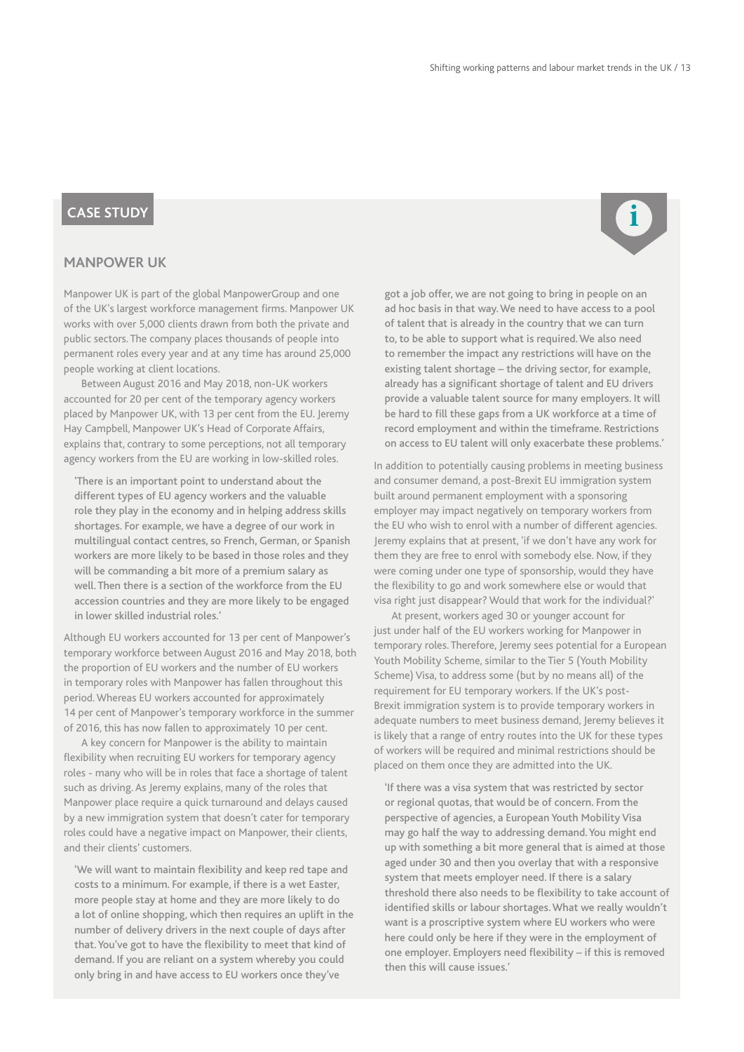## CASE STUDY

### MANPOWER UK

Manpower UK is part of the global ManpowerGroup and one of the UK's largest workforce management firms. Manpower UK works with over 5,000 clients drawn from both the private and public sectors. The company places thousands of people into permanent roles every year and at any time has around 25,000 people working at client locations.

Between August 2016 and May 2018, non-UK workers accounted for 20 per cent of the temporary agency workers placed by Manpower UK, with 13 per cent from the EU. Jeremy Hay Campbell, Manpower UK's Head of Corporate Affairs, explains that, contrary to some perceptions, not all temporary agency workers from the EU are working in low-skilled roles.

> 'There is an important point to understand about the different types of EU agency workers and the valuable role they play in the economy and in helping address skills shortages. For example, we have a degree of our work in multilingual contact centres, so French, German, or Spanish workers are more likely to be based in those roles and they will be commanding a bit more of a premium salary as well. Then there is a section of the workforce from the EU accession countries and they are more likely to be engaged in lower skilled industrial roles.'

Although EU workers accounted for 13 per cent of Manpower's temporary workforce between August 2016 and May 2018, both the proportion of EU workers and the number of EU workers in temporary roles with Manpower has fallen throughout this period. Whereas EU workers accounted for approximately 14 per cent of Manpower's temporary workforce in the summer of 2016, this has now fallen to approximately 10 per cent.

A key concern for Manpower is the ability to maintain flexibility when recruiting EU workers for temporary agency roles - many who will be in roles that face a shortage of talent such as driving. As Jeremy explains, many of the roles that Manpower place require a quick turnaround and delays caused by a new immigration system that doesn't cater for temporary roles could have a negative impact on Manpower, their clients, and their clients' customers.

> 'We will want to maintain flexibility and keep red tape and costs to a minimum. For example, if there is a wet Easter, more people stay at home and they are more likely to do a lot of online shopping, which then requires an uplift in the number of delivery drivers in the next couple of days after that. You've got to have the flexibility to meet that kind of demand. If you are reliant on a system whereby you could only bring in and have access to EU workers once they've got a job offer, we are not going to bring in people on an ad hoc basis in that way. We need to have access to a pool of talent that is already in the country that we can turn to, to be able to support what is required. We also need to remember the impact any restrictions will have on the existing talent shortage – the driving sector, for example, already has a significant shortage of talent and EU drivers provide a valuable talent source for many employers. It will be hard to fill these gaps from a UK workforce at a time of record employment and within the timeframe. Restrictions on access to EU talent will only exacerbate these problems.'

In addition to potentially causing problems in meeting business and consumer demand, a post-Brexit EU immigration system built around permanent employment with a sponsoring employer may impact negatively on temporary workers from the EU who wish to enrol with a number of different agencies. Jeremy explains that at present, 'if we don't have any work for them they are free to enrol with somebody else. Now, if they were coming under one type of sponsorship, would they have the flexibility to go and work somewhere else or would that visa right just disappear? Would that work for the individual?'

At present, workers aged 30 or younger account for just under half of the EU workers working for Manpower in temporary roles. Therefore, Jeremy sees potential for a European Youth Mobility Scheme, similar to the Tier 5 (Youth Mobility Scheme) Visa, to address some (but by no means all) of the requirement for EU temporary workers. If the UK's post-Brexit immigration system is to provide temporary workers in adequate numbers to meet business demand, Jeremy believes it is likely that a range of entry routes into the UK for these types of workers will be required and minimal restrictions should be placed on them once they are admitted into the UK.

> 'If there was a visa system that was restricted by sector or regional quotas, that would be of concern. From the perspective of agencies, a European Youth Mobility Visa may go half the way to addressing demand. You might end up with something a bit more general that is aimed at those aged under 30 and then you overlay that with a responsive system that meets employer need. If there is a salary threshold there also needs to be flexibility to take account of identified skills or labour shortages. What we really wouldn't want is a proscriptive system where EU workers who were here could only be here if they were in the employment of one employer. Employers need flexibility – if this is removed then this will cause issues.'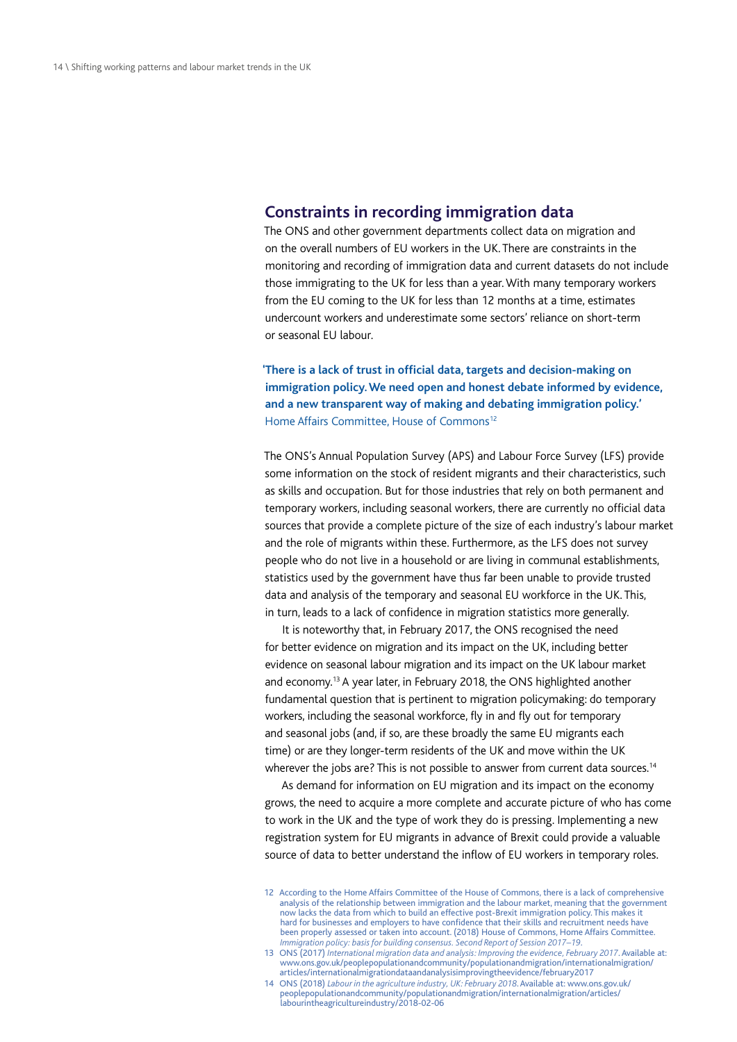## Constraints in recording immigration data

The ONS and other government departments collect data on migration and on the overall numbers of EU workers in the UK. There are constraints in the monitoring and recording of immigration data and current datasets do not include those immigrating to the UK for less than a year. With many temporary workers from the EU coming to the UK for less than 12 months at a time, estimates undercount workers and underestimate some sectors' reliance on short-term or seasonal EU labour.

**'There is a lack of trust in official data, targets and decision-making on immigration policy. We need open and honest debate informed by evidence, and a new transparent way of making and debating immigration policy.'**
Home Affairs Committee, House of Commons[12]

The ONS's Annual Population Survey (APS) and Labour Force Survey (LFS) provide some information on the stock of resident migrants and their characteristics, such as skills and occupation. But for those industries that rely on both permanent and temporary workers, including seasonal workers, there are currently no official data sources that provide a complete picture of the size of each industry's labour market and the role of migrants within these. Furthermore, as the LFS does not survey people who do not live in a household or are living in communal establishments, statistics used by the government have thus far been unable to provide trusted data and analysis of the temporary and seasonal EU workforce in the UK. This, in turn, leads to a lack of confidence in migration statistics more generally.

It is noteworthy that, in February 2017, the ONS recognised the need for better evidence on migration and its impact on the UK, including better evidence on seasonal labour migration and its impact on the UK labour market and economy.[13] A year later, in February 2018, the ONS highlighted another fundamental question that is pertinent to migration policymaking: do temporary workers, including the seasonal workforce, fly in and fly out for temporary and seasonal jobs (and, if so, are these broadly the same EU migrants each time) or are they longer-term residents of the UK and move within the UK wherever the jobs are? This is not possible to answer from current data sources.[14]

As demand for information on EU migration and its impact on the economy grows, the need to acquire a more complete and accurate picture of who has come to work in the UK and the type of work they do is pressing. Implementing a new registration system for EU migrants in advance of Brexit could provide a valuable source of data to better understand the inflow of EU workers in temporary roles.

12 According to the Home Affairs Committee of the House of Commons, there is a lack of comprehensive analysis of the relationship between immigration and the labour market, meaning that the government now lacks the data from which to build an effective post-Brexit immigration policy. This makes it hard for businesses and employers to have confidence that their skills and recruitment needs have been properly assessed or taken into account. (2018) House of Commons, Home Affairs Committee. *Immigration policy: basis for building consensus. Second Report of Session 2017–19*.

13 ONS (2017) *International migration data and analysis: Improving the evidence, February 2017*. Available at: www.ons.gov.uk/peoplepopulationandcommunity/populationandmigration/internationalmigration/articles/internationalmigrationdataandanalysisimprovingtheevidence/february2017

14 ONS (2018) *Labour in the agriculture industry, UK: February 2018*. Available at: www.ons.gov.uk/peoplepopulationandcommunity/populationandmigration/internationalmigration/articles/labourintheagricultureindustry/2018-02-06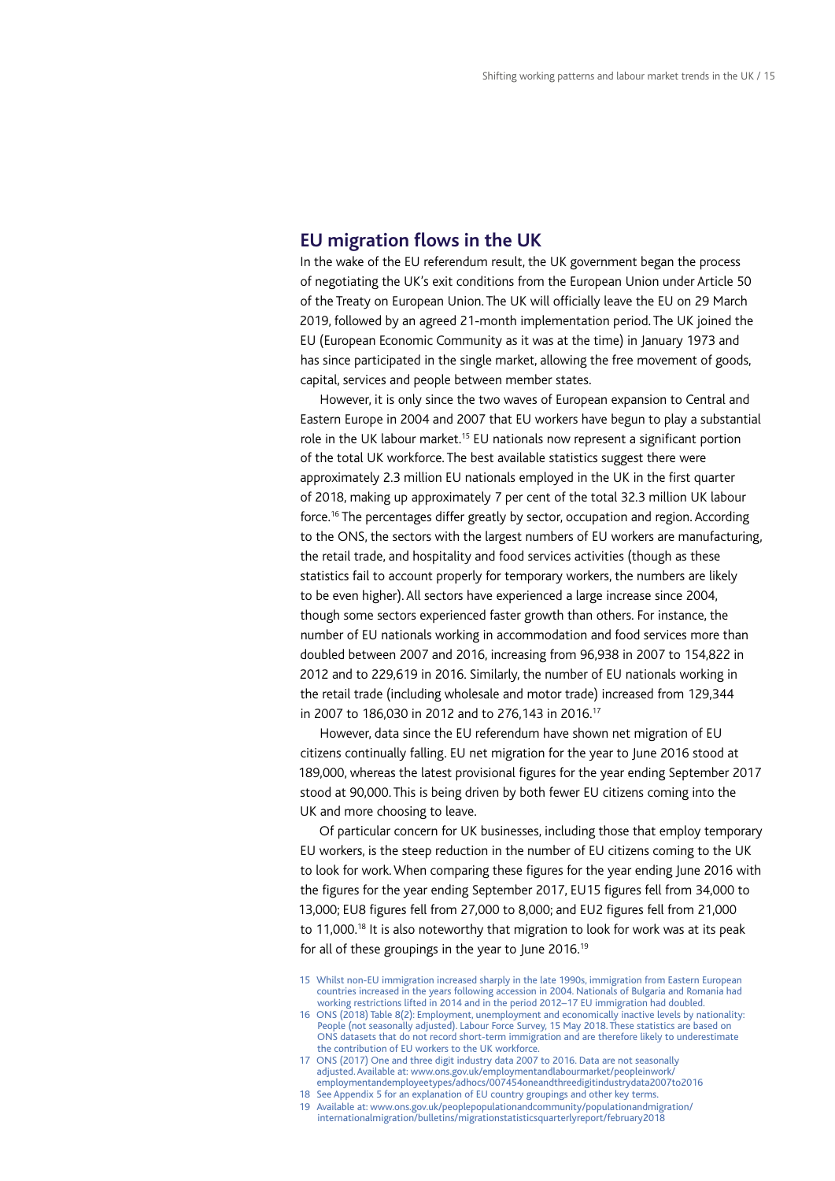## EU migration flows in the UK

In the wake of the EU referendum result, the UK government began the process of negotiating the UK's exit conditions from the European Union under Article 50 of the Treaty on European Union. The UK will officially leave the EU on 29 March 2019, followed by an agreed 21-month implementation period. The UK joined the EU (European Economic Community as it was at the time) in January 1973 and has since participated in the single market, allowing the free movement of goods, capital, services and people between member states.

However, it is only since the two waves of European expansion to Central and Eastern Europe in 2004 and 2007 that EU workers have begun to play a substantial role in the UK labour market.[15] EU nationals now represent a significant portion of the total UK workforce. The best available statistics suggest there were approximately 2.3 million EU nationals employed in the UK in the first quarter of 2018, making up approximately 7 per cent of the total 32.3 million UK labour force.[16] The percentages differ greatly by sector, occupation and region. According to the ONS, the sectors with the largest numbers of EU workers are manufacturing, the retail trade, and hospitality and food services activities (though as these statistics fail to account properly for temporary workers, the numbers are likely to be even higher). All sectors have experienced a large increase since 2004, though some sectors experienced faster growth than others. For instance, the number of EU nationals working in accommodation and food services more than doubled between 2007 and 2016, increasing from 96,938 in 2007 to 154,822 in 2012 and to 229,619 in 2016. Similarly, the number of EU nationals working in the retail trade (including wholesale and motor trade) increased from 129,344 in 2007 to 186,030 in 2012 and to 276,143 in 2016.[17]

However, data since the EU referendum have shown net migration of EU citizens continually falling. EU net migration for the year to June 2016 stood at 189,000, whereas the latest provisional figures for the year ending September 2017 stood at 90,000. This is being driven by both fewer EU citizens coming into the UK and more choosing to leave.

Of particular concern for UK businesses, including those that employ temporary EU workers, is the steep reduction in the number of EU citizens coming to the UK to look for work. When comparing these figures for the year ending June 2016 with the figures for the year ending September 2017, EU15 figures fell from 34,000 to 13,000; EU8 figures fell from 27,000 to 8,000; and EU2 figures fell from 21,000 to 11,000.[18] It is also noteworthy that migration to look for work was at its peak for all of these groupings in the year to June 2016.[19]

15 Whilst non-EU immigration increased sharply in the late 1990s, immigration from Eastern European countries increased in the years following accession in 2004. Nationals of Bulgaria and Romania had working restrictions lifted in 2014 and in the period 2012–17 EU immigration had doubled.

16 ONS (2018) Table 8(2): Employment, unemployment and economically inactive levels by nationality: People (not seasonally adjusted). Labour Force Survey, 15 May 2018. These statistics are based on ONS datasets that do not record short-term immigration and are therefore likely to underestimate the contribution of EU workers to the UK workforce.

17 ONS (2017) One and three digit industry data 2007 to 2016. Data are not seasonally adjusted. Available at: www.ons.gov.uk/employmentandlabourmarket/peopleinwork/employmentandemployeetypes/adhocs/007454oneandthreedigitindustrydata2007to2016

18 See Appendix 5 for an explanation of EU country groupings and other key terms.

19 Available at: www.ons.gov.uk/peoplepopulationandcommunity/populationandmigration/internationalmigration/bulletins/migrationstatisticsquarterlyreport/february2018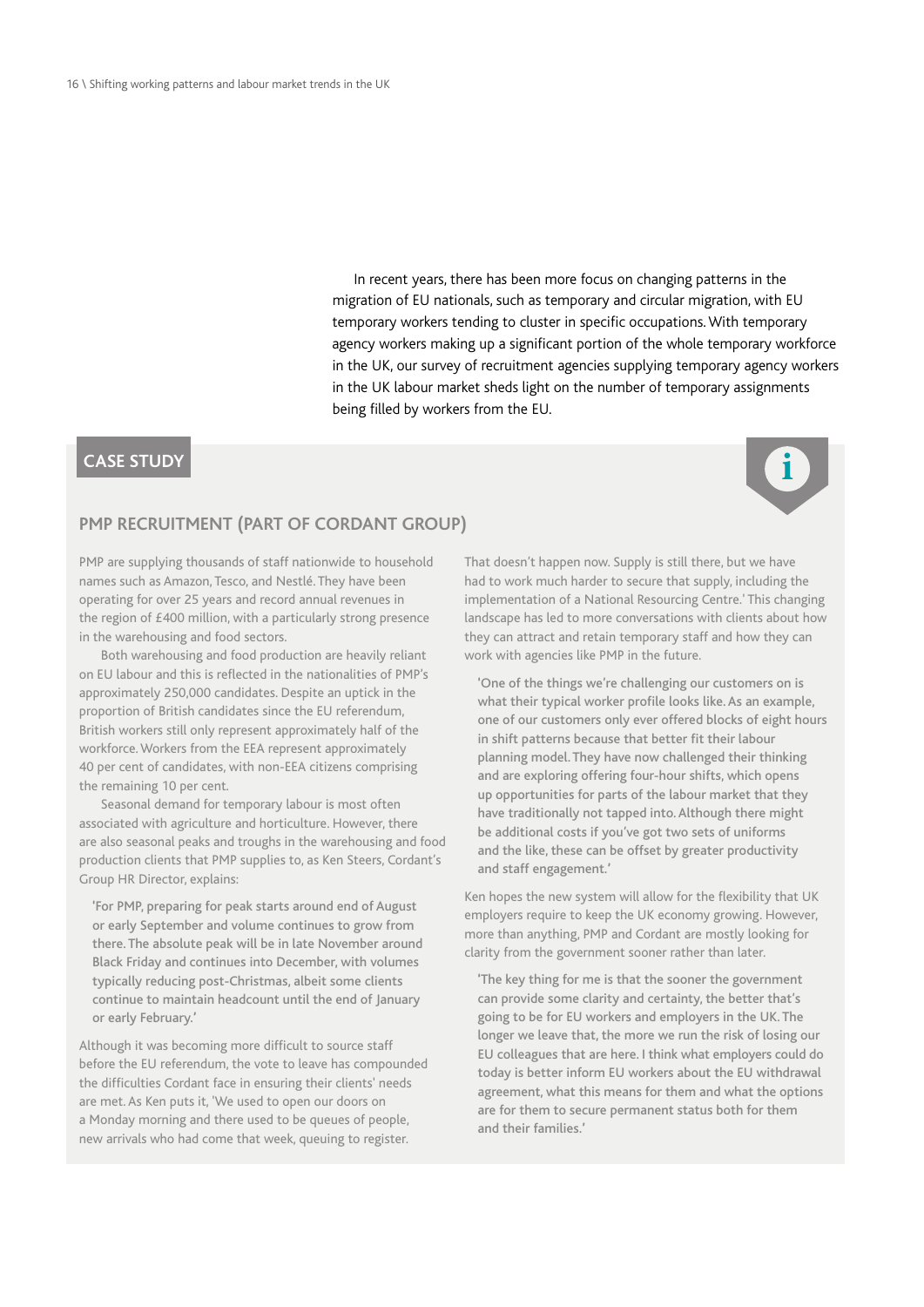In recent years, there has been more focus on changing patterns in the migration of EU nationals, such as temporary and circular migration, with EU temporary workers tending to cluster in specific occupations. With temporary agency workers making up a significant portion of the whole temporary workforce in the UK, our survey of recruitment agencies supplying temporary agency workers in the UK labour market sheds light on the number of temporary assignments being filled by workers from the EU.

## CASE STUDY

### PMP RECRUITMENT (PART OF CORDANT GROUP)

PMP are supplying thousands of staff nationwide to household names such as Amazon, Tesco, and Nestlé. They have been operating for over 25 years and record annual revenues in the region of £400 million, with a particularly strong presence in the warehousing and food sectors.

Both warehousing and food production are heavily reliant on EU labour and this is reflected in the nationalities of PMP's approximately 250,000 candidates. Despite an uptick in the proportion of British candidates since the EU referendum, British workers still only represent approximately half of the workforce. Workers from the EEA represent approximately 40 per cent of candidates, with non-EEA citizens comprising the remaining 10 per cent.

Seasonal demand for temporary labour is most often associated with agriculture and horticulture. However, there are also seasonal peaks and troughs in the warehousing and food production clients that PMP supplies to, as Ken Steers, Cordant's Group HR Director, explains:

> 'For PMP, preparing for peak starts around end of August or early September and volume continues to grow from there. The absolute peak will be in late November around Black Friday and continues into December, with volumes typically reducing post-Christmas, albeit some clients continue to maintain headcount until the end of January or early February.'

Although it was becoming more difficult to source staff before the EU referendum, the vote to leave has compounded the difficulties Cordant face in ensuring their clients' needs are met. As Ken puts it, 'We used to open our doors on a Monday morning and there used to be queues of people, new arrivals who had come that week, queuing to register. That doesn't happen now. Supply is still there, but we have had to work much harder to secure that supply, including the implementation of a National Resourcing Centre.' This changing landscape has led to more conversations with clients about how they can attract and retain temporary staff and how they can work with agencies like PMP in the future.

> 'One of the things we're challenging our customers on is what their typical worker profile looks like. As an example, one of our customers only ever offered blocks of eight hours in shift patterns because that better fit their labour planning model. They have now challenged their thinking and are exploring offering four-hour shifts, which opens up opportunities for parts of the labour market that they have traditionally not tapped into. Although there might be additional costs if you've got two sets of uniforms and the like, these can be offset by greater productivity and staff engagement.'

Ken hopes the new system will allow for the flexibility that UK employers require to keep the UK economy growing. However, more than anything, PMP and Cordant are mostly looking for clarity from the government sooner rather than later.

> 'The key thing for me is that the sooner the government can provide some clarity and certainty, the better that's going to be for EU workers and employers in the UK. The longer we leave that, the more we run the risk of losing our EU colleagues that are here. I think what employers could do today is better inform EU workers about the EU withdrawal agreement, what this means for them and what the options are for them to secure permanent status both for them and their families.'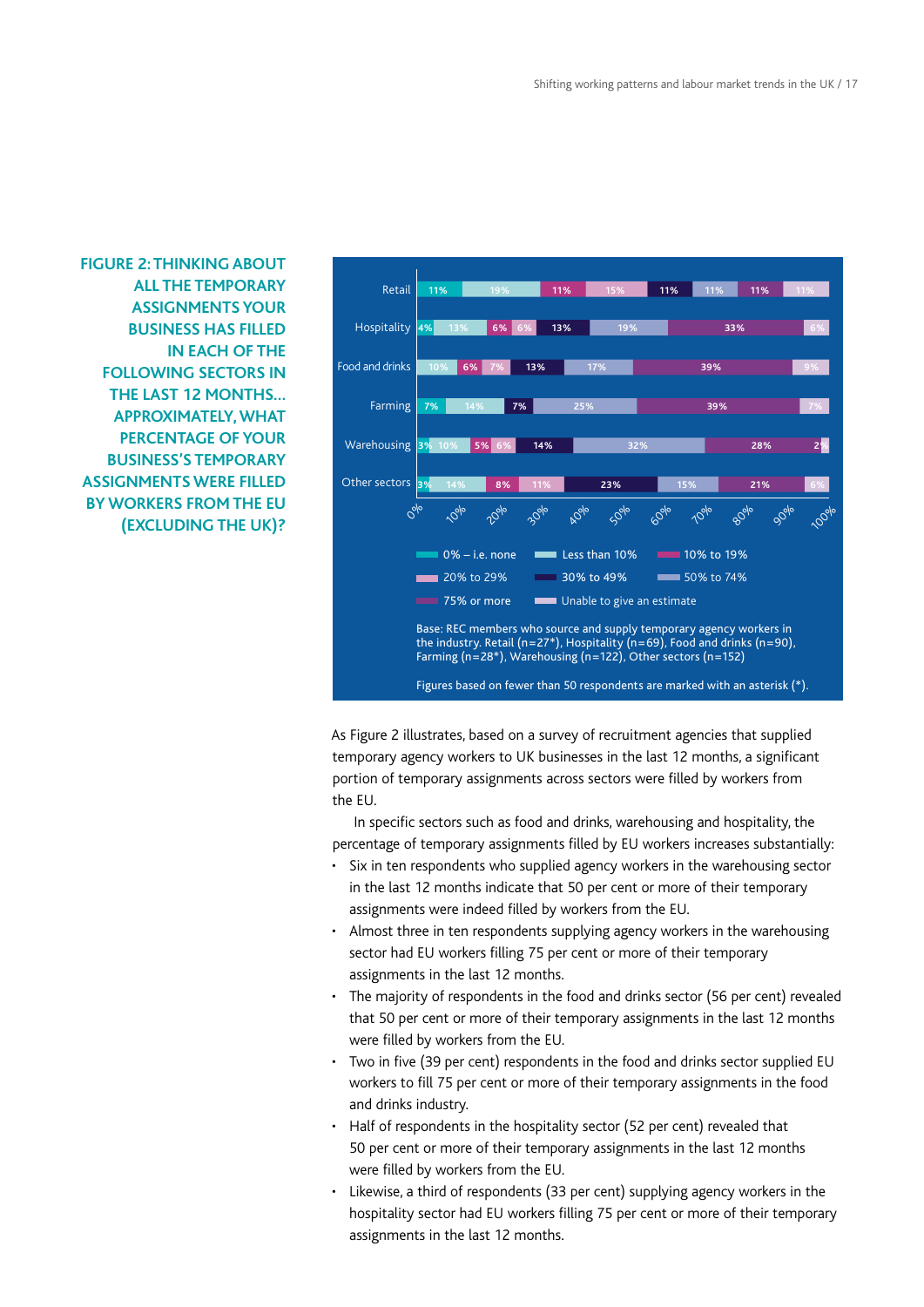**FIGURE 2: THINKING ABOUT ALL THE TEMPORARY ASSIGNMENTS YOUR BUSINESS HAS FILLED IN EACH OF THE FOLLOWING SECTORS IN THE LAST 12 MONTHS... APPROXIMATELY, WHAT PERCENTAGE OF YOUR BUSINESS'S TEMPORARY ASSIGNMENTS WERE FILLED BY WORKERS FROM THE EU (EXCLUDING THE UK)?**

| Sector | 0% – i.e. none | Less than 10% | 10% to 19% | 20% to 29% | 30% to 49% | 50% to 74% | 75% or more | Unable to give an estimate |
|---|---|---|---|---|---|---|---|---|
| Retail | 11% | 19% | 11% | 15% | 11% | 11% | 11% | 11% |
| Hospitality | 4% | 13% | 6% | 6% | 13% | 19% | 33% | 6% |
| Food and drinks | | 10% | 6% | 7% | 13% | 17% | 39% | 9% |
| Farming | 7% | 14% | | | 7% | 25% | 39% | 7% |
| Warehousing | 3% | 10% | 5% | 6% | 14% | 32% | 28% | 2% |
| Other sectors | 3% | 14% | 8% | 11% | 23% | 15% | 21% | 6% |

Base: REC members who source and supply temporary agency workers in the industry. Retail (n=27*), Hospitality (n=69), Food and drinks (n=90), Farming (n=28*), Warehousing (n=122), Other sectors (n=152)

Figures based on fewer than 50 respondents are marked with an asterisk (*).

As Figure 2 illustrates, based on a survey of recruitment agencies that supplied temporary agency workers to UK businesses in the last 12 months, a significant portion of temporary assignments across sectors were filled by workers from the EU.

In specific sectors such as food and drinks, warehousing and hospitality, the percentage of temporary assignments filled by EU workers increases substantially:

- Six in ten respondents who supplied agency workers in the warehousing sector in the last 12 months indicate that 50 per cent or more of their temporary assignments were indeed filled by workers from the EU.
- Almost three in ten respondents supplying agency workers in the warehousing sector had EU workers filling 75 per cent or more of their temporary assignments in the last 12 months.
- The majority of respondents in the food and drinks sector (56 per cent) revealed that 50 per cent or more of their temporary assignments in the last 12 months were filled by workers from the EU.
- Two in five (39 per cent) respondents in the food and drinks sector supplied EU workers to fill 75 per cent or more of their temporary assignments in the food and drinks industry.
- Half of respondents in the hospitality sector (52 per cent) revealed that 50 per cent or more of their temporary assignments in the last 12 months were filled by workers from the EU.
- Likewise, a third of respondents (33 per cent) supplying agency workers in the hospitality sector had EU workers filling 75 per cent or more of their temporary assignments in the last 12 months.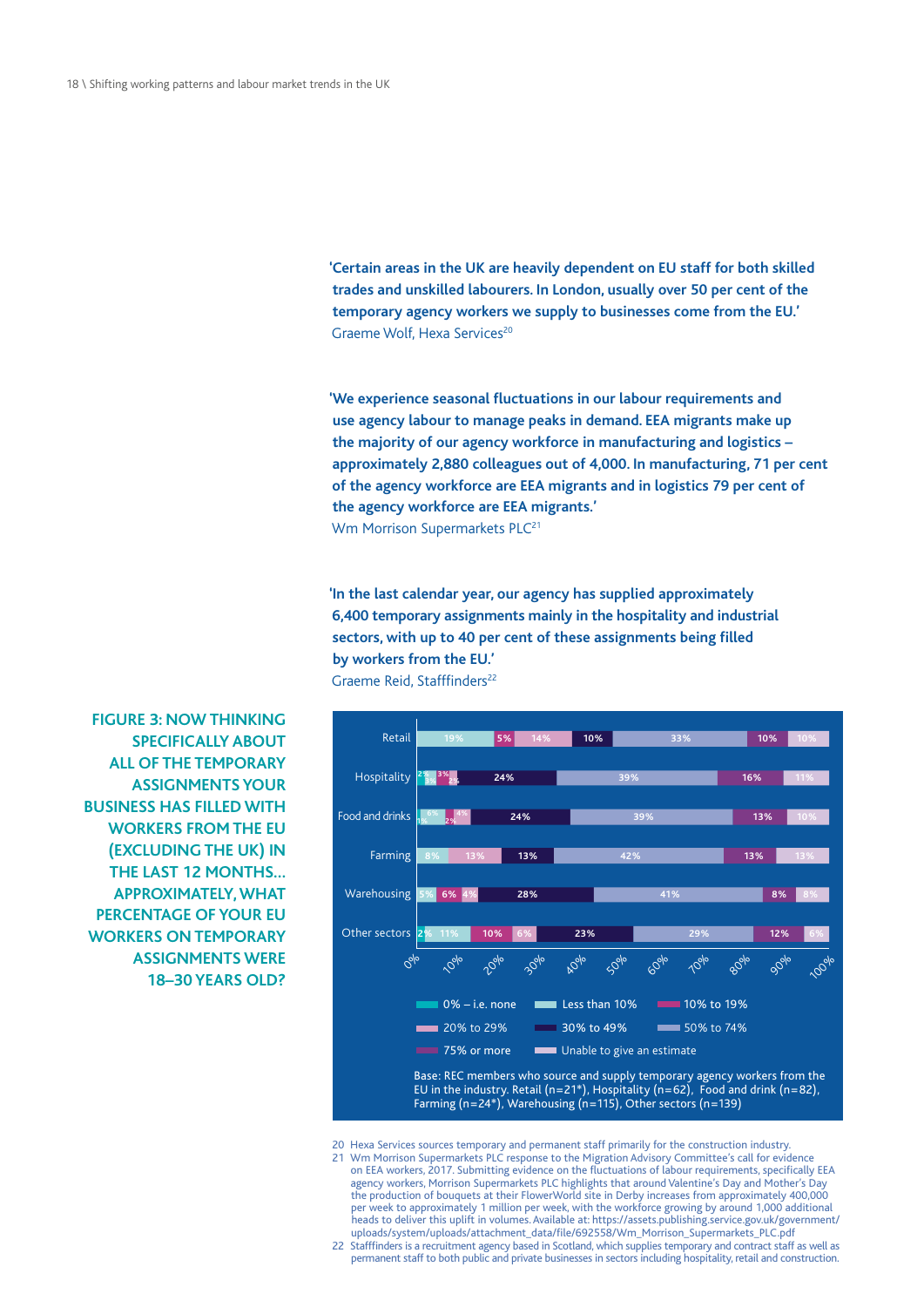**'Certain areas in the UK are heavily dependent on EU staff for both skilled trades and unskilled labourers. In London, usually over 50 per cent of the temporary agency workers we supply to businesses come from the EU.'**
Graeme Wolf, Hexa Services[20]

**'We experience seasonal fluctuations in our labour requirements and use agency labour to manage peaks in demand. EEA migrants make up the majority of our agency workforce in manufacturing and logistics – approximately 2,880 colleagues out of 4,000. In manufacturing, 71 per cent of the agency workforce are EEA migrants and in logistics 79 per cent of the agency workforce are EEA migrants.'**
Wm Morrison Supermarkets PLC[21]

**'In the last calendar year, our agency has supplied approximately 6,400 temporary assignments mainly in the hospitality and industrial sectors, with up to 40 per cent of these assignments being filled by workers from the EU.'**
Graeme Reid, Stafffinders[22]

## FIGURE 3: NOW THINKING SPECIFICALLY ABOUT ALL OF THE TEMPORARY ASSIGNMENTS YOUR BUSINESS HAS FILLED WITH WORKERS FROM THE EU (EXCLUDING THE UK) IN THE LAST 12 MONTHS… APPROXIMATELY, WHAT PERCENTAGE OF YOUR EU WORKERS ON TEMPORARY ASSIGNMENTS WERE 18–30 YEARS OLD?

| Sector | 0% – i.e. none | Less than 10% | 10% to 19% | 20% to 29% | 30% to 49% | 50% to 74% | 75% or more | Unable to give an estimate |
|---|---|---|---|---|---|---|---|---|
| Retail | | 19% | 5% | 14% | 10% | 33% | 10% | 10% |
| Hospitality | 2% | 3% | 3% | 2% | 24% | 39% | 16% | 11% |
| Food and drinks | 1% | 6% | 2% | 4% | 24% | 39% | 13% | 10% |
| Farming | | 8% | | 13% | 13% | 42% | 13% | 13% |
| Warehousing | | 5% | 6% | 4% | 28% | 41% | 8% | 8% |
| Other sectors | 2% | 11% | 10% | 6% | 23% | 29% | 12% | 6% |

Base: REC members who source and supply temporary agency workers from the EU in the industry. Retail (n=21*), Hospitality (n=62), Food and drink (n=82), Farming (n=24*), Warehousing (n=115), Other sectors (n=139)

20 Hexa Services sources temporary and permanent staff primarily for the construction industry.

21 Wm Morrison Supermarkets PLC response to the Migration Advisory Committee's call for evidence on EEA workers, 2017. Submitting evidence on the fluctuations of labour requirements, specifically EEA agency workers, Morrison Supermarkets PLC highlights that around Valentine's Day and Mother's Day the production of bouquets at their FlowerWorld site in Derby increases from approximately 400,000 per week to approximately 1 million per week, with the workforce growing by around 1,000 additional heads to deliver this uplift in volumes. Available at: https://assets.publishing.service.gov.uk/government/uploads/system/uploads/attachment_data/file/692558/Wm_Morrison_Supermarkets_PLC.pdf

22 Stafffinders is a recruitment agency based in Scotland, which supplies temporary and contract staff as well as permanent staff to both public and private businesses in sectors including hospitality, retail and construction.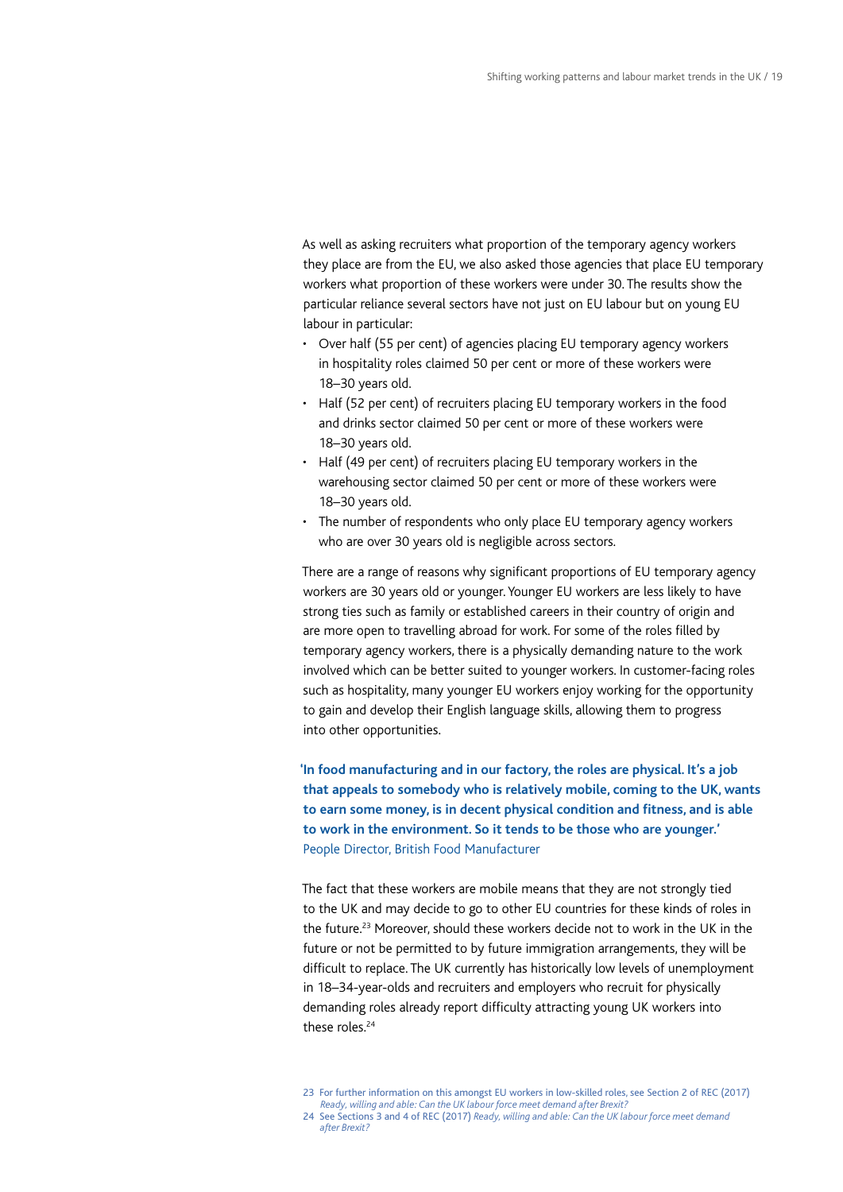As well as asking recruiters what proportion of the temporary agency workers they place are from the EU, we also asked those agencies that place EU temporary workers what proportion of these workers were under 30. The results show the particular reliance several sectors have not just on EU labour but on young EU labour in particular:

- Over half (55 per cent) of agencies placing EU temporary agency workers in hospitality roles claimed 50 per cent or more of these workers were 18–30 years old.
- Half (52 per cent) of recruiters placing EU temporary workers in the food and drinks sector claimed 50 per cent or more of these workers were 18–30 years old.
- Half (49 per cent) of recruiters placing EU temporary workers in the warehousing sector claimed 50 per cent or more of these workers were 18–30 years old.
- The number of respondents who only place EU temporary agency workers who are over 30 years old is negligible across sectors.

There are a range of reasons why significant proportions of EU temporary agency workers are 30 years old or younger. Younger EU workers are less likely to have strong ties such as family or established careers in their country of origin and are more open to travelling abroad for work. For some of the roles filled by temporary agency workers, there is a physically demanding nature to the work involved which can be better suited to younger workers. In customer-facing roles such as hospitality, many younger EU workers enjoy working for the opportunity to gain and develop their English language skills, allowing them to progress into other opportunities.

**'In food manufacturing and in our factory, the roles are physical. It's a job that appeals to somebody who is relatively mobile, coming to the UK, wants to earn some money, is in decent physical condition and fitness, and is able to work in the environment. So it tends to be those who are younger.'**
People Director, British Food Manufacturer

The fact that these workers are mobile means that they are not strongly tied to the UK and may decide to go to other EU countries for these kinds of roles in the future.[23] Moreover, should these workers decide not to work in the UK in the future or not be permitted to by future immigration arrangements, they will be difficult to replace. The UK currently has historically low levels of unemployment in 18–34-year-olds and recruiters and employers who recruit for physically demanding roles already report difficulty attracting young UK workers into these roles.[24]

23 For further information on this amongst EU workers in low-skilled roles, see Section 2 of REC (2017) *Ready, willing and able: Can the UK labour force meet demand after Brexit?*

24 See Sections 3 and 4 of REC (2017) *Ready, willing and able: Can the UK labour force meet demand after Brexit?*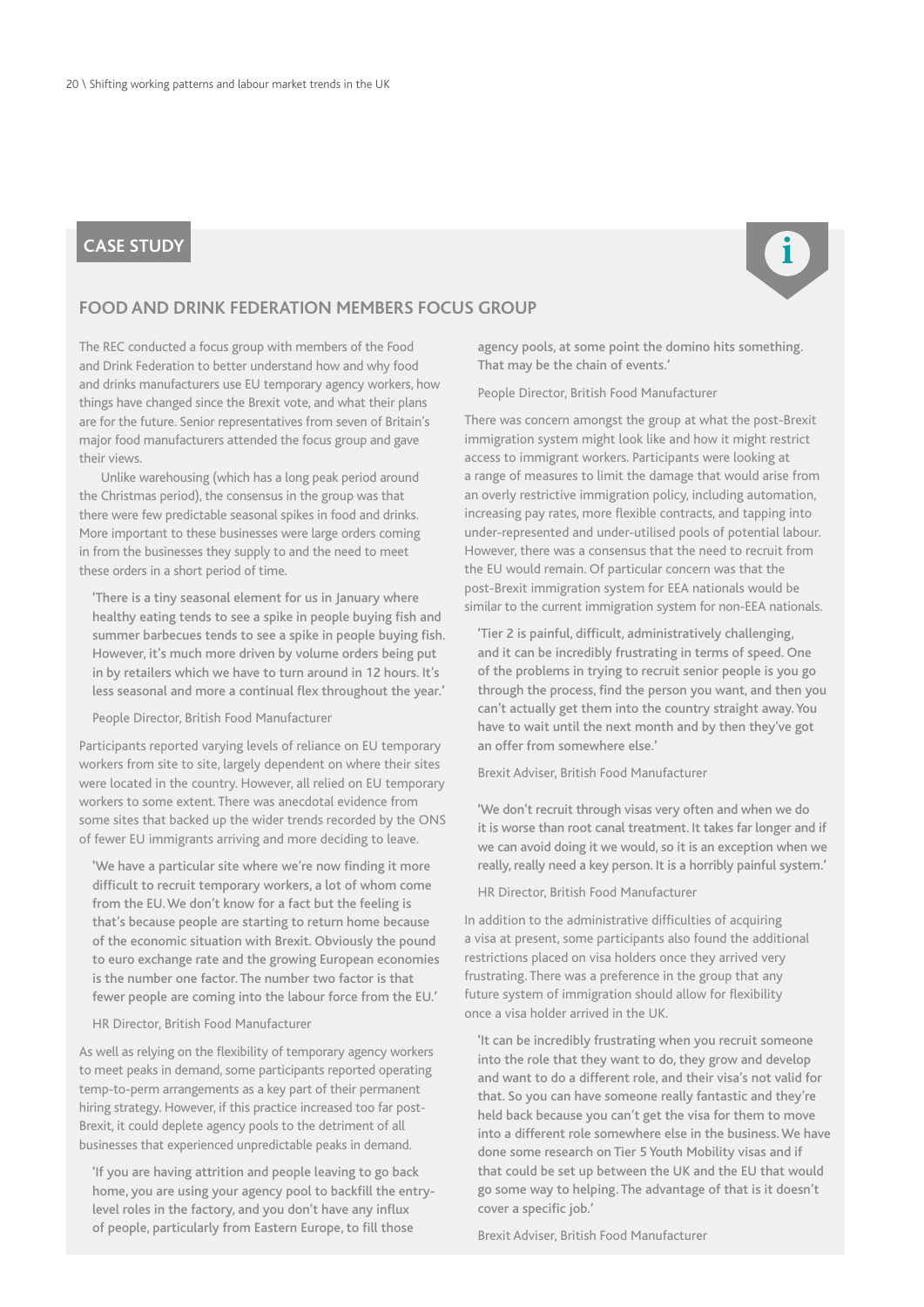## CASE STUDY

### FOOD AND DRINK FEDERATION MEMBERS FOCUS GROUP

The REC conducted a focus group with members of the Food and Drink Federation to better understand how and why food and drinks manufacturers use EU temporary agency workers, how things have changed since the Brexit vote, and what their plans are for the future. Senior representatives from seven of Britain's major food manufacturers attended the focus group and gave their views.

Unlike warehousing (which has a long peak period around the Christmas period), the consensus in the group was that there were few predictable seasonal spikes in food and drinks. More important to these businesses were large orders coming in from the businesses they supply to and the need to meet these orders in a short period of time.

> 'There is a tiny seasonal element for us in January where healthy eating tends to see a spike in people buying fish and summer barbecues tends to see a spike in people buying fish. However, it's much more driven by volume orders being put in by retailers which we have to turn around in 12 hours. It's less seasonal and more a continual flex throughout the year.'
>
> People Director, British Food Manufacturer

Participants reported varying levels of reliance on EU temporary workers from site to site, largely dependent on where their sites were located in the country. However, all relied on EU temporary workers to some extent. There was anecdotal evidence from some sites that backed up the wider trends recorded by the ONS of fewer EU immigrants arriving and more deciding to leave.

> 'We have a particular site where we're now finding it more difficult to recruit temporary workers, a lot of whom come from the EU. We don't know for a fact but the feeling is that's because people are starting to return home because of the economic situation with Brexit. Obviously the pound to euro exchange rate and the growing European economies is the number one factor. The number two factor is that fewer people are coming into the labour force from the EU.'
>
> HR Director, British Food Manufacturer

As well as relying on the flexibility of temporary agency workers to meet peaks in demand, some participants reported operating temp-to-perm arrangements as a key part of their permanent hiring strategy. However, if this practice increased too far post-Brexit, it could deplete agency pools to the detriment of all businesses that experienced unpredictable peaks in demand.

> 'If you are having attrition and people leaving to go back home, you are using your agency pool to backfill the entry-level roles in the factory, and you don't have any influx of people, particularly from Eastern Europe, to fill those agency pools, at some point the domino hits something. That may be the chain of events.'
>
> People Director, British Food Manufacturer

There was concern amongst the group at what the post-Brexit immigration system might look like and how it might restrict access to immigrant workers. Participants were looking at a range of measures to limit the damage that would arise from an overly restrictive immigration policy, including automation, increasing pay rates, more flexible contracts, and tapping into under-represented and under-utilised pools of potential labour. However, there was a consensus that the need to recruit from the EU would remain. Of particular concern was that the post-Brexit immigration system for EEA nationals would be similar to the current immigration system for non-EEA nationals.

> 'Tier 2 is painful, difficult, administratively challenging, and it can be incredibly frustrating in terms of speed. One of the problems in trying to recruit senior people is you go through the process, find the person you want, and then you can't actually get them into the country straight away. You have to wait until the next month and by then they've got an offer from somewhere else.'
>
> Brexit Adviser, British Food Manufacturer

> 'We don't recruit through visas very often and when we do it is worse than root canal treatment. It takes far longer and if we can avoid doing it we would, so it is an exception when we really, really need a key person. It is a horribly painful system.'
>
> HR Director, British Food Manufacturer

In addition to the administrative difficulties of acquiring a visa at present, some participants also found the additional restrictions placed on visa holders once they arrived very frustrating. There was a preference in the group that any future system of immigration should allow for flexibility once a visa holder arrived in the UK.

> 'It can be incredibly frustrating when you recruit someone into the role that they want to do, they grow and develop and want to do a different role, and their visa's not valid for that. So you can have someone really fantastic and they're held back because you can't get the visa for them to move into a different role somewhere else in the business. We have done some research on Tier 5 Youth Mobility visas and if that could be set up between the UK and the EU that would go some way to helping. The advantage of that is it doesn't cover a specific job.'
>
> Brexit Adviser, British Food Manufacturer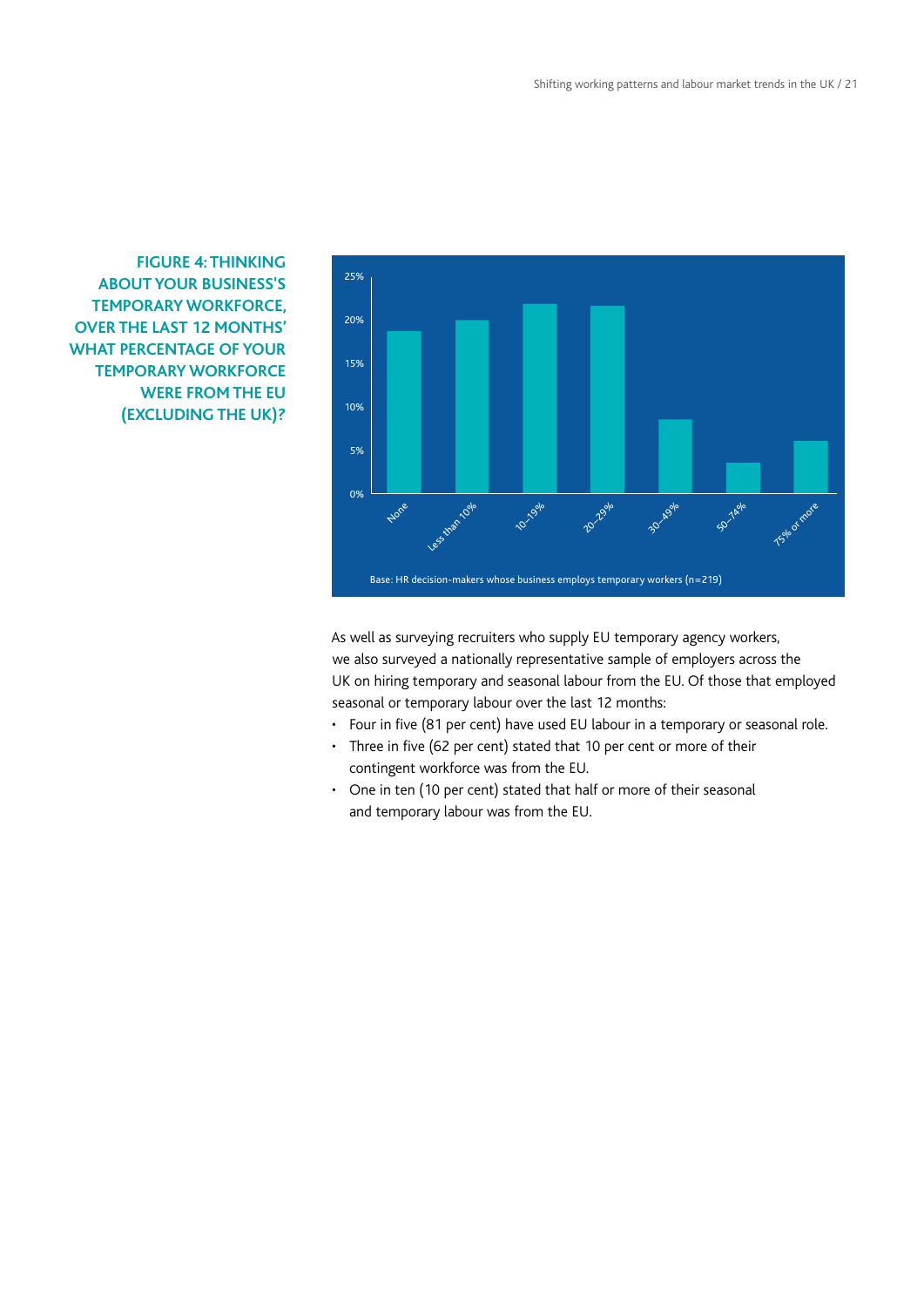**FIGURE 4: THINKING ABOUT YOUR BUSINESS'S TEMPORARY WORKFORCE, OVER THE LAST 12 MONTHS' WHAT PERCENTAGE OF YOUR TEMPORARY WORKFORCE WERE FROM THE EU (EXCLUDING THE UK)?**

Base: HR decision-makers whose business employs temporary workers (n=219)

As well as surveying recruiters who supply EU temporary agency workers, we also surveyed a nationally representative sample of employers across the UK on hiring temporary and seasonal labour from the EU. Of those that employed seasonal or temporary labour over the last 12 months:

- Four in five (81 per cent) have used EU labour in a temporary or seasonal role.
- Three in five (62 per cent) stated that 10 per cent or more of their contingent workforce was from the EU.
- One in ten (10 per cent) stated that half or more of their seasonal and temporary labour was from the EU.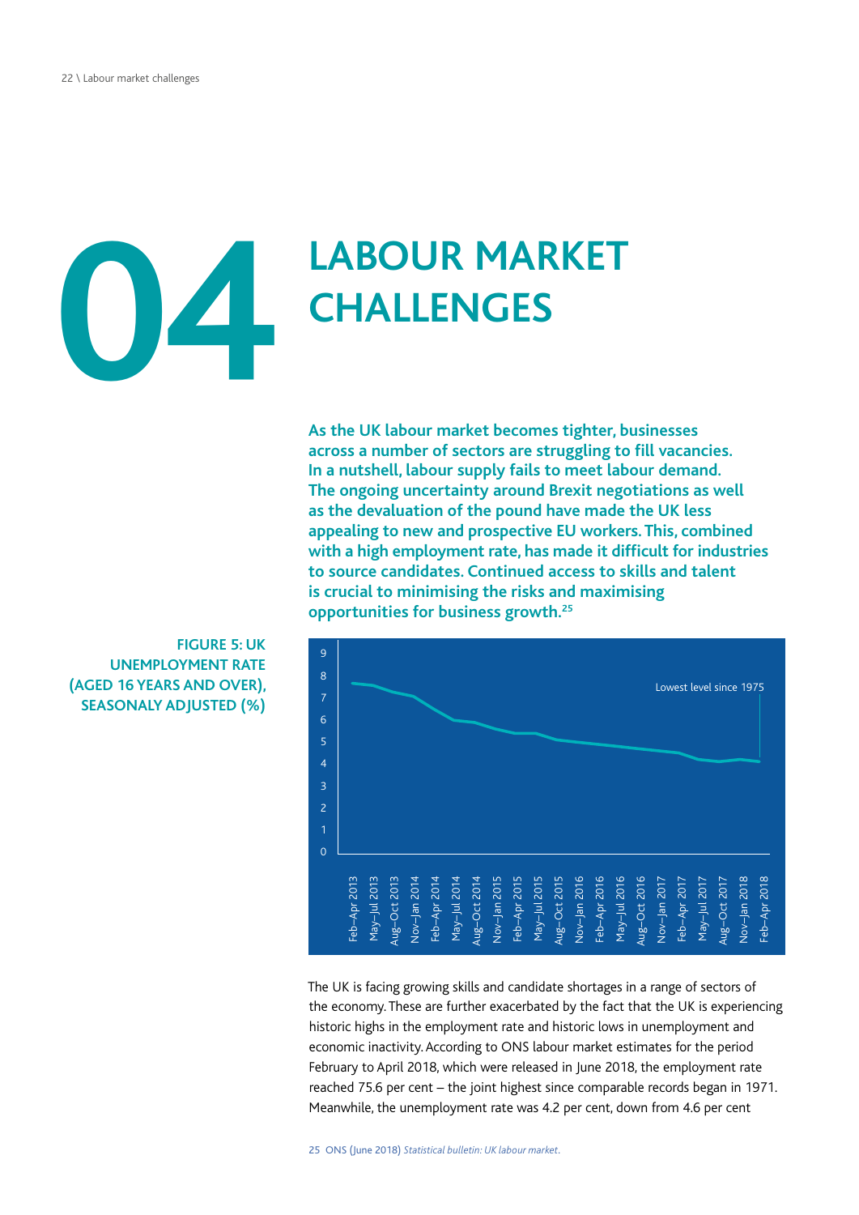# 04 LABOUR MARKET CHALLENGES

**As the UK labour market becomes tighter, businesses across a number of sectors are struggling to fill vacancies. In a nutshell, labour supply fails to meet labour demand. The ongoing uncertainty around Brexit negotiations as well as the devaluation of the pound have made the UK less appealing to new and prospective EU workers. This, combined with a high employment rate, has made it difficult for industries to source candidates. Continued access to skills and talent is crucial to minimising the risks and maximising opportunities for business growth.[25]**

**FIGURE 5: UK UNEMPLOYMENT RATE (AGED 16 YEARS AND OVER), SEASONALY ADJUSTED (%)**

The UK is facing growing skills and candidate shortages in a range of sectors of the economy. These are further exacerbated by the fact that the UK is experiencing historic highs in the employment rate and historic lows in unemployment and economic inactivity. According to ONS labour market estimates for the period February to April 2018, which were released in June 2018, the employment rate reached 75.6 per cent – the joint highest since comparable records began in 1971. Meanwhile, the unemployment rate was 4.2 per cent, down from 4.6 per cent

25 ONS (June 2018) *Statistical bulletin: UK labour market*.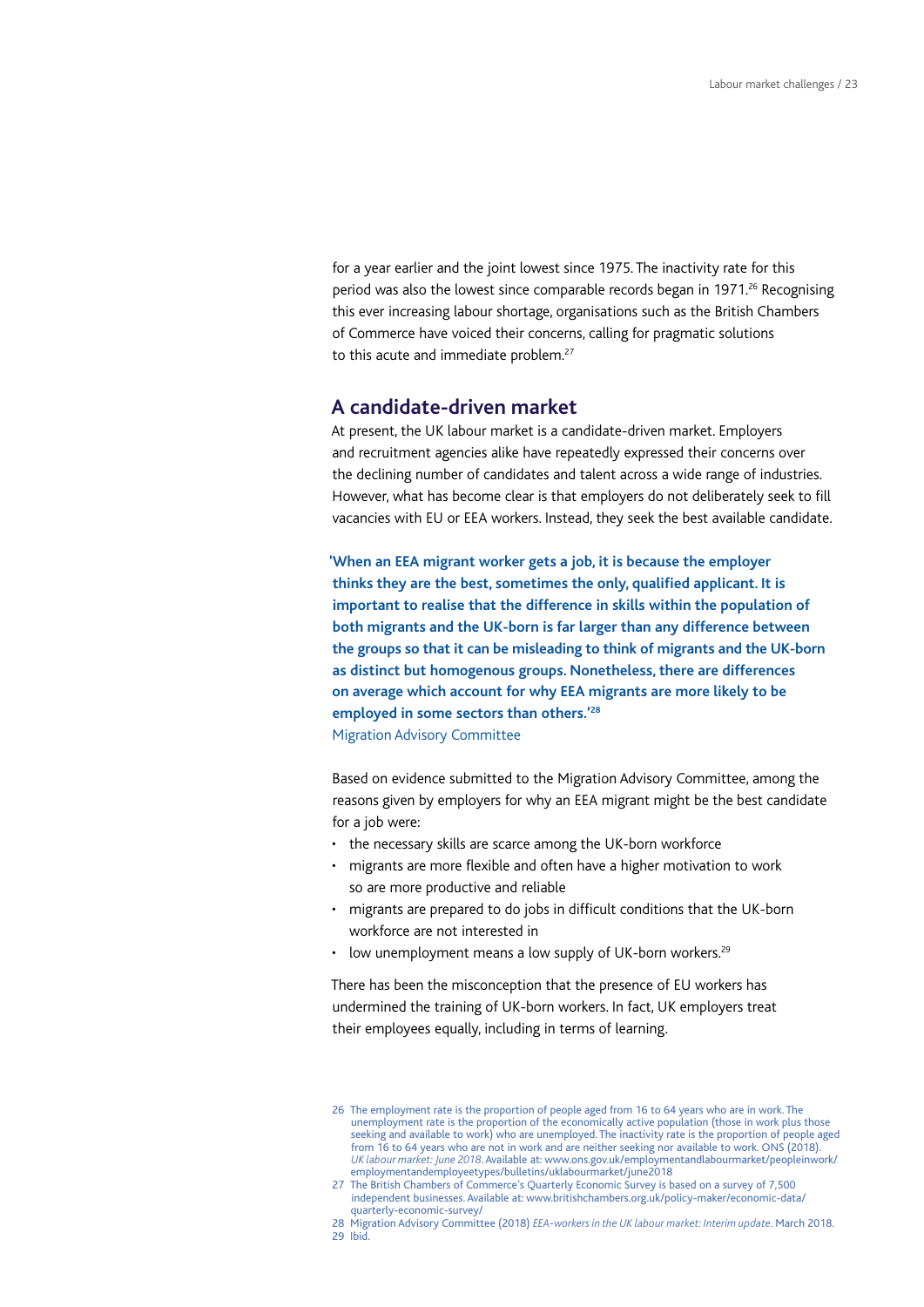for a year earlier and the joint lowest since 1975. The inactivity rate for this period was also the lowest since comparable records began in 1971.[26] Recognising this ever increasing labour shortage, organisations such as the British Chambers of Commerce have voiced their concerns, calling for pragmatic solutions to this acute and immediate problem.[27]

## A candidate-driven market

At present, the UK labour market is a candidate-driven market. Employers and recruitment agencies alike have repeatedly expressed their concerns over the declining number of candidates and talent across a wide range of industries. However, what has become clear is that employers do not deliberately seek to fill vacancies with EU or EEA workers. Instead, they seek the best available candidate.

> **'When an EEA migrant worker gets a job, it is because the employer thinks they are the best, sometimes the only, qualified applicant. It is important to realise that the difference in skills within the population of both migrants and the UK-born is far larger than any difference between the groups so that it can be misleading to think of migrants and the UK-born as distinct but homogenous groups. Nonetheless, there are differences on average which account for why EEA migrants are more likely to be employed in some sectors than others.'[28]**
>
> Migration Advisory Committee

Based on evidence submitted to the Migration Advisory Committee, among the reasons given by employers for why an EEA migrant might be the best candidate for a job were:

- the necessary skills are scarce among the UK-born workforce
- migrants are more flexible and often have a higher motivation to work so are more productive and reliable
- migrants are prepared to do jobs in difficult conditions that the UK-born workforce are not interested in
- low unemployment means a low supply of UK-born workers.[29]

There has been the misconception that the presence of EU workers has undermined the training of UK-born workers. In fact, UK employers treat their employees equally, including in terms of learning.

---

26 The employment rate is the proportion of people aged from 16 to 64 years who are in work. The unemployment rate is the proportion of the economically active population (those in work plus those seeking and available to work) who are unemployed. The inactivity rate is the proportion of people aged from 16 to 64 years who are not in work and are neither seeking nor available to work. ONS (2018). *UK labour market: June 2018*. Available at: www.ons.gov.uk/employmentandlabourmarket/peopleinwork/employmentandemployeetypes/bulletins/uklabourmarket/june2018

27 The British Chambers of Commerce's Quarterly Economic Survey is based on a survey of 7,500 independent businesses. Available at: www.britishchambers.org.uk/policy-maker/economic-data/quarterly-economic-survey/

28 Migration Advisory Committee (2018) *EEA-workers in the UK labour market: Interim update*. March 2018.

29 Ibid.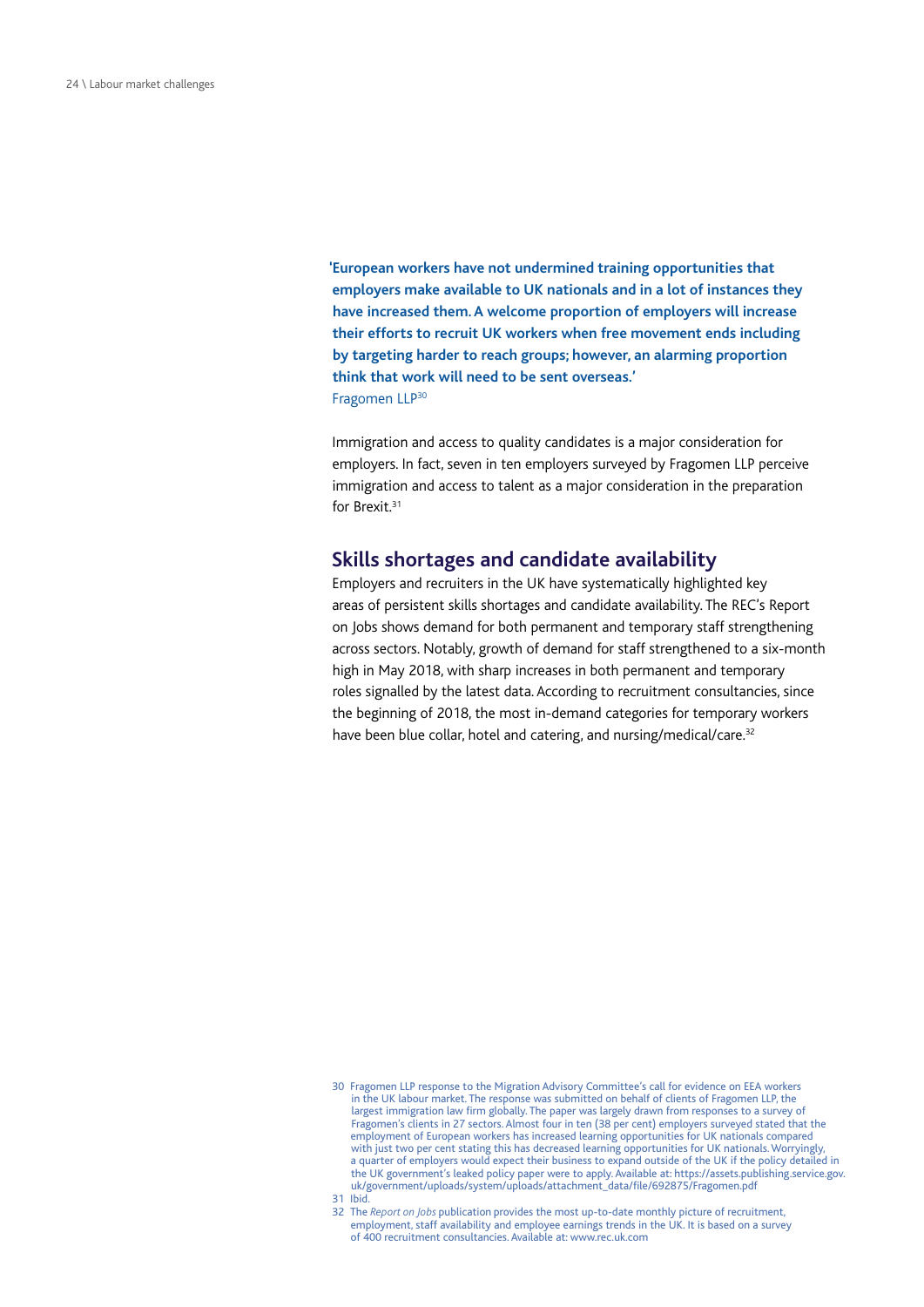**'European workers have not undermined training opportunities that employers make available to UK nationals and in a lot of instances they have increased them. A welcome proportion of employers will increase their efforts to recruit UK workers when free movement ends including by targeting harder to reach groups; however, an alarming proportion think that work will need to be sent overseas.'**
Fragomen LLP[30]

Immigration and access to quality candidates is a major consideration for employers. In fact, seven in ten employers surveyed by Fragomen LLP perceive immigration and access to talent as a major consideration in the preparation for Brexit.[31]

## Skills shortages and candidate availability

Employers and recruiters in the UK have systematically highlighted key areas of persistent skills shortages and candidate availability. The REC's Report on Jobs shows demand for both permanent and temporary staff strengthening across sectors. Notably, growth of demand for staff strengthened to a six-month high in May 2018, with sharp increases in both permanent and temporary roles signalled by the latest data. According to recruitment consultancies, since the beginning of 2018, the most in-demand categories for temporary workers have been blue collar, hotel and catering, and nursing/medical/care.[32]

30 Fragomen LLP response to the Migration Advisory Committee's call for evidence on EEA workers in the UK labour market. The response was submitted on behalf of clients of Fragomen LLP, the largest immigration law firm globally. The paper was largely drawn from responses to a survey of Fragomen's clients in 27 sectors. Almost four in ten (38 per cent) employers surveyed stated that the employment of European workers has increased learning opportunities for UK nationals compared with just two per cent stating this has decreased learning opportunities for UK nationals. Worryingly, a quarter of employers would expect their business to expand outside of the UK if the policy detailed in the UK government's leaked policy paper were to apply. Available at: https://assets.publishing.service.gov.uk/government/uploads/system/uploads/attachment_data/file/692875/Fragomen.pdf

31 Ibid.

32 The *Report on Jobs* publication provides the most up-to-date monthly picture of recruitment, employment, staff availability and employee earnings trends in the UK. It is based on a survey of 400 recruitment consultancies. Available at: www.rec.uk.com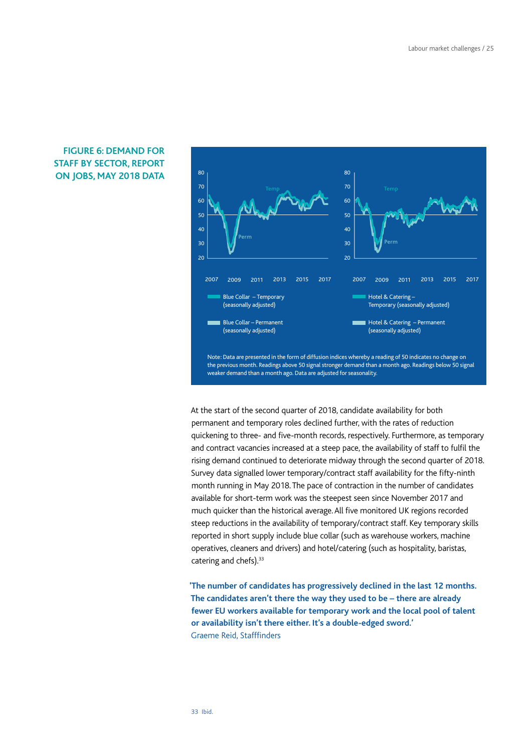## FIGURE 6: DEMAND FOR STAFF BY SECTOR, REPORT ON JOBS, MAY 2018 DATA

Blue Collar – Temporary (seasonally adjusted)

Blue Collar – Permanent (seasonally adjusted)

Hotel & Catering – Temporary (seasonally adjusted)

Hotel & Catering – Permanent (seasonally adjusted)

Note: Data are presented in the form of diffusion indices whereby a reading of 50 indicates no change on the previous month. Readings above 50 signal stronger demand than a month ago. Readings below 50 signal weaker demand than a month ago. Data are adjusted for seasonality.

At the start of the second quarter of 2018, candidate availability for both permanent and temporary roles declined further, with the rates of reduction quickening to three- and five-month records, respectively. Furthermore, as temporary and contract vacancies increased at a steep pace, the availability of staff to fulfil the rising demand continued to deteriorate midway through the second quarter of 2018. Survey data signalled lower temporary/contract staff availability for the fifty-ninth month running in May 2018. The pace of contraction in the number of candidates available for short-term work was the steepest seen since November 2017 and much quicker than the historical average. All five monitored UK regions recorded steep reductions in the availability of temporary/contract staff. Key temporary skills reported in short supply include blue collar (such as warehouse workers, machine operatives, cleaners and drivers) and hotel/catering (such as hospitality, baristas, catering and chefs).[33]

**'The number of candidates has progressively declined in the last 12 months. The candidates aren't there the way they used to be – there are already fewer EU workers available for temporary work and the local pool of talent or availability isn't there either. It's a double-edged sword.'**
Graeme Reid, Stafffinders

33 Ibid.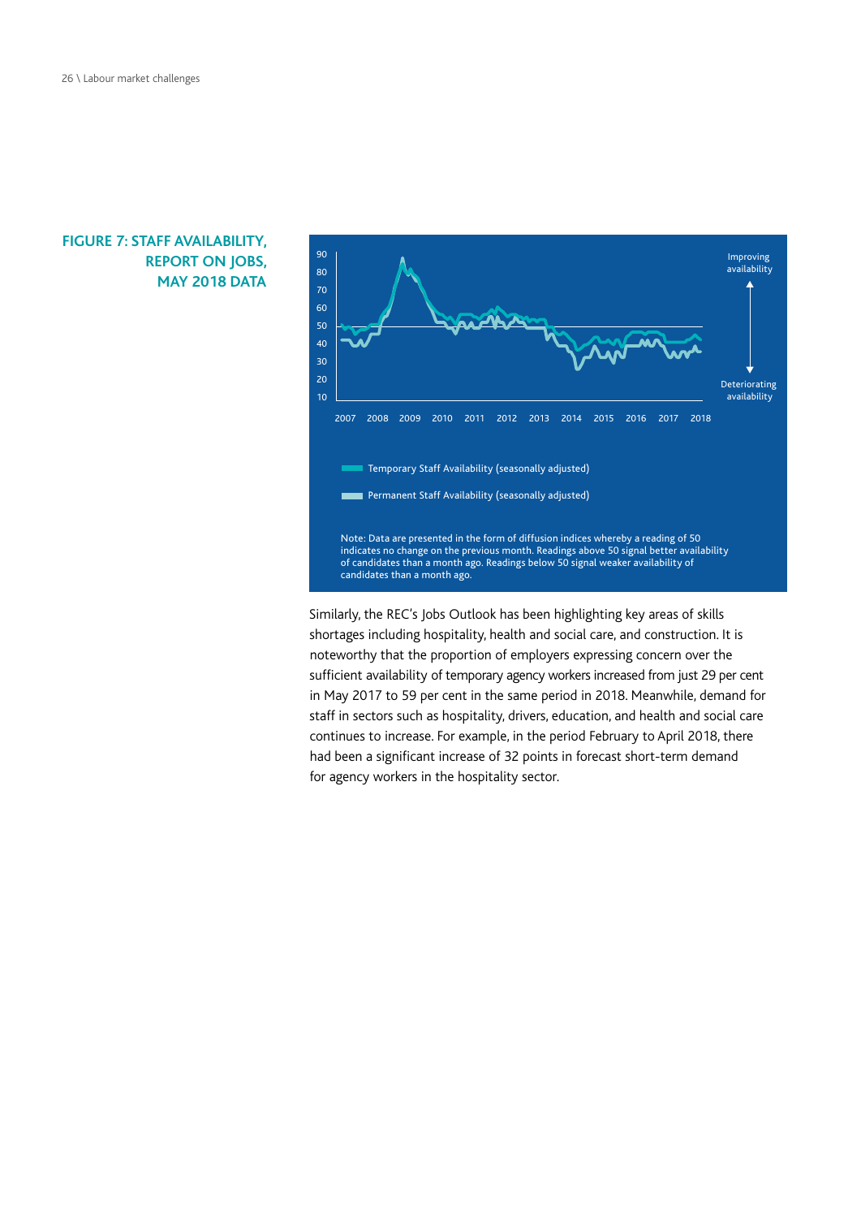## FIGURE 7: STAFF AVAILABILITY, REPORT ON JOBS, MAY 2018 DATA

Temporary Staff Availability (seasonally adjusted)

Permanent Staff Availability (seasonally adjusted)

Note: Data are presented in the form of diffusion indices whereby a reading of 50 indicates no change on the previous month. Readings above 50 signal better availability of candidates than a month ago. Readings below 50 signal weaker availability of candidates than a month ago.

Similarly, the REC's Jobs Outlook has been highlighting key areas of skills shortages including hospitality, health and social care, and construction. It is noteworthy that the proportion of employers expressing concern over the sufficient availability of temporary agency workers increased from just 29 per cent in May 2017 to 59 per cent in the same period in 2018. Meanwhile, demand for staff in sectors such as hospitality, drivers, education, and health and social care continues to increase. For example, in the period February to April 2018, there had been a significant increase of 32 points in forecast short-term demand for agency workers in the hospitality sector.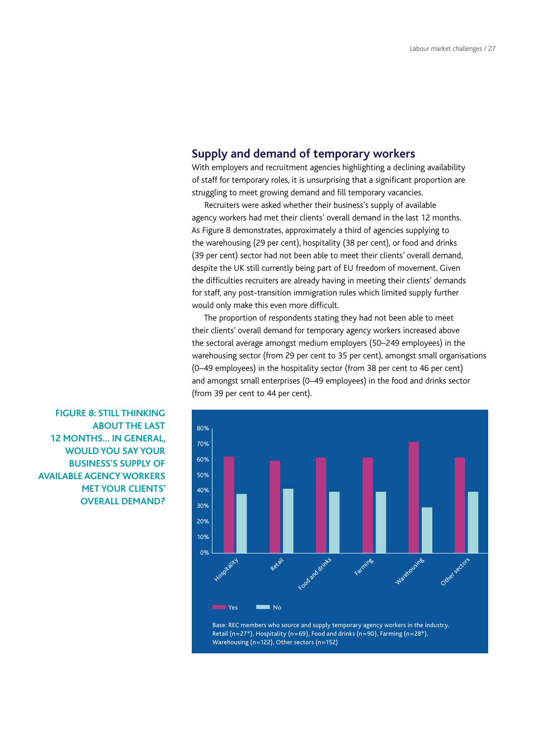## Supply and demand of temporary workers

With employers and recruitment agencies highlighting a declining availability of staff for temporary roles, it is unsurprising that a significant proportion are struggling to meet growing demand and fill temporary vacancies.

Recruiters were asked whether their business's supply of available agency workers had met their clients' overall demand in the last 12 months. As Figure 8 demonstrates, approximately a third of agencies supplying to the warehousing (29 per cent), hospitality (38 per cent), or food and drinks (39 per cent) sector had not been able to meet their clients' overall demand, despite the UK still currently being part of EU freedom of movement. Given the difficulties recruiters are already having in meeting their clients' demands for staff, any post-transition immigration rules which limited supply further would only make this even more difficult.

The proportion of respondents stating they had not been able to meet their clients' overall demand for temporary agency workers increased above the sectoral average amongst medium employers (50–249 employees) in the warehousing sector (from 29 per cent to 35 per cent), amongst small organisations (0–49 employees) in the hospitality sector (from 38 per cent to 46 per cent) and amongst small enterprises (0–49 employees) in the food and drinks sector (from 39 per cent to 44 per cent).

**FIGURE 8: STILL THINKING ABOUT THE LAST 12 MONTHS... IN GENERAL, WOULD YOU SAY YOUR BUSINESS'S SUPPLY OF AVAILABLE AGENCY WORKERS MET YOUR CLIENTS' OVERALL DEMAND?**

| Sector | Yes | No |
|---|---|---|
| Hospitality | 62% | 38% |
| Retail | 59% | 41% |
| Food and drinks | 61% | 39% |
| Farming | 61% | 39% |
| Warehousing | 71% | 29% |
| Other sectors | 61% | 39% |

Base: REC members who source and supply temporary agency workers in the industry. Retail (n=27*), Hospitality (n=69), Food and drinks (n=90), Farming (n=28*), Warehousing (n=122), Other sectors (n=152)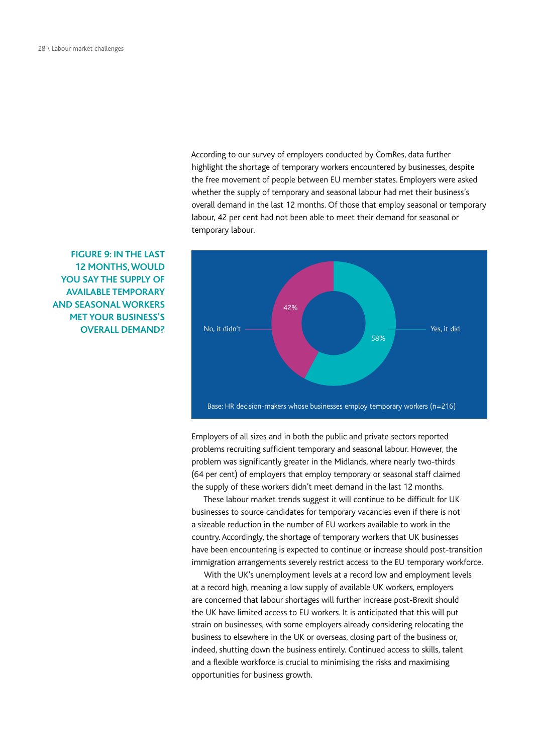According to our survey of employers conducted by ComRes, data further highlight the shortage of temporary workers encountered by businesses, despite the free movement of people between EU member states. Employers were asked whether the supply of temporary and seasonal labour had met their business's overall demand in the last 12 months. Of those that employ seasonal or temporary labour, 42 per cent had not been able to meet their demand for seasonal or temporary labour.

**FIGURE 9: IN THE LAST 12 MONTHS, WOULD YOU SAY THE SUPPLY OF AVAILABLE TEMPORARY AND SEASONAL WORKERS MET YOUR BUSINESS'S OVERALL DEMAND?**

| Response | Share |
|---|---|
| No, it didn't | 42% |
| Yes, it did | 58% |

Base: HR decision-makers whose businesses employ temporary workers (n=216)

Employers of all sizes and in both the public and private sectors reported problems recruiting sufficient temporary and seasonal labour. However, the problem was significantly greater in the Midlands, where nearly two-thirds (64 per cent) of employers that employ temporary or seasonal staff claimed the supply of these workers didn't meet demand in the last 12 months.

These labour market trends suggest it will continue to be difficult for UK businesses to source candidates for temporary vacancies even if there is not a sizeable reduction in the number of EU workers available to work in the country. Accordingly, the shortage of temporary workers that UK businesses have been encountering is expected to continue or increase should post-transition immigration arrangements severely restrict access to the EU temporary workforce.

With the UK's unemployment levels at a record low and employment levels at a record high, meaning a low supply of available UK workers, employers are concerned that labour shortages will further increase post-Brexit should the UK have limited access to EU workers. It is anticipated that this will put strain on businesses, with some employers already considering relocating the business to elsewhere in the UK or overseas, closing part of the business or, indeed, shutting down the business entirely. Continued access to skills, talent and a flexible workforce is crucial to minimising the risks and maximising opportunities for business growth.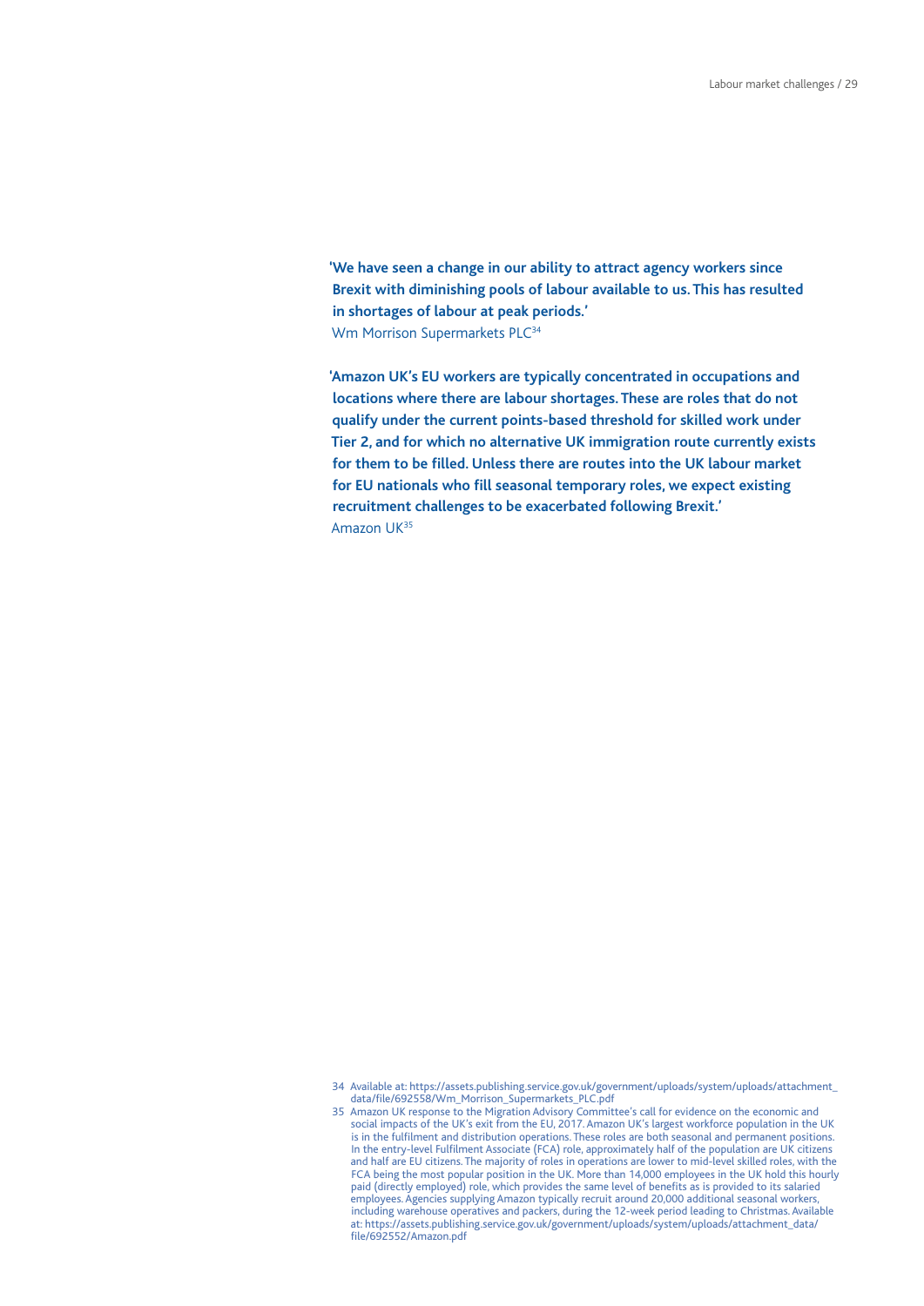**'We have seen a change in our ability to attract agency workers since Brexit with diminishing pools of labour available to us. This has resulted in shortages of labour at peak periods.'**
Wm Morrison Supermarkets PLC[34]

**'Amazon UK's EU workers are typically concentrated in occupations and locations where there are labour shortages. These are roles that do not qualify under the current points-based threshold for skilled work under Tier 2, and for which no alternative UK immigration route currently exists for them to be filled. Unless there are routes into the UK labour market for EU nationals who fill seasonal temporary roles, we expect existing recruitment challenges to be exacerbated following Brexit.'**
Amazon UK[35]

34 Available at: https://assets.publishing.service.gov.uk/government/uploads/system/uploads/attachment_data/file/692558/Wm_Morrison_Supermarkets_PLC.pdf

35 Amazon UK response to the Migration Advisory Committee's call for evidence on the economic and social impacts of the UK's exit from the EU, 2017. Amazon UK's largest workforce population in the UK is in the fulfilment and distribution operations. These roles are both seasonal and permanent positions. In the entry-level Fulfilment Associate (FCA) role, approximately half of the population are UK citizens and half are EU citizens. The majority of roles in operations are lower to mid-level skilled roles, with the FCA being the most popular position in the UK. More than 14,000 employees in the UK hold this hourly paid (directly employed) role, which provides the same level of benefits as is provided to its salaried employees. Agencies supplying Amazon typically recruit around 20,000 additional seasonal workers, including warehouse operatives and packers, during the 12-week period leading to Christmas. Available at: https://assets.publishing.service.gov.uk/government/uploads/system/uploads/attachment_data/file/692552/Amazon.pdf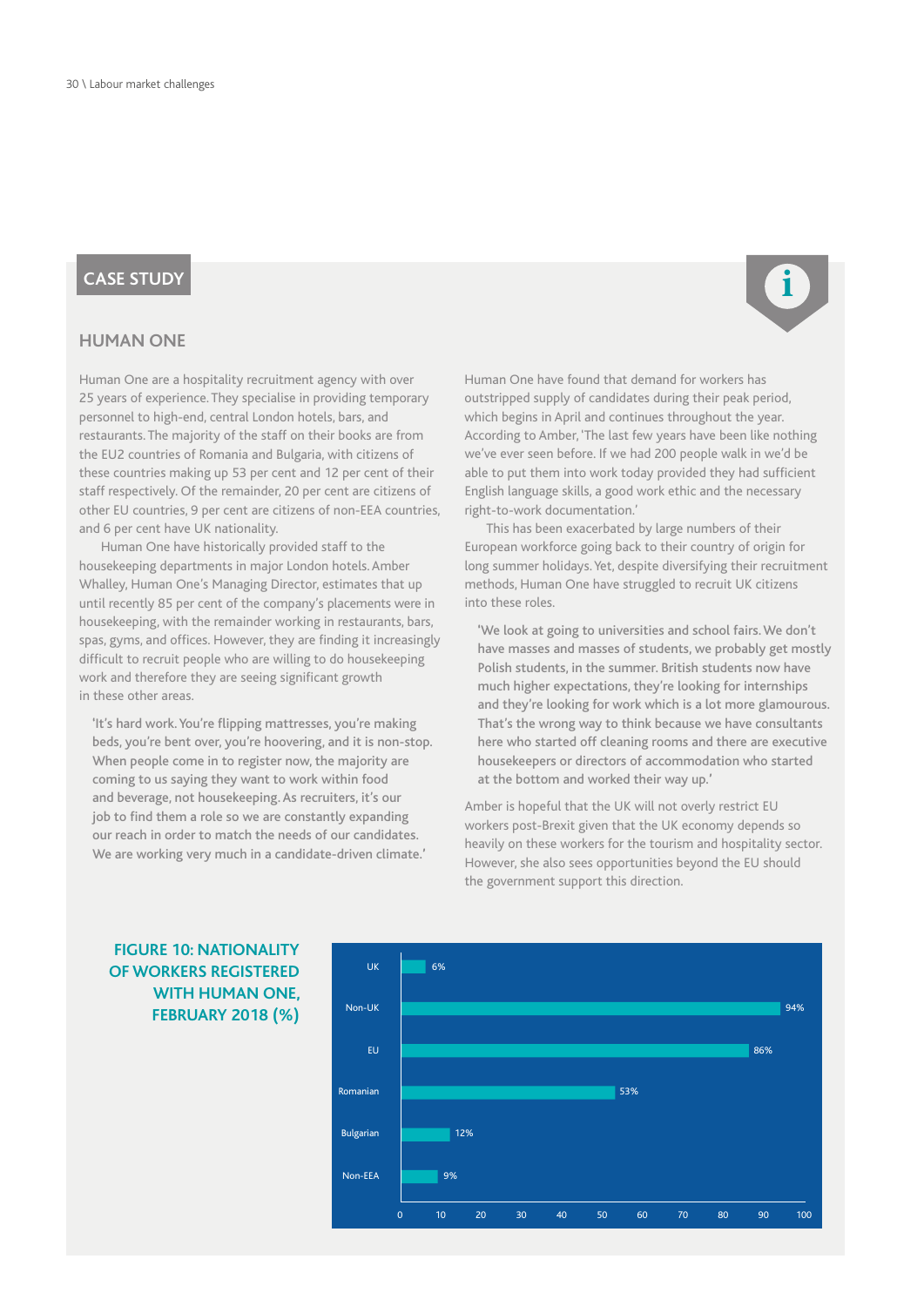CASE STUDY

## HUMAN ONE

Human One are a hospitality recruitment agency with over 25 years of experience. They specialise in providing temporary personnel to high-end, central London hotels, bars, and restaurants. The majority of the staff on their books are from the EU2 countries of Romania and Bulgaria, with citizens of these countries making up 53 per cent and 12 per cent of their staff respectively. Of the remainder, 20 per cent are citizens of other EU countries, 9 per cent are citizens of non-EEA countries, and 6 per cent have UK nationality.

Human One have historically provided staff to the housekeeping departments in major London hotels. Amber Whalley, Human One's Managing Director, estimates that up until recently 85 per cent of the company's placements were in housekeeping, with the remainder working in restaurants, bars, spas, gyms, and offices. However, they are finding it increasingly difficult to recruit people who are willing to do housekeeping work and therefore they are seeing significant growth in these other areas.

> 'It's hard work. You're flipping mattresses, you're making beds, you're bent over, you're hoovering, and it is non-stop. When people come in to register now, the majority are coming to us saying they want to work within food and beverage, not housekeeping. As recruiters, it's our job to find them a role so we are constantly expanding our reach in order to match the needs of our candidates. We are working very much in a candidate-driven climate.'

Human One have found that demand for workers has outstripped supply of candidates during their peak period, which begins in April and continues throughout the year. According to Amber, 'The last few years have been like nothing we've ever seen before. If we had 200 people walk in we'd be able to put them into work today provided they had sufficient English language skills, a good work ethic and the necessary right-to-work documentation.'

This has been exacerbated by large numbers of their European workforce going back to their country of origin for long summer holidays. Yet, despite diversifying their recruitment methods, Human One have struggled to recruit UK citizens into these roles.

> 'We look at going to universities and school fairs. We don't have masses and masses of students, we probably get mostly Polish students, in the summer. British students now have much higher expectations, they're looking for internships and they're looking for work which is a lot more glamourous. That's the wrong way to think because we have consultants here who started off cleaning rooms and there are executive housekeepers or directors of accommodation who started at the bottom and worked their way up.'

Amber is hopeful that the UK will not overly restrict EU workers post-Brexit given that the UK economy depends so heavily on these workers for the tourism and hospitality sector. However, she also sees opportunities beyond the EU should the government support this direction.

**FIGURE 10: NATIONALITY OF WORKERS REGISTERED WITH HUMAN ONE, FEBRUARY 2018 (%)**

| Nationality | % |
|---|---|
| UK | 6% |
| Non-UK | 94% |
| EU | 86% |
| Romanian | 53% |
| Bulgarian | 12% |
| Non-EEA | 9% |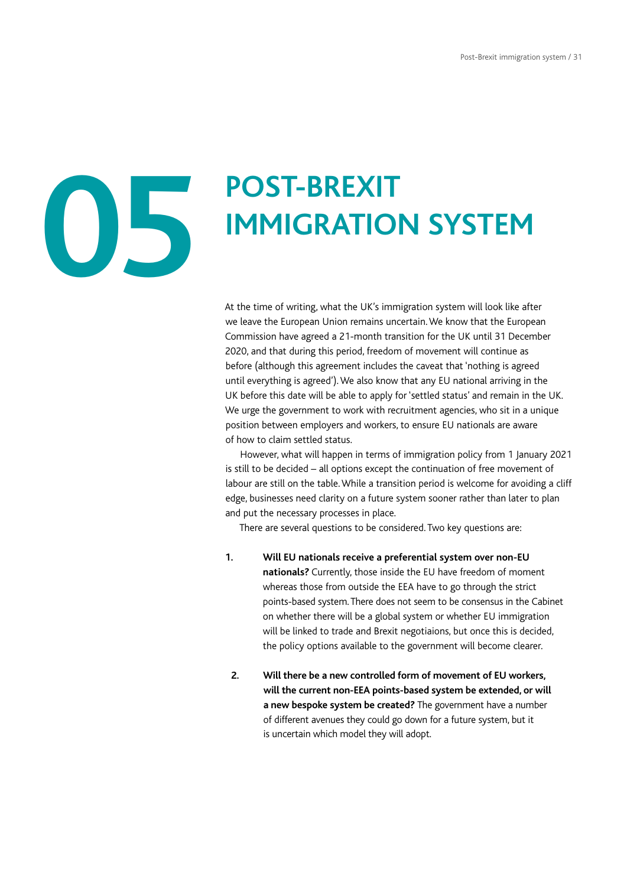# 05 POST-BREXIT IMMIGRATION SYSTEM

At the time of writing, what the UK's immigration system will look like after we leave the European Union remains uncertain. We know that the European Commission have agreed a 21-month transition for the UK until 31 December 2020, and that during this period, freedom of movement will continue as before (although this agreement includes the caveat that 'nothing is agreed until everything is agreed'). We also know that any EU national arriving in the UK before this date will be able to apply for 'settled status' and remain in the UK. We urge the government to work with recruitment agencies, who sit in a unique position between employers and workers, to ensure EU nationals are aware of how to claim settled status.

However, what will happen in terms of immigration policy from 1 January 2021 is still to be decided – all options except the continuation of free movement of labour are still on the table. While a transition period is welcome for avoiding a cliff edge, businesses need clarity on a future system sooner rather than later to plan and put the necessary processes in place.

There are several questions to be considered. Two key questions are:

1. **Will EU nationals receive a preferential system over non-EU nationals?** Currently, those inside the EU have freedom of moment whereas those from outside the EEA have to go through the strict points-based system. There does not seem to be consensus in the Cabinet on whether there will be a global system or whether EU immigration will be linked to trade and Brexit negotiaions, but once this is decided, the policy options available to the government will become clearer.

2. **Will there be a new controlled form of movement of EU workers, will the current non-EEA points-based system be extended, or will a new bespoke system be created?** The government have a number of different avenues they could go down for a future system, but it is uncertain which model they will adopt.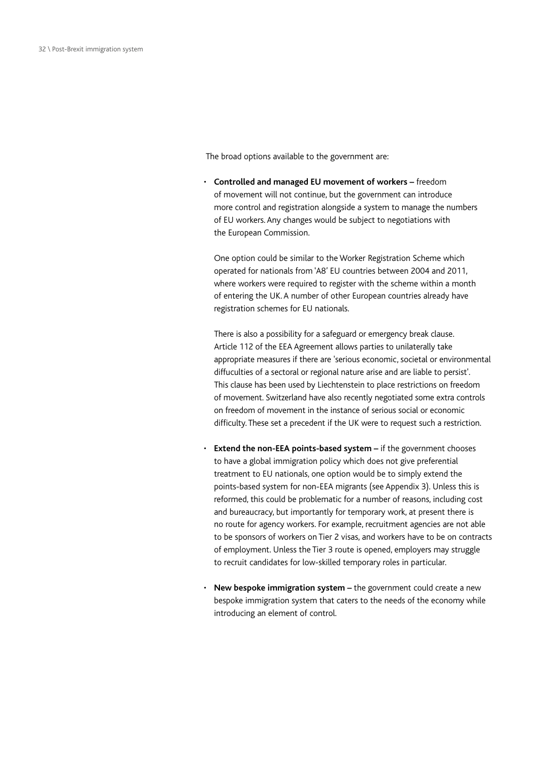The broad options available to the government are:

- **Controlled and managed EU movement of workers –** freedom of movement will not continue, but the government can introduce more control and registration alongside a system to manage the numbers of EU workers. Any changes would be subject to negotiations with the European Commission.

  One option could be similar to the Worker Registration Scheme which operated for nationals from 'A8' EU countries between 2004 and 2011, where workers were required to register with the scheme within a month of entering the UK. A number of other European countries already have registration schemes for EU nationals.

  There is also a possibility for a safeguard or emergency break clause. Article 112 of the EEA Agreement allows parties to unilaterally take appropriate measures if there are 'serious economic, societal or environmental diffuculties of a sectoral or regional nature arise and are liable to persist'. This clause has been used by Liechtenstein to place restrictions on freedom of movement. Switzerland have also recently negotiated some extra controls on freedom of movement in the instance of serious social or economic difficulty. These set a precedent if the UK were to request such a restriction.

- **Extend the non-EEA points-based system –** if the government chooses to have a global immigration policy which does not give preferential treatment to EU nationals, one option would be to simply extend the points-based system for non-EEA migrants (see Appendix 3). Unless this is reformed, this could be problematic for a number of reasons, including cost and bureaucracy, but importantly for temporary work, at present there is no route for agency workers. For example, recruitment agencies are not able to be sponsors of workers on Tier 2 visas, and workers have to be on contracts of employment. Unless the Tier 3 route is opened, employers may struggle to recruit candidates for low-skilled temporary roles in particular.

- **New bespoke immigration system –** the government could create a new bespoke immigration system that caters to the needs of the economy while introducing an element of control.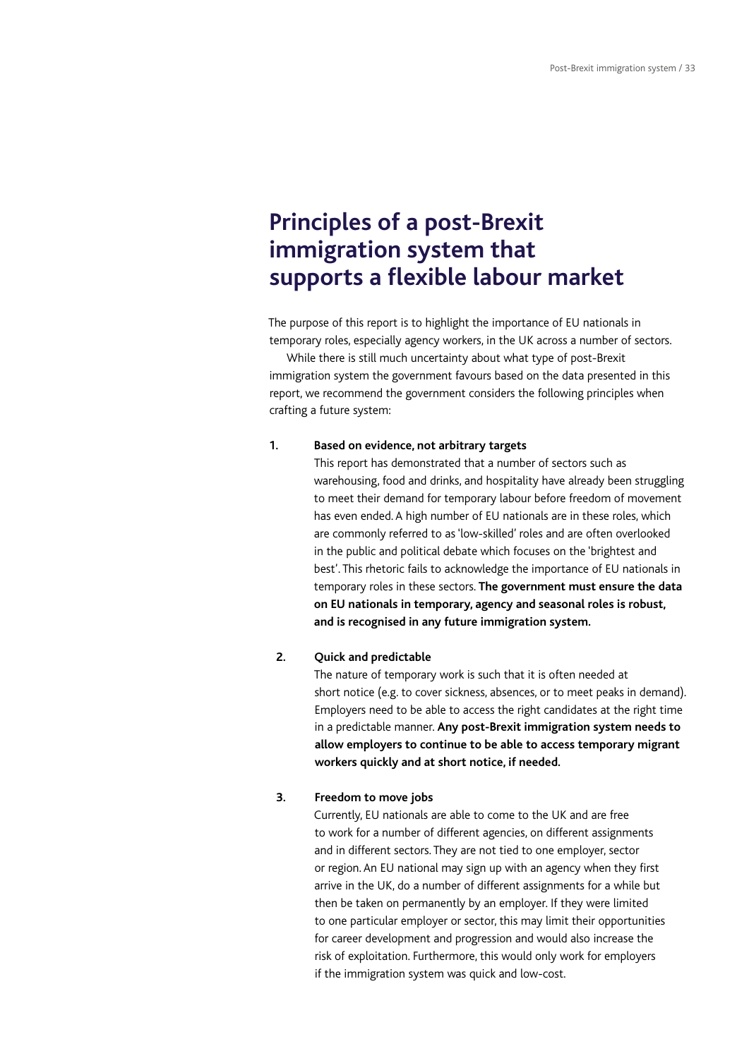# Principles of a post-Brexit immigration system that supports a flexible labour market

The purpose of this report is to highlight the importance of EU nationals in temporary roles, especially agency workers, in the UK across a number of sectors.

While there is still much uncertainty about what type of post-Brexit immigration system the government favours based on the data presented in this report, we recommend the government considers the following principles when crafting a future system:

1. **Based on evidence, not arbitrary targets**
   This report has demonstrated that a number of sectors such as warehousing, food and drinks, and hospitality have already been struggling to meet their demand for temporary labour before freedom of movement has even ended. A high number of EU nationals are in these roles, which are commonly referred to as 'low-skilled' roles and are often overlooked in the public and political debate which focuses on the 'brightest and best'. This rhetoric fails to acknowledge the importance of EU nationals in temporary roles in these sectors. **The government must ensure the data on EU nationals in temporary, agency and seasonal roles is robust, and is recognised in any future immigration system.**

2. **Quick and predictable**
   The nature of temporary work is such that it is often needed at short notice (e.g. to cover sickness, absences, or to meet peaks in demand). Employers need to be able to access the right candidates at the right time in a predictable manner. **Any post-Brexit immigration system needs to allow employers to continue to be able to access temporary migrant workers quickly and at short notice, if needed.**

3. **Freedom to move jobs**
   Currently, EU nationals are able to come to the UK and are free to work for a number of different agencies, on different assignments and in different sectors. They are not tied to one employer, sector or region. An EU national may sign up with an agency when they first arrive in the UK, do a number of different assignments for a while but then be taken on permanently by an employer. If they were limited to one particular employer or sector, this may limit their opportunities for career development and progression and would also increase the risk of exploitation. Furthermore, this would only work for employers if the immigration system was quick and low-cost.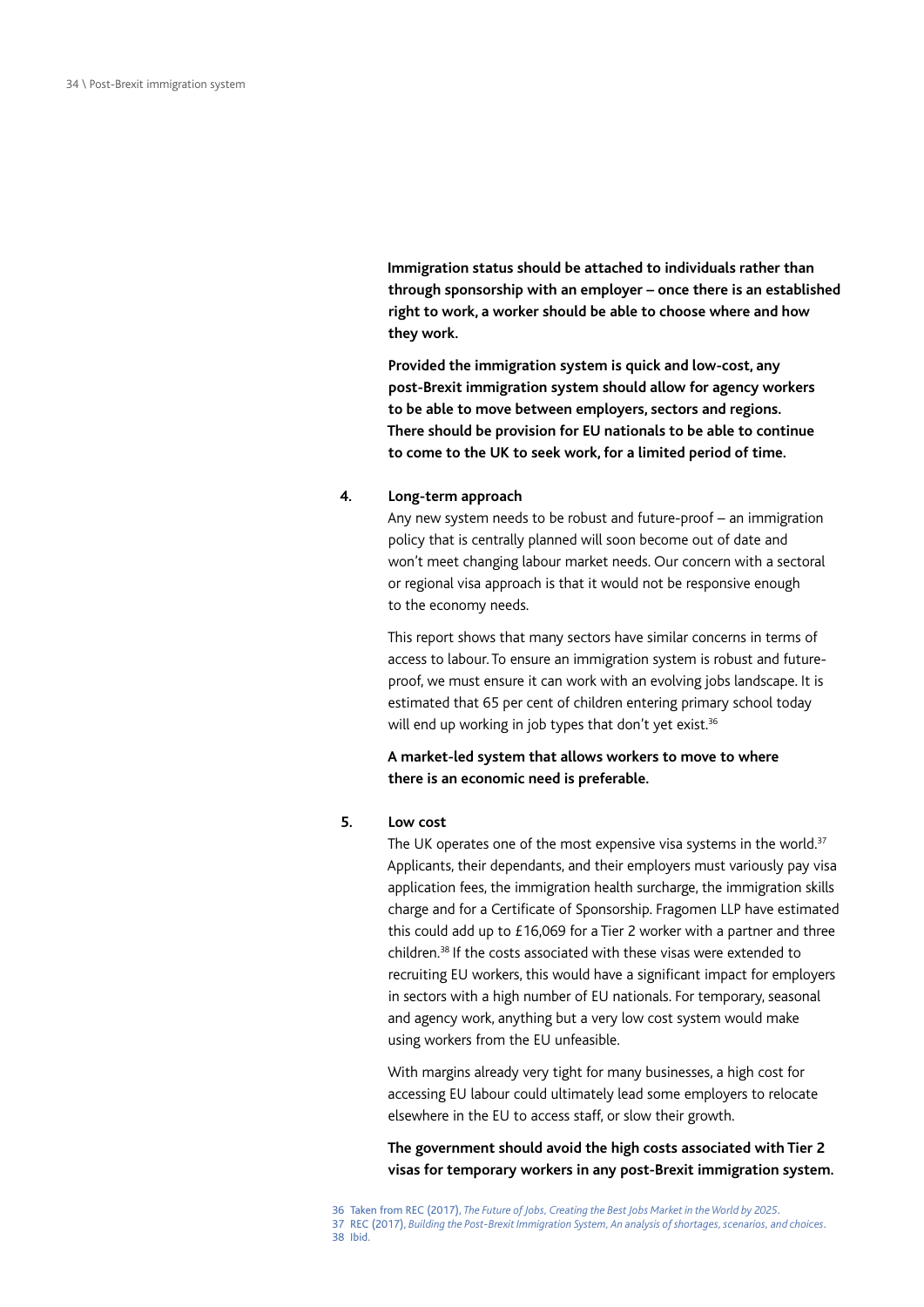**Immigration status should be attached to individuals rather than through sponsorship with an employer – once there is an established right to work, a worker should be able to choose where and how they work.**

**Provided the immigration system is quick and low-cost, any post-Brexit immigration system should allow for agency workers to be able to move between employers, sectors and regions. There should be provision for EU nationals to be able to continue to come to the UK to seek work, for a limited period of time.**

**4. Long-term approach**

Any new system needs to be robust and future-proof – an immigration policy that is centrally planned will soon become out of date and won't meet changing labour market needs. Our concern with a sectoral or regional visa approach is that it would not be responsive enough to the economy needs.

This report shows that many sectors have similar concerns in terms of access to labour. To ensure an immigration system is robust and future-proof, we must ensure it can work with an evolving jobs landscape. It is estimated that 65 per cent of children entering primary school today will end up working in job types that don't yet exist.[36]

**A market-led system that allows workers to move to where there is an economic need is preferable.**

**5. Low cost**

The UK operates one of the most expensive visa systems in the world.[37] Applicants, their dependants, and their employers must variously pay visa application fees, the immigration health surcharge, the immigration skills charge and for a Certificate of Sponsorship. Fragomen LLP have estimated this could add up to £16,069 for a Tier 2 worker with a partner and three children.[38] If the costs associated with these visas were extended to recruiting EU workers, this would have a significant impact for employers in sectors with a high number of EU nationals. For temporary, seasonal and agency work, anything but a very low cost system would make using workers from the EU unfeasible.

With margins already very tight for many businesses, a high cost for accessing EU labour could ultimately lead some employers to relocate elsewhere in the EU to access staff, or slow their growth.

**The government should avoid the high costs associated with Tier 2 visas for temporary workers in any post-Brexit immigration system.**

36 Taken from REC (2017), *The Future of Jobs, Creating the Best Jobs Market in the World by 2025*.
37 REC (2017), *Building the Post-Brexit Immigration System, An analysis of shortages, scenarios, and choices*.
38 Ibid.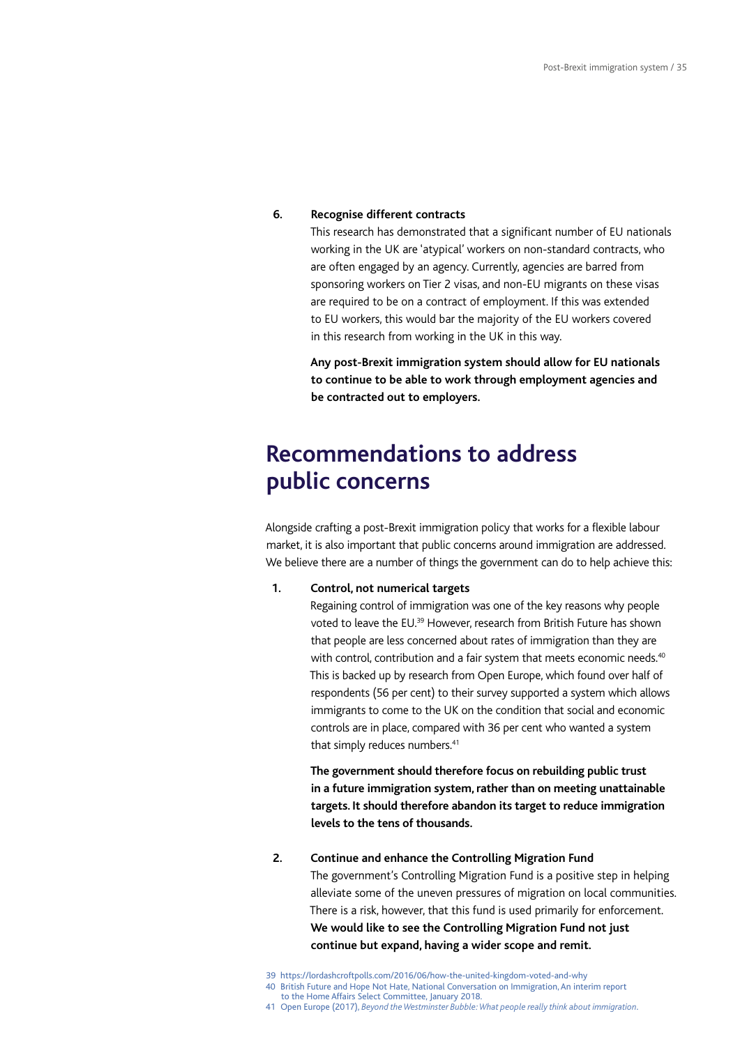6. **Recognise different contracts**

   This research has demonstrated that a significant number of EU nationals working in the UK are 'atypical' workers on non-standard contracts, who are often engaged by an agency. Currently, agencies are barred from sponsoring workers on Tier 2 visas, and non-EU migrants on these visas are required to be on a contract of employment. If this was extended to EU workers, this would bar the majority of the EU workers covered in this research from working in the UK in this way.

   **Any post-Brexit immigration system should allow for EU nationals to continue to be able to work through employment agencies and be contracted out to employers.**

## Recommendations to address public concerns

Alongside crafting a post-Brexit immigration policy that works for a flexible labour market, it is also important that public concerns around immigration are addressed. We believe there are a number of things the government can do to help achieve this:

1. **Control, not numerical targets**

   Regaining control of immigration was one of the key reasons why people voted to leave the EU.[39] However, research from British Future has shown that people are less concerned about rates of immigration than they are with control, contribution and a fair system that meets economic needs.[40] This is backed up by research from Open Europe, which found over half of respondents (56 per cent) to their survey supported a system which allows immigrants to come to the UK on the condition that social and economic controls are in place, compared with 36 per cent who wanted a system that simply reduces numbers.[41]

   **The government should therefore focus on rebuilding public trust in a future immigration system, rather than on meeting unattainable targets. It should therefore abandon its target to reduce immigration levels to the tens of thousands.**

2. **Continue and enhance the Controlling Migration Fund**

   The government's Controlling Migration Fund is a positive step in helping alleviate some of the uneven pressures of migration on local communities. There is a risk, however, that this fund is used primarily for enforcement. **We would like to see the Controlling Migration Fund not just continue but expand, having a wider scope and remit.**

39 https://lordashcroftpolls.com/2016/06/how-the-united-kingdom-voted-and-why

40 British Future and Hope Not Hate, National Conversation on Immigration, An interim report to the Home Affairs Select Committee, January 2018.

41 Open Europe (2017), *Beyond the Westminster Bubble: What people really think about immigration*.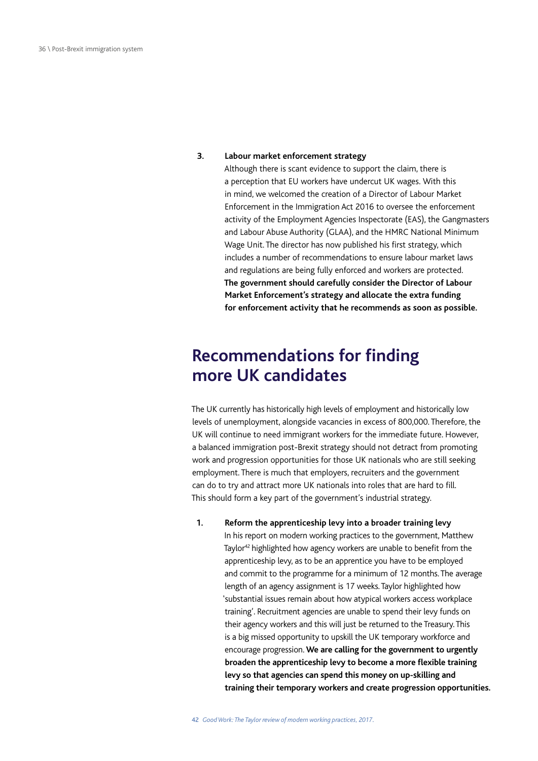3. **Labour market enforcement strategy**
   Although there is scant evidence to support the claim, there is a perception that EU workers have undercut UK wages. With this in mind, we welcomed the creation of a Director of Labour Market Enforcement in the Immigration Act 2016 to oversee the enforcement activity of the Employment Agencies Inspectorate (EAS), the Gangmasters and Labour Abuse Authority (GLAA), and the HMRC National Minimum Wage Unit. The director has now published his first strategy, which includes a number of recommendations to ensure labour market laws and regulations are being fully enforced and workers are protected. **The government should carefully consider the Director of Labour Market Enforcement's strategy and allocate the extra funding for enforcement activity that he recommends as soon as possible.**

## Recommendations for finding more UK candidates

The UK currently has historically high levels of employment and historically low levels of unemployment, alongside vacancies in excess of 800,000. Therefore, the UK will continue to need immigrant workers for the immediate future. However, a balanced immigration post-Brexit strategy should not detract from promoting work and progression opportunities for those UK nationals who are still seeking employment. There is much that employers, recruiters and the government can do to try and attract more UK nationals into roles that are hard to fill. This should form a key part of the government's industrial strategy.

1. **Reform the apprenticeship levy into a broader training levy**
   In his report on modern working practices to the government, Matthew Taylor[42] highlighted how agency workers are unable to benefit from the apprenticeship levy, as to be an apprentice you have to be employed and commit to the programme for a minimum of 12 months. The average length of an agency assignment is 17 weeks. Taylor highlighted how 'substantial issues remain about how atypical workers access workplace training'. Recruitment agencies are unable to spend their levy funds on their agency workers and this will just be returned to the Treasury. This is a big missed opportunity to upskill the UK temporary workforce and encourage progression. **We are calling for the government to urgently broaden the apprenticeship levy to become a more flexible training levy so that agencies can spend this money on up-skilling and training their temporary workers and create progression opportunities.**

42 *Good Work: The Taylor review of modern working practices, 2017.*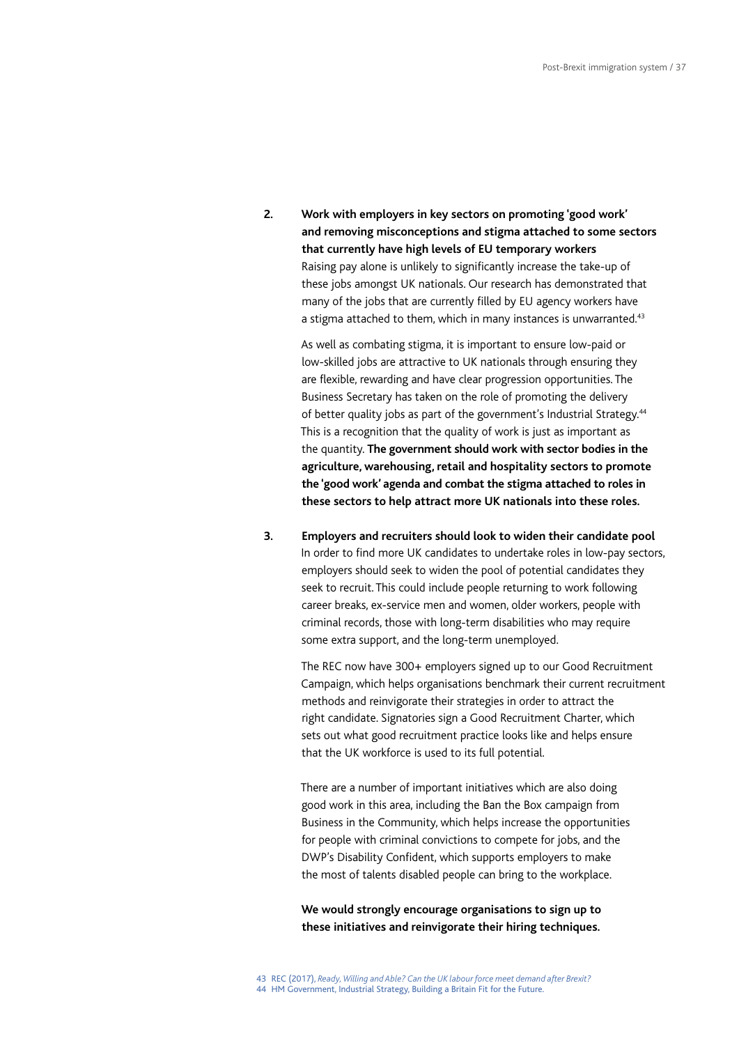2. **Work with employers in key sectors on promoting 'good work' and removing misconceptions and stigma attached to some sectors that currently have high levels of EU temporary workers**
   Raising pay alone is unlikely to significantly increase the take-up of these jobs amongst UK nationals. Our research has demonstrated that many of the jobs that are currently filled by EU agency workers have a stigma attached to them, which in many instances is unwarranted.[43]

   As well as combating stigma, it is important to ensure low-paid or low-skilled jobs are attractive to UK nationals through ensuring they are flexible, rewarding and have clear progression opportunities. The Business Secretary has taken on the role of promoting the delivery of better quality jobs as part of the government's Industrial Strategy.[44] This is a recognition that the quality of work is just as important as the quantity. **The government should work with sector bodies in the agriculture, warehousing, retail and hospitality sectors to promote the 'good work' agenda and combat the stigma attached to roles in these sectors to help attract more UK nationals into these roles.**

3. **Employers and recruiters should look to widen their candidate pool**
   In order to find more UK candidates to undertake roles in low-pay sectors, employers should seek to widen the pool of potential candidates they seek to recruit. This could include people returning to work following career breaks, ex-service men and women, older workers, people with criminal records, those with long-term disabilities who may require some extra support, and the long-term unemployed.

   The REC now have 300+ employers signed up to our Good Recruitment Campaign, which helps organisations benchmark their current recruitment methods and reinvigorate their strategies in order to attract the right candidate. Signatories sign a Good Recruitment Charter, which sets out what good recruitment practice looks like and helps ensure that the UK workforce is used to its full potential.

   There are a number of important initiatives which are also doing good work in this area, including the Ban the Box campaign from Business in the Community, which helps increase the opportunities for people with criminal convictions to compete for jobs, and the DWP's Disability Confident, which supports employers to make the most of talents disabled people can bring to the workplace.

   **We would strongly encourage organisations to sign up to these initiatives and reinvigorate their hiring techniques.**

43 REC (2017), *Ready, Willing and Able? Can the UK labour force meet demand after Brexit?*
44 HM Government, Industrial Strategy, Building a Britain Fit for the Future.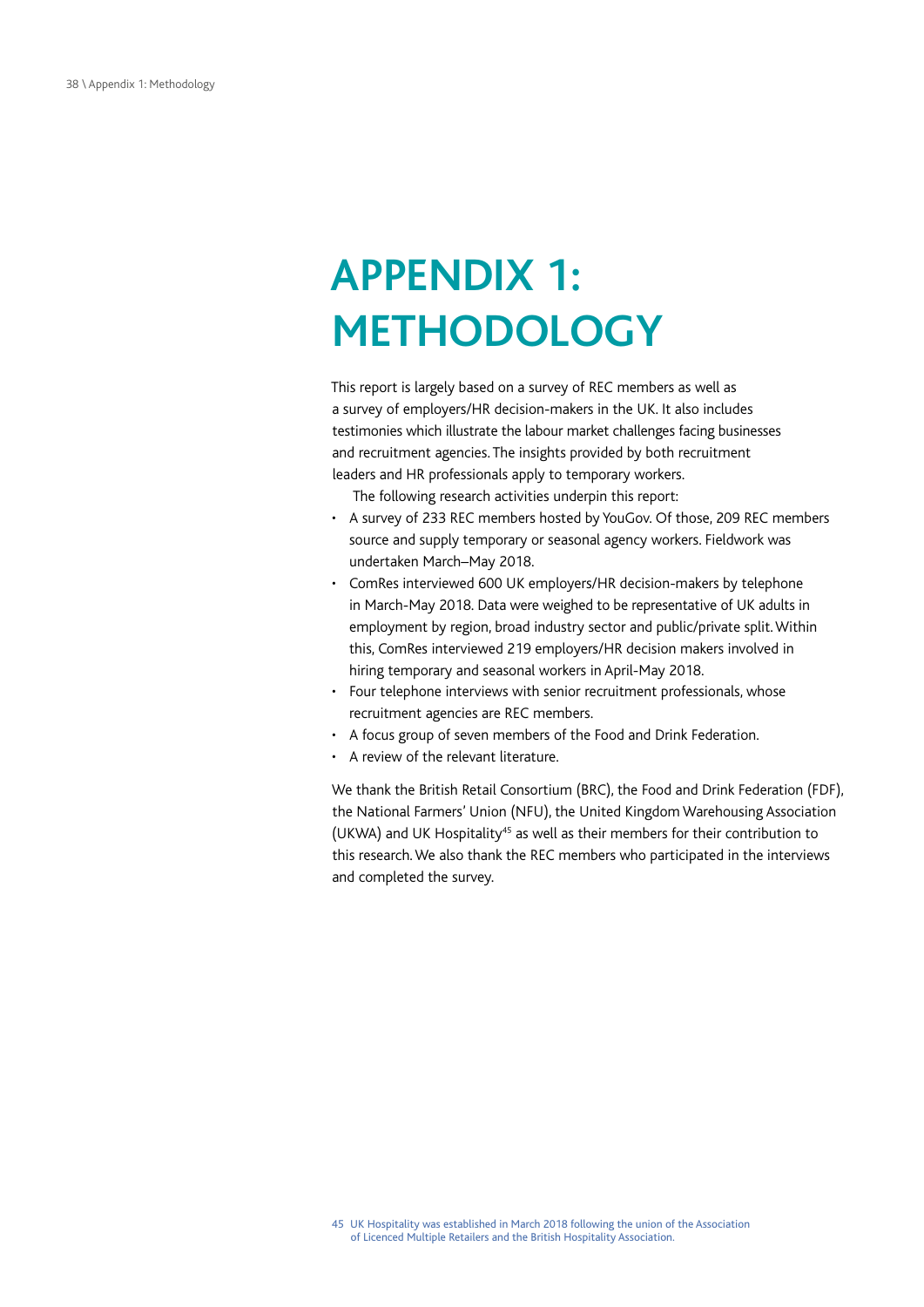# APPENDIX 1: METHODOLOGY

This report is largely based on a survey of REC members as well as a survey of employers/HR decision-makers in the UK. It also includes testimonies which illustrate the labour market challenges facing businesses and recruitment agencies. The insights provided by both recruitment leaders and HR professionals apply to temporary workers.

The following research activities underpin this report:

- A survey of 233 REC members hosted by YouGov. Of those, 209 REC members source and supply temporary or seasonal agency workers. Fieldwork was undertaken March–May 2018.
- ComRes interviewed 600 UK employers/HR decision-makers by telephone in March-May 2018. Data were weighed to be representative of UK adults in employment by region, broad industry sector and public/private split. Within this, ComRes interviewed 219 employers/HR decision makers involved in hiring temporary and seasonal workers in April-May 2018.
- Four telephone interviews with senior recruitment professionals, whose recruitment agencies are REC members.
- A focus group of seven members of the Food and Drink Federation.
- A review of the relevant literature.

We thank the British Retail Consortium (BRC), the Food and Drink Federation (FDF), the National Farmers' Union (NFU), the United Kingdom Warehousing Association (UKWA) and UK Hospitality[45] as well as their members for their contribution to this research. We also thank the REC members who participated in the interviews and completed the survey.

45 UK Hospitality was established in March 2018 following the union of the Association of Licenced Multiple Retailers and the British Hospitality Association.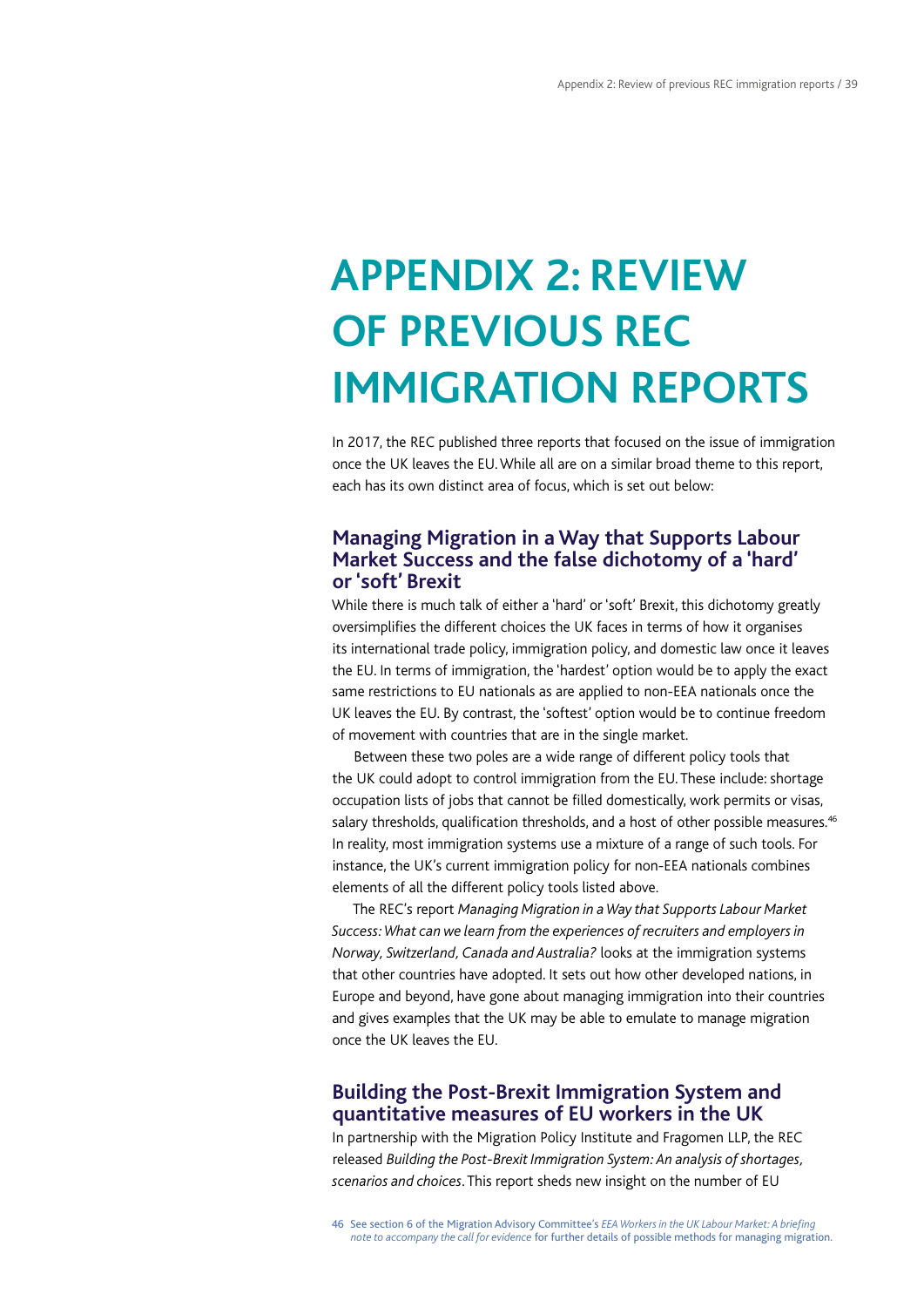# APPENDIX 2: REVIEW OF PREVIOUS REC IMMIGRATION REPORTS

In 2017, the REC published three reports that focused on the issue of immigration once the UK leaves the EU. While all are on a similar broad theme to this report, each has its own distinct area of focus, which is set out below:

## Managing Migration in a Way that Supports Labour Market Success and the false dichotomy of a 'hard' or 'soft' Brexit

While there is much talk of either a 'hard' or 'soft' Brexit, this dichotomy greatly oversimplifies the different choices the UK faces in terms of how it organises its international trade policy, immigration policy, and domestic law once it leaves the EU. In terms of immigration, the 'hardest' option would be to apply the exact same restrictions to EU nationals as are applied to non-EEA nationals once the UK leaves the EU. By contrast, the 'softest' option would be to continue freedom of movement with countries that are in the single market.

Between these two poles are a wide range of different policy tools that the UK could adopt to control immigration from the EU. These include: shortage occupation lists of jobs that cannot be filled domestically, work permits or visas, salary thresholds, qualification thresholds, and a host of other possible measures.[46] In reality, most immigration systems use a mixture of a range of such tools. For instance, the UK's current immigration policy for non-EEA nationals combines elements of all the different policy tools listed above.

The REC's report *Managing Migration in a Way that Supports Labour Market Success: What can we learn from the experiences of recruiters and employers in Norway, Switzerland, Canada and Australia?* looks at the immigration systems that other countries have adopted. It sets out how other developed nations, in Europe and beyond, have gone about managing immigration into their countries and gives examples that the UK may be able to emulate to manage migration once the UK leaves the EU.

## Building the Post-Brexit Immigration System and quantitative measures of EU workers in the UK

In partnership with the Migration Policy Institute and Fragomen LLP, the REC released *Building the Post-Brexit Immigration System: An analysis of shortages, scenarios and choices*. This report sheds new insight on the number of EU

46 See section 6 of the Migration Advisory Committee's *EEA Workers in the UK Labour Market: A briefing note to accompany the call for evidence* for further details of possible methods for managing migration.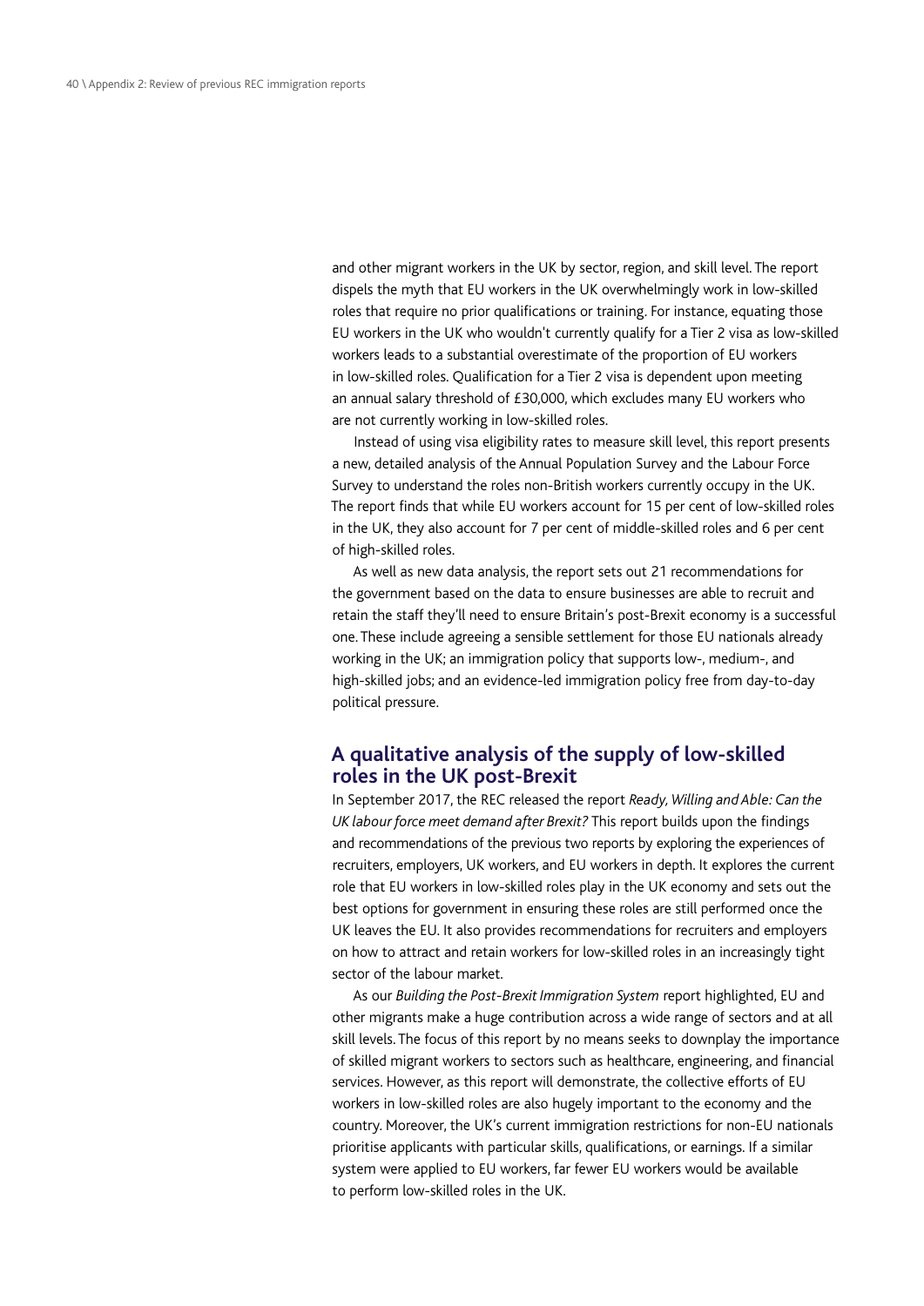and other migrant workers in the UK by sector, region, and skill level. The report dispels the myth that EU workers in the UK overwhelmingly work in low-skilled roles that require no prior qualifications or training. For instance, equating those EU workers in the UK who wouldn't currently qualify for a Tier 2 visa as low-skilled workers leads to a substantial overestimate of the proportion of EU workers in low-skilled roles. Qualification for a Tier 2 visa is dependent upon meeting an annual salary threshold of £30,000, which excludes many EU workers who are not currently working in low-skilled roles.

Instead of using visa eligibility rates to measure skill level, this report presents a new, detailed analysis of the Annual Population Survey and the Labour Force Survey to understand the roles non-British workers currently occupy in the UK. The report finds that while EU workers account for 15 per cent of low-skilled roles in the UK, they also account for 7 per cent of middle-skilled roles and 6 per cent of high-skilled roles.

As well as new data analysis, the report sets out 21 recommendations for the government based on the data to ensure businesses are able to recruit and retain the staff they'll need to ensure Britain's post-Brexit economy is a successful one. These include agreeing a sensible settlement for those EU nationals already working in the UK; an immigration policy that supports low-, medium-, and high-skilled jobs; and an evidence-led immigration policy free from day-to-day political pressure.

## A qualitative analysis of the supply of low-skilled roles in the UK post-Brexit

In September 2017, the REC released the report *Ready, Willing and Able: Can the UK labour force meet demand after Brexit?* This report builds upon the findings and recommendations of the previous two reports by exploring the experiences of recruiters, employers, UK workers, and EU workers in depth. It explores the current role that EU workers in low-skilled roles play in the UK economy and sets out the best options for government in ensuring these roles are still performed once the UK leaves the EU. It also provides recommendations for recruiters and employers on how to attract and retain workers for low-skilled roles in an increasingly tight sector of the labour market.

As our *Building the Post-Brexit Immigration System* report highlighted, EU and other migrants make a huge contribution across a wide range of sectors and at all skill levels. The focus of this report by no means seeks to downplay the importance of skilled migrant workers to sectors such as healthcare, engineering, and financial services. However, as this report will demonstrate, the collective efforts of EU workers in low-skilled roles are also hugely important to the economy and the country. Moreover, the UK's current immigration restrictions for non-EU nationals prioritise applicants with particular skills, qualifications, or earnings. If a similar system were applied to EU workers, far fewer EU workers would be available to perform low-skilled roles in the UK.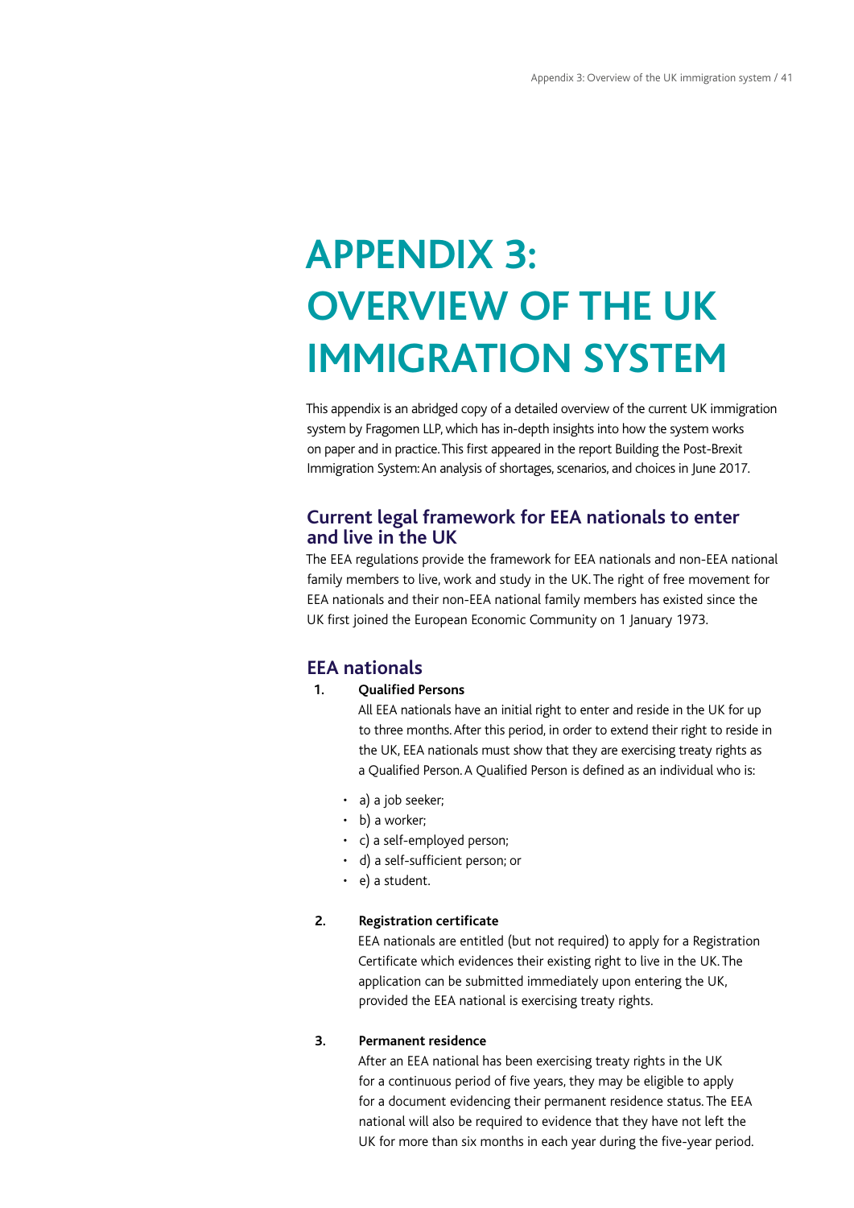# APPENDIX 3: OVERVIEW OF THE UK IMMIGRATION SYSTEM

This appendix is an abridged copy of a detailed overview of the current UK immigration system by Fragomen LLP, which has in-depth insights into how the system works on paper and in practice. This first appeared in the report Building the Post-Brexit Immigration System: An analysis of shortages, scenarios, and choices in June 2017.

## Current legal framework for EEA nationals to enter and live in the UK

The EEA regulations provide the framework for EEA nationals and non-EEA national family members to live, work and study in the UK. The right of free movement for EEA nationals and their non-EEA national family members has existed since the UK first joined the European Economic Community on 1 January 1973.

## EEA nationals

1. **Qualified Persons**

   All EEA nationals have an initial right to enter and reside in the UK for up to three months. After this period, in order to extend their right to reside in the UK, EEA nationals must show that they are exercising treaty rights as a Qualified Person. A Qualified Person is defined as an individual who is:

   - a) a job seeker;
   - b) a worker;
   - c) a self-employed person;
   - d) a self-sufficient person; or
   - e) a student.

2. **Registration certificate**

   EEA nationals are entitled (but not required) to apply for a Registration Certificate which evidences their existing right to live in the UK. The application can be submitted immediately upon entering the UK, provided the EEA national is exercising treaty rights.

3. **Permanent residence**

   After an EEA national has been exercising treaty rights in the UK for a continuous period of five years, they may be eligible to apply for a document evidencing their permanent residence status. The EEA national will also be required to evidence that they have not left the UK for more than six months in each year during the five-year period.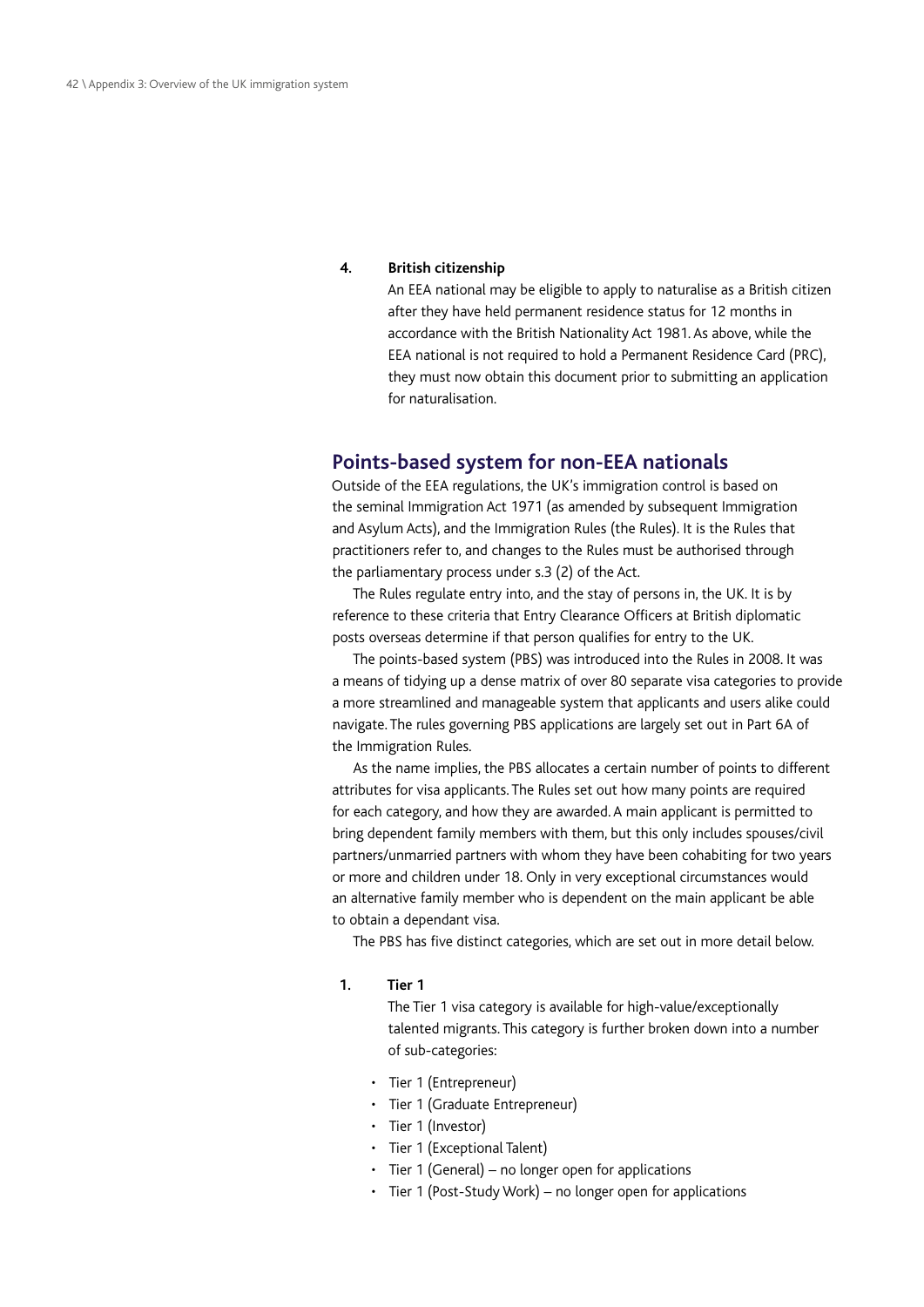4. **British citizenship**

   An EEA national may be eligible to apply to naturalise as a British citizen after they have held permanent residence status for 12 months in accordance with the British Nationality Act 1981. As above, while the EEA national is not required to hold a Permanent Residence Card (PRC), they must now obtain this document prior to submitting an application for naturalisation.

## Points-based system for non-EEA nationals

Outside of the EEA regulations, the UK's immigration control is based on the seminal Immigration Act 1971 (as amended by subsequent Immigration and Asylum Acts), and the Immigration Rules (the Rules). It is the Rules that practitioners refer to, and changes to the Rules must be authorised through the parliamentary process under s.3 (2) of the Act.

The Rules regulate entry into, and the stay of persons in, the UK. It is by reference to these criteria that Entry Clearance Officers at British diplomatic posts overseas determine if that person qualifies for entry to the UK.

The points-based system (PBS) was introduced into the Rules in 2008. It was a means of tidying up a dense matrix of over 80 separate visa categories to provide a more streamlined and manageable system that applicants and users alike could navigate. The rules governing PBS applications are largely set out in Part 6A of the Immigration Rules.

As the name implies, the PBS allocates a certain number of points to different attributes for visa applicants. The Rules set out how many points are required for each category, and how they are awarded. A main applicant is permitted to bring dependent family members with them, but this only includes spouses/civil partners/unmarried partners with whom they have been cohabiting for two years or more and children under 18. Only in very exceptional circumstances would an alternative family member who is dependent on the main applicant be able to obtain a dependant visa.

The PBS has five distinct categories, which are set out in more detail below.

1. **Tier 1**

   The Tier 1 visa category is available for high-value/exceptionally talented migrants. This category is further broken down into a number of sub-categories:

   - Tier 1 (Entrepreneur)
   - Tier 1 (Graduate Entrepreneur)
   - Tier 1 (Investor)
   - Tier 1 (Exceptional Talent)
   - Tier 1 (General) – no longer open for applications
   - Tier 1 (Post-Study Work) – no longer open for applications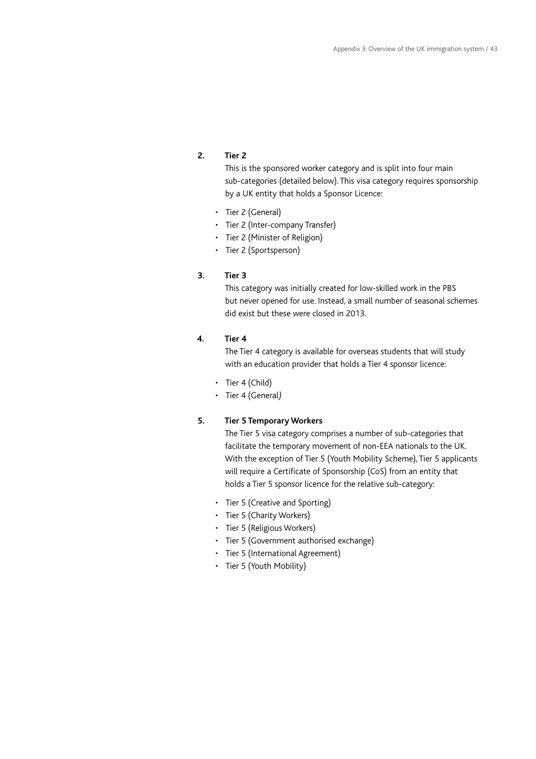**2. Tier 2**

This is the sponsored worker category and is split into four main sub-categories (detailed below). This visa category requires sponsorship by a UK entity that holds a Sponsor Licence:

- Tier 2 (General)
- Tier 2 (Inter-company Transfer)
- Tier 2 (Minister of Religion)
- Tier 2 (Sportsperson)

**3. Tier 3**

This category was initially created for low-skilled work in the PBS but never opened for use. Instead, a small number of seasonal schemes did exist but these were closed in 2013.

**4. Tier 4**

The Tier 4 category is available for overseas students that will study with an education provider that holds a Tier 4 sponsor licence:

- Tier 4 (Child)
- Tier 4 (General)

**5. Tier 5 Temporary Workers**

The Tier 5 visa category comprises a number of sub-categories that facilitate the temporary movement of non-EEA nationals to the UK. With the exception of Tier 5 (Youth Mobility Scheme), Tier 5 applicants will require a Certificate of Sponsorship (CoS) from an entity that holds a Tier 5 sponsor licence for the relative sub-category:

- Tier 5 (Creative and Sporting)
- Tier 5 (Charity Workers)
- Tier 5 (Religious Workers)
- Tier 5 (Government authorised exchange)
- Tier 5 (International Agreement)
- Tier 5 (Youth Mobility)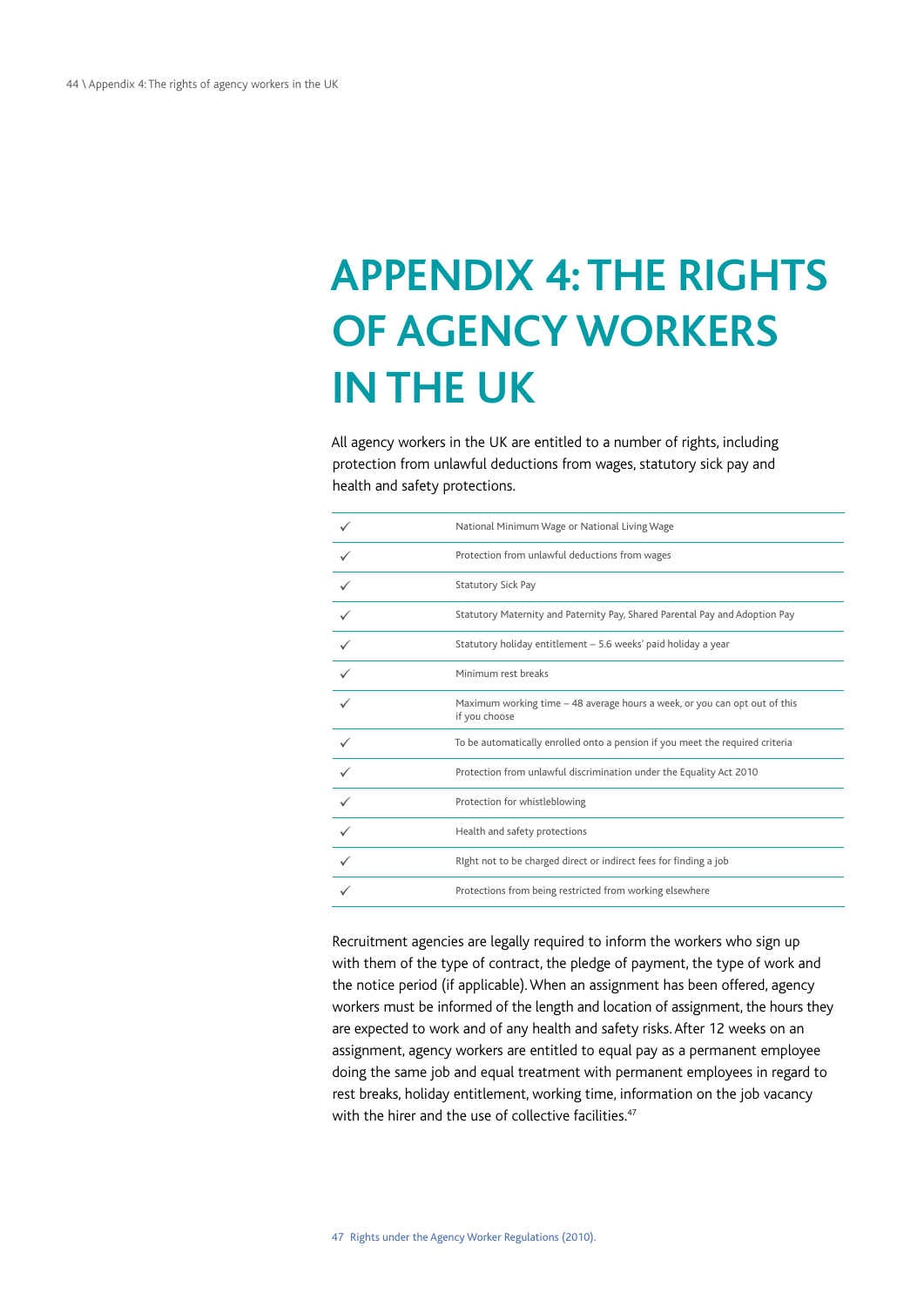# APPENDIX 4: THE RIGHTS OF AGENCY WORKERS IN THE UK

All agency workers in the UK are entitled to a number of rights, including protection from unlawful deductions from wages, statutory sick pay and health and safety protections.

| | |
|---|---|
| ✓ | National Minimum Wage or National Living Wage |
| ✓ | Protection from unlawful deductions from wages |
| ✓ | Statutory Sick Pay |
| ✓ | Statutory Maternity and Paternity Pay, Shared Parental Pay and Adoption Pay |
| ✓ | Statutory holiday entitlement – 5.6 weeks' paid holiday a year |
| ✓ | Minimum rest breaks |
| ✓ | Maximum working time – 48 average hours a week, or you can opt out of this if you choose |
| ✓ | To be automatically enrolled onto a pension if you meet the required criteria |
| ✓ | Protection from unlawful discrimination under the Equality Act 2010 |
| ✓ | Protection for whistleblowing |
| ✓ | Health and safety protections |
| ✓ | RIght not to be charged direct or indirect fees for finding a job |
| ✓ | Protections from being restricted from working elsewhere |

Recruitment agencies are legally required to inform the workers who sign up with them of the type of contract, the pledge of payment, the type of work and the notice period (if applicable). When an assignment has been offered, agency workers must be informed of the length and location of assignment, the hours they are expected to work and of any health and safety risks. After 12 weeks on an assignment, agency workers are entitled to equal pay as a permanent employee doing the same job and equal treatment with permanent employees in regard to rest breaks, holiday entitlement, working time, information on the job vacancy with the hirer and the use of collective facilities.[47]

47 Rights under the Agency Worker Regulations (2010).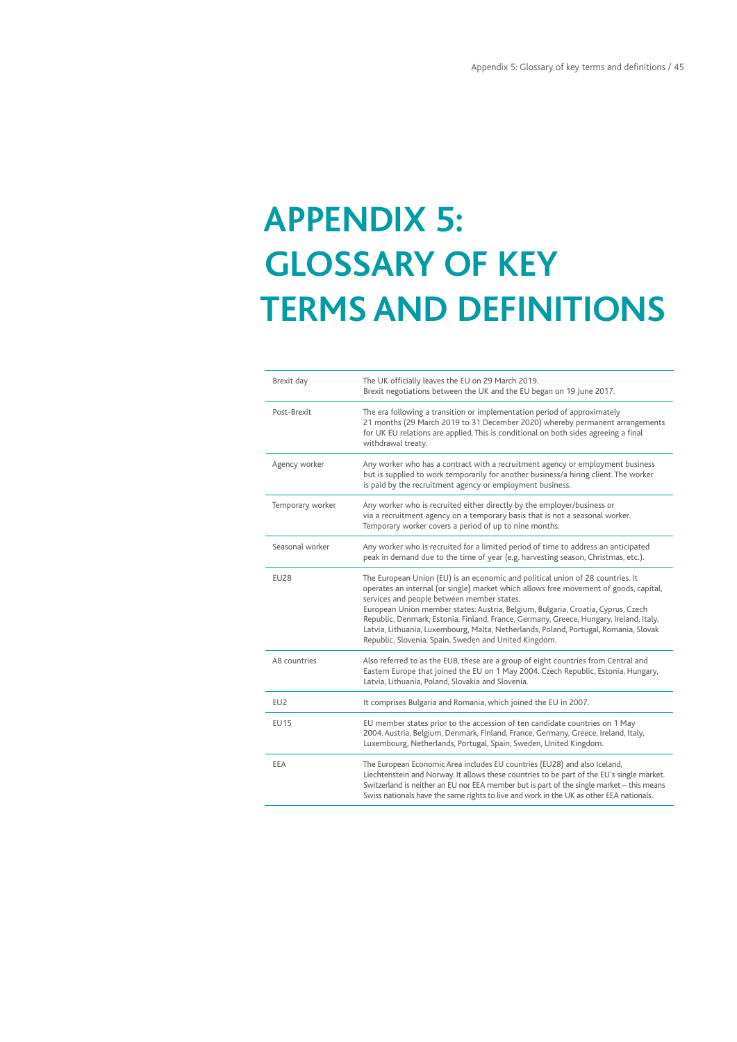# APPENDIX 5: GLOSSARY OF KEY TERMS AND DEFINITIONS

| | |
|---|---|
| Brexit day | The UK officially leaves the EU on 29 March 2019.<br>Brexit negotiations between the UK and the EU began on 19 June 2017. |
| Post-Brexit | The era following a transition or implementation period of approximately 21 months (29 March 2019 to 31 December 2020) whereby permanent arrangements for UK EU relations are applied. This is conditional on both sides agreeing a final withdrawal treaty. |
| Agency worker | Any worker who has a contract with a recruitment agency or employment business but is supplied to work temporarily for another business/a hiring client. The worker is paid by the recruitment agency or employment business. |
| Temporary worker | Any worker who is recruited either directly by the employer/business or via a recruitment agency on a temporary basis that is not a seasonal worker. Temporary worker covers a period of up to nine months. |
| Seasonal worker | Any worker who is recruited for a limited period of time to address an anticipated peak in demand due to the time of year (e.g. harvesting season, Christmas, etc.). |
| EU28 | The European Union (EU) is an economic and political union of 28 countries. It operates an internal (or single) market which allows free movement of goods, capital, services and people between member states.<br>European Union member states: Austria, Belgium, Bulgaria, Croatia, Cyprus, Czech Republic, Denmark, Estonia, Finland, France, Germany, Greece, Hungary, Ireland, Italy, Latvia, Lithuania, Luxembourg, Malta, Netherlands, Poland, Portugal, Romania, Slovak Republic, Slovenia, Spain, Sweden and United Kingdom. |
| A8 countries | Also referred to as the EU8, these are a group of eight countries from Central and Eastern Europe that joined the EU on 1 May 2004. Czech Republic, Estonia, Hungary, Latvia, Lithuania, Poland, Slovakia and Slovenia. |
| EU2 | It comprises Bulgaria and Romania, which joined the EU in 2007. |
| EU15 | EU member states prior to the accession of ten candidate countries on 1 May 2004. Austria, Belgium, Denmark, Finland, France, Germany, Greece, Ireland, Italy, Luxembourg, Netherlands, Portugal, Spain, Sweden, United Kingdom. |
| EEA | The European Economic Area includes EU countries (EU28) and also Iceland, Liechtenstein and Norway. It allows these countries to be part of the EU's single market. Switzerland is neither an EU nor EEA member but is part of the single market – this means Swiss nationals have the same rights to live and work in the UK as other EEA nationals. |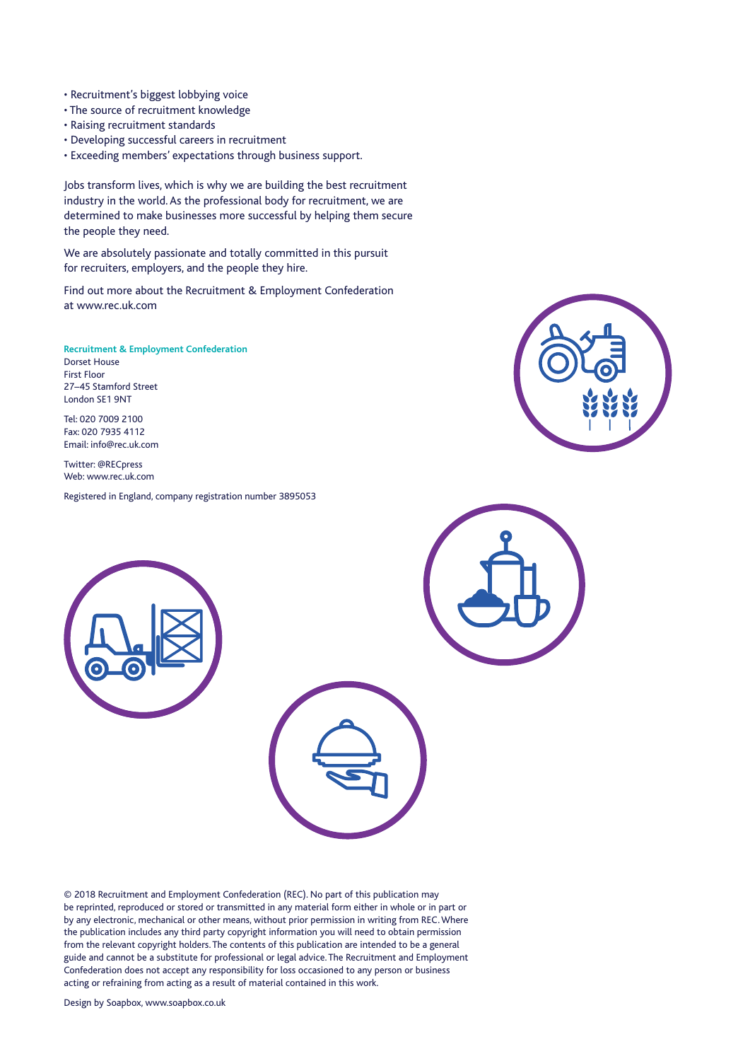- Recruitment's biggest lobbying voice
- The source of recruitment knowledge
- Raising recruitment standards
- Developing successful careers in recruitment
- Exceeding members' expectations through business support.

Jobs transform lives, which is why we are building the best recruitment industry in the world. As the professional body for recruitment, we are determined to make businesses more successful by helping them secure the people they need.

We are absolutely passionate and totally committed in this pursuit for recruiters, employers, and the people they hire.

Find out more about the Recruitment & Employment Confederation at www.rec.uk.com

**Recruitment & Employment Confederation**
Dorset House
First Floor
27–45 Stamford Street
London SE1 9NT

Tel: 020 7009 2100
Fax: 020 7935 4112
Email: info@rec.uk.com

Twitter: @RECpress
Web: www.rec.uk.com

Registered in England, company registration number 3895053

© 2018 Recruitment and Employment Confederation (REC). No part of this publication may be reprinted, reproduced or stored or transmitted in any material form either in whole or in part or by any electronic, mechanical or other means, without prior permission in writing from REC. Where the publication includes any third party copyright information you will need to obtain permission from the relevant copyright holders. The contents of this publication are intended to be a general guide and cannot be a substitute for professional or legal advice. The Recruitment and Employment Confederation does not accept any responsibility for loss occasioned to any person or business acting or refraining from acting as a result of material contained in this work.

Design by Soapbox, www.soapbox.co.uk